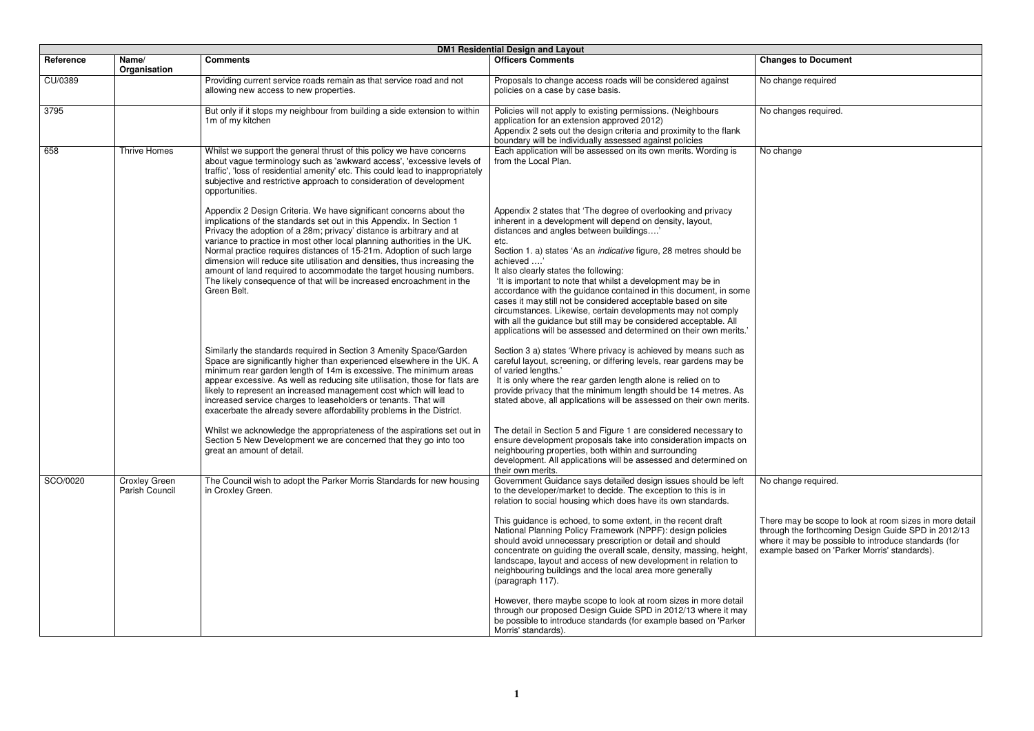| DM1 Residential Design and Layout | | | | |
|---|---|---|---|---|
| **Reference** | **Name/ Organisation** | **Comments** | **Officers Comments** | **Changes to Document** |
| CU/0389 | | Providing current service roads remain as that service road and not allowing new access to new properties. | Proposals to change access roads will be considered against policies on a case by case basis. | No change required |
| 3795 | | But only if it stops my neighbour from building a side extension to within 1m of my kitchen | Policies will not apply to existing permissions. (Neighbours application for an extension approved 2012)<br>Appendix 2 sets out the design criteria and proximity to the flank boundary will be individually assessed against policies | No changes required. |
| 658 | Thrive Homes | Whilst we support the general thrust of this policy we have concerns about vague terminology such as 'awkward access', 'excessive levels of traffic', 'loss of residential amenity' etc. This could lead to inappropriately subjective and restrictive approach to consideration of development opportunities.<br><br>Appendix 2 Design Criteria. We have significant concerns about the implications of the standards set out in this Appendix. In Section 1 Privacy the adoption of a 28m; privacy' distance is arbitrary and at variance to practice in most other local planning authorities in the UK. Normal practice requires distances of 15-21m. Adoption of such large dimension will reduce site utilisation and densities, thus increasing the amount of land required to accommodate the target housing numbers. The likely consequence of that will be increased encroachment in the Green Belt.<br><br>Similarly the standards required in Section 3 Amenity Space/Garden Space are significantly higher than experienced elsewhere in the UK. A minimum rear garden length of 14m is excessive. The minimum areas appear excessive. As well as reducing site utilisation, those for flats are likely to represent an increased management cost which will lead to increased service charges to leaseholders or tenants. That will exacerbate the already severe affordability problems in the District.<br><br>Whilst we acknowledge the appropriateness of the aspirations set out in Section 5 New Development we are concerned that they go into too great an amount of detail. | Each application will be assessed on its own merits. Wording is from the Local Plan.<br><br>Appendix 2 states that 'The degree of overlooking and privacy inherent in a development will depend on density, layout, distances and angles between buildings….'<br>etc.<br>Section 1. a) states 'As an *indicative* figure, 28 metres should be achieved ….'<br>It also clearly states the following:<br>'It is important to note that whilst a development may be in accordance with the guidance contained in this document, in some cases it may still not be considered acceptable based on site circumstances. Likewise, certain developments may not comply with all the guidance but still may be considered acceptable. All applications will be assessed and determined on their own merits.'<br><br>Section 3 a) states 'Where privacy is achieved by means such as careful layout, screening, or differing levels, rear gardens may be of varied lengths.'<br>It is only where the rear garden length alone is relied on to provide privacy that the minimum length should be 14 metres. As stated above, all applications will be assessed on their own merits.<br><br>The detail in Section 5 and Figure 1 are considered necessary to ensure development proposals take into consideration impacts on neighbouring properties, both within and surrounding development. All applications will be assessed and determined on their own merits. | No change |
| SCO/0020 | Croxley Green Parish Council | The Council wish to adopt the Parker Morris Standards for new housing in Croxley Green. | Government Guidance says detailed design issues should be left to the developer/market to decide. The exception to this is in relation to social housing which does have its own standards.<br><br>This guidance is echoed, to some extent, in the recent draft National Planning Policy Framework (NPPF): design policies should avoid unnecessary prescription or detail and should concentrate on guiding the overall scale, density, massing, height, landscape, layout and access of new development in relation to neighbouring buildings and the local area more generally (paragraph 117).<br><br>However, there maybe scope to look at room sizes in more detail through our proposed Design Guide SPD in 2012/13 where it may be possible to introduce standards (for example based on 'Parker Morris' standards). | No change required.<br><br>There may be scope to look at room sizes in more detail through the forthcoming Design Guide SPD in 2012/13 where it may be possible to introduce standards (for example based on 'Parker Morris' standards). |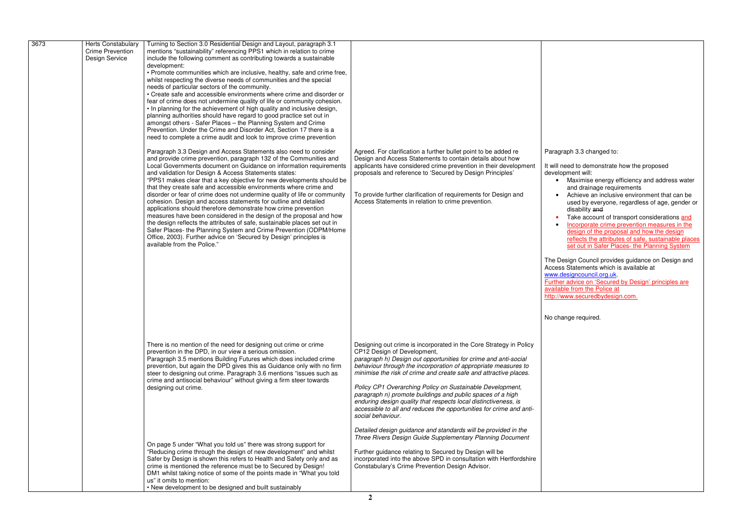| | | | | |
|---|---|---|---|---|
| 3673 | Herts Constabulary Crime Prevention Design Service | Turning to Section 3.0 Residential Design and Layout, paragraph 3.1 mentions "sustainability" referencing PPS1 which in relation to crime include the following comment as contributing towards a sustainable development:<br>• Promote communities which are inclusive, healthy, safe and crime free, whilst respecting the diverse needs of communities and the special needs of particular sectors of the community.<br>• Create safe and accessible environments where crime and disorder or fear of crime does not undermine quality of life or community cohesion.<br>• In planning for the achievement of high quality and inclusive design, planning authorities should have regard to good practice set out in amongst others - Safer Places – the Planning System and Crime Prevention. Under the Crime and Disorder Act, Section 17 there is a need to complete a crime audit and look to improve crime prevention | | |
| | | Paragraph 3.3 Design and Access Statements also need to consider and provide crime prevention, paragraph 132 of the Communities and Local Governments document on Guidance on information requirements and validation for Design & Access Statements states:<br>"PPS1 makes clear that a key objective for new developments should be that they create safe and accessible environments where crime and disorder or fear of crime does not undermine quality of life or community cohesion. Design and access statements for outline and detailed applications should therefore demonstrate how crime prevention measures have been considered in the design of the proposal and how the design reflects the attributes of safe, sustainable places set out in Safer Places- the Planning System and Crime Prevention (ODPM/Home Office, 2003). Further advice on 'Secured by Design' principles is available from the Police." | Agreed. For clarification a further bullet point to be added re Design and Access Statements to contain details about how applicants have considered crime prevention in their development proposals and reference to 'Secured by Design Principles'<br><br>To provide further clarification of requirements for Design and Access Statements in relation to crime prevention. | Paragraph 3.3 changed to:<br><br>It will need to demonstrate how the proposed development will:<br>• Maximise energy efficiency and address water and drainage requirements<br>• Achieve an inclusive environment that can be used by everyone, regardless of age, gender or disability ~~and~~<br>• Take account of transport considerations and<br>• Incorporate crime prevention measures in the design of the proposal and how the design reflects the attributes of safe, sustainable places set out in Safer Places- the Planning System<br><br>The Design Council provides guidance on Design and Access Statements which is available at www.designcouncil.org.uk.<br>Further advice on 'Secured by Design' principles are available from the Police at http://www.securedbydesign.com.<br><br>No change required. |
| | | There is no mention of the need for designing out crime or crime prevention in the DPD, in our view a serious omission.<br>Paragraph 3.5 mentions Building Futures which does included crime prevention, but again the DPD gives this as Guidance only with no firm steer to designing out crime. Paragraph 3.6 mentions "issues such as crime and antisocial behaviour" without giving a firm steer towards designing out crime. | Designing out crime is incorporated in the Core Strategy in Policy CP12 Design of Development,<br>*paragraph h) Design out opportunities for crime and anti-social behaviour through the incorporation of appropriate measures to minimise the risk of crime and create safe and attractive places.*<br><br>*Policy CP1 Overarching Policy on Sustainable Development, paragraph n) promote buildings and public spaces of a high enduring design quality that respects local distinctiveness, is accessible to all and reduces the opportunities for crime and anti-social behaviour.*<br><br>*Detailed design guidance and standards will be provided in the Three Rivers Design Guide Supplementary Planning Document*<br><br>Further guidance relating to Secured by Design will be incorporated into the above SPD in consultation with Hertfordshire Constabulary's Crime Prevention Design Advisor. | |
| | | On page 5 under "What you told us" there was strong support for "Reducing crime through the design of new development" and whilst Safer by Design is shown this refers to Health and Safety only and as crime is mentioned the reference must be to Secured by Design!<br>DM1 whilst taking notice of some of the points made in "What you told us" it omits to mention:<br>• New development to be designed and built sustainably | | |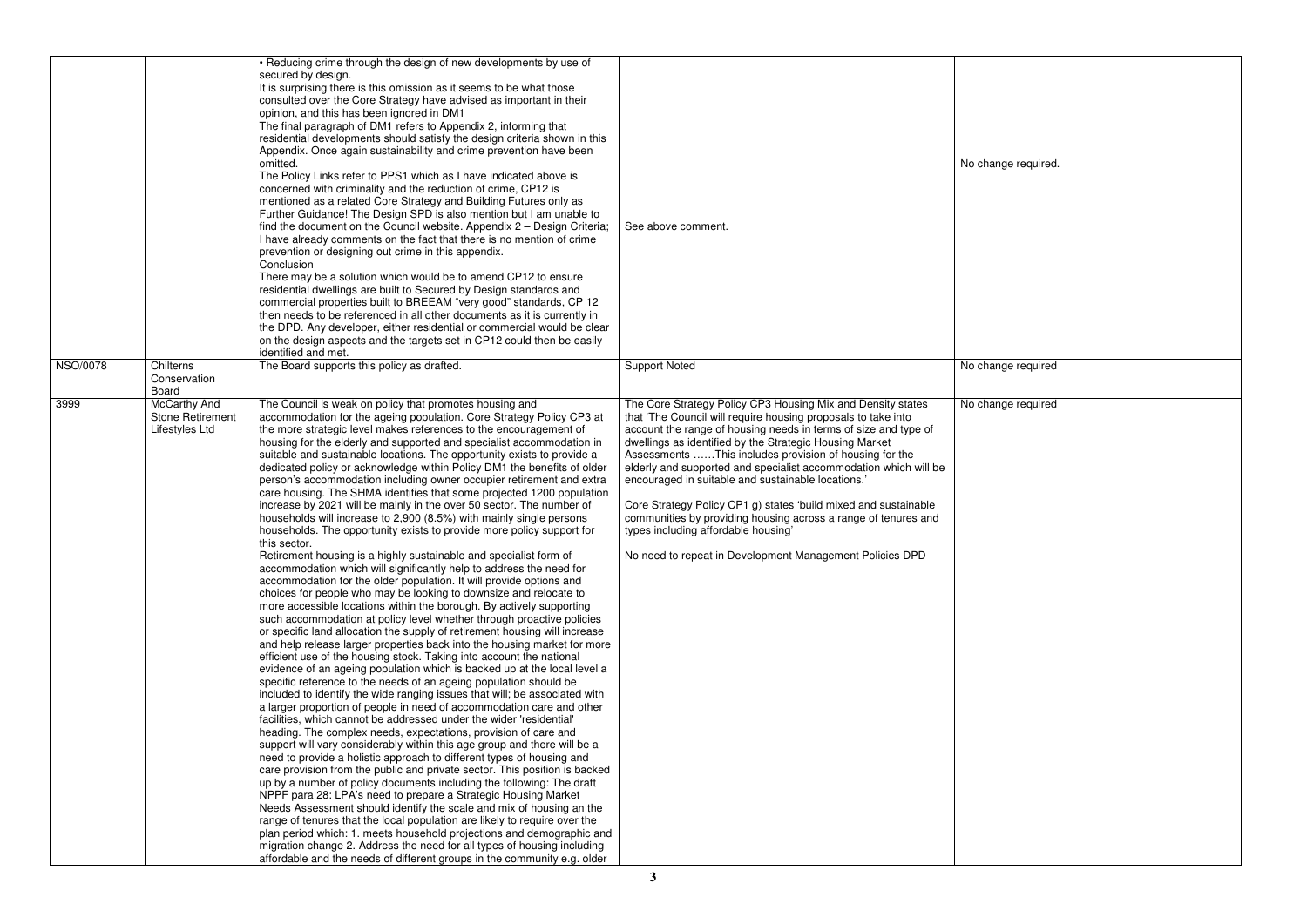| | | | | |
|---|---|---|---|---|
| | | • Reducing crime through the design of new developments by use of secured by design.<br>It is surprising there is this omission as it seems to be what those consulted over the Core Strategy have advised as important in their opinion, and this has been ignored in DM1<br>The final paragraph of DM1 refers to Appendix 2, informing that residential developments should satisfy the design criteria shown in this Appendix. Once again sustainability and crime prevention have been omitted.<br>The Policy Links refer to PPS1 which as I have indicated above is concerned with criminality and the reduction of crime, CP12 is mentioned as a related Core Strategy and Building Futures only as Further Guidance! The Design SPD is also mention but I am unable to find the document on the Council website. Appendix 2 – Design Criteria; I have already comments on the fact that there is no mention of crime prevention or designing out crime in this appendix.<br>Conclusion<br>There may be a solution which would be to amend CP12 to ensure residential dwellings are built to Secured by Design standards and commercial properties built to BREEAM "very good" standards, CP 12 then needs to be referenced in all other documents as it is currently in the DPD. Any developer, either residential or commercial would be clear on the design aspects and the targets set in CP12 could then be easily identified and met. | See above comment. | No change required. |
| NSO/0078 | Chilterns Conservation Board | The Board supports this policy as drafted. | Support Noted | No change required |
| 3999 | McCarthy And Stone Retirement Lifestyles Ltd | The Council is weak on policy that promotes housing and accommodation for the ageing population. Core Strategy Policy CP3 at the more strategic level makes references to the encouragement of housing for the elderly and supported and specialist accommodation in suitable and sustainable locations. The opportunity exists to provide a dedicated policy or acknowledge within Policy DM1 the benefits of older person's accommodation including owner occupier retirement and extra care housing. The SHMA identifies that some projected 1200 population increase by 2021 will be mainly in the over 50 sector. The number of households will increase to 2,900 (8.5%) with mainly single persons households. The opportunity exists to provide more policy support for this sector.<br>Retirement housing is a highly sustainable and specialist form of accommodation which will significantly help to address the need for accommodation for the older population. It will provide options and choices for people who may be looking to downsize and relocate to more accessible locations within the borough. By actively supporting such accommodation at policy level whether through proactive policies or specific land allocation the supply of retirement housing will increase and help release larger properties back into the housing market for more efficient use of the housing stock. Taking into account the national evidence of an ageing population which is backed up at the local level a specific reference to the needs of an ageing population should be included to identify the wide ranging issues that will; be associated with a larger proportion of people in need of accommodation care and other facilities, which cannot be addressed under the wider 'residential' heading. The complex needs, expectations, provision of care and support will vary considerably within this age group and there will be a need to provide a holistic approach to different types of housing and care provision from the public and private sector. This position is backed up by a number of policy documents including the following: The draft NPPF para 28: LPA's need to prepare a Strategic Housing Market Needs Assessment should identify the scale and mix of housing an the range of tenures that the local population are likely to require over the plan period which: 1. meets household projections and demographic and migration change 2. Address the need for all types of housing including affordable and the needs of different groups in the community e.g. older | The Core Strategy Policy CP3 Housing Mix and Density states that 'The Council will require housing proposals to take into account the range of housing needs in terms of size and type of dwellings as identified by the Strategic Housing Market Assessments ……This includes provision of housing for the elderly and supported and specialist accommodation which will be encouraged in suitable and sustainable locations.'<br><br>Core Strategy Policy CP1 g) states 'build mixed and sustainable communities by providing housing across a range of tenures and types including affordable housing'<br><br>No need to repeat in Development Management Policies DPD | No change required |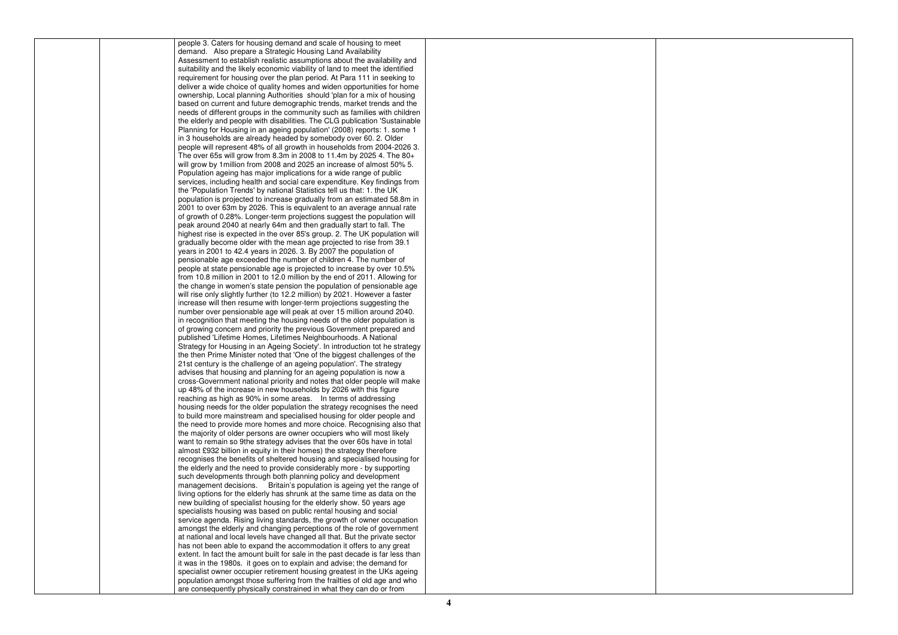| | | | | |
|---|---|---|---|---|
| | | people 3. Caters for housing demand and scale of housing to meet demand. Also prepare a Strategic Housing Land Availability Assessment to establish realistic assumptions about the availability and suitability and the likely economic viability of land to meet the identified requirement for housing over the plan period. At Para 111 in seeking to deliver a wide choice of quality homes and widen opportunities for home ownership, Local planning Authorities should 'plan for a mix of housing based on current and future demographic trends, market trends and the needs of different groups in the community such as families with children the elderly and people with disabilities. The CLG publication 'Sustainable Planning for Housing in an ageing population' (2008) reports: 1. some 1 in 3 households are already headed by somebody over 60. 2. Older people will represent 48% of all growth in households from 2004-2026 3. The over 65s will grow from 8.3m in 2008 to 11.4m by 2025 4. The 80+ will grow by 1million from 2008 and 2025 an increase of almost 50% 5. Population ageing has major implications for a wide range of public services, including health and social care expenditure. Key findings from the 'Population Trends' by national Statistics tell us that: 1. the UK population is projected to increase gradually from an estimated 58.8m in 2001 to over 63m by 2026. This is equivalent to an average annual rate of growth of 0.28%. Longer-term projections suggest the population will peak around 2040 at nearly 64m and then gradually start to fall. The highest rise is expected in the over 85's group. 2. The UK population will gradually become older with the mean age projected to rise from 39.1 years in 2001 to 42.4 years in 2026. 3. By 2007 the population of pensionable age exceeded the number of children 4. The number of people at state pensionable age is projected to increase by over 10.5% from 10.8 million in 2001 to 12.0 million by the end of 2011. Allowing for the change in women's state pension the population of pensionable age will rise only slightly further (to 12.2 million) by 2021. However a faster increase will then resume with longer-term projections suggesting the number over pensionable age will peak at over 15 million around 2040. in recognition that meeting the housing needs of the older population is of growing concern and priority the previous Government prepared and published 'Lifetime Homes, Lifetimes Neighbourhoods. A National Strategy for Housing in an Ageing Society'. In introduction tot he strategy the then Prime Minister noted that 'One of the biggest challenges of the 21st century is the challenge of an ageing population'. The strategy advises that housing and planning for an ageing population is now a cross-Government national priority and notes that older people will make up 48% of the increase in new households by 2026 with this figure reaching as high as 90% in some areas. In terms of addressing housing needs for the older population the strategy recognises the need to build more mainstream and specialised housing for older people and the need to provide more homes and more choice. Recognising also that the majority of older persons are owner occupiers who will most likely want to remain so 9the strategy advises that the over 60s have in total almost £932 billion in equity in their homes) the strategy therefore recognises the benefits of sheltered housing and specialised housing for the elderly and the need to provide considerably more - by supporting such developments through both planning policy and development management decisions. Britain's population is ageing yet the range of living options for the elderly has shrunk at the same time as data on the new building of specialist housing for the elderly show. 50 years age specialists housing was based on public rental housing and social service agenda. Rising living standards, the growth of owner occupation amongst the elderly and changing perceptions of the role of government at national and local levels have changed all that. But the private sector has not been able to expand the accommodation it offers to any great extent. In fact the amount built for sale in the past decade is far less than it was in the 1980s. it goes on to explain and advise; the demand for specialist owner occupier retirement housing greatest in the UKs ageing population amongst those suffering from the frailties of old age and who are consequently physically constrained in what they can do or from | | |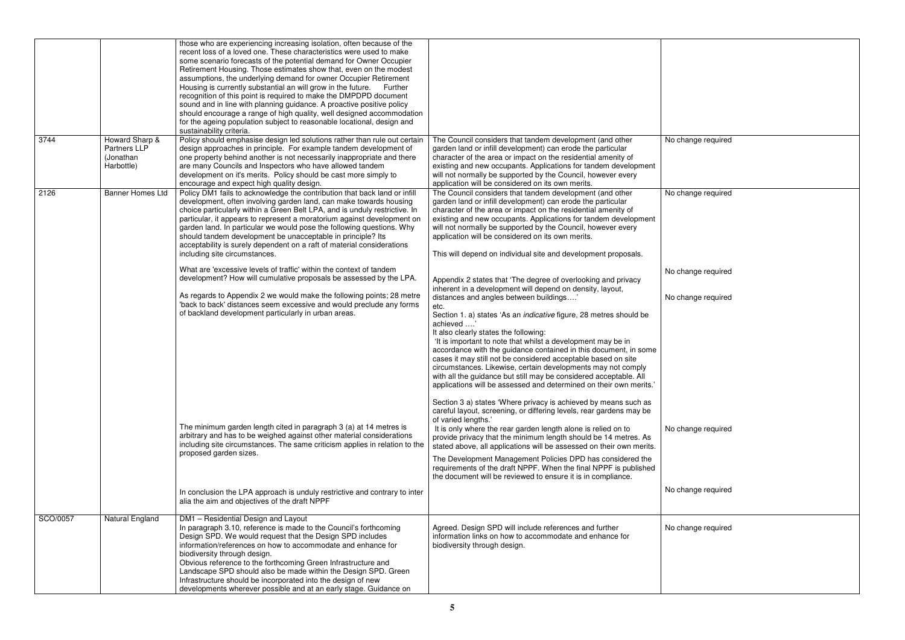| | | | | |
|---|---|---|---|---|
| | | those who are experiencing increasing isolation, often because of the recent loss of a loved one. These characteristics were used to make some scenario forecasts of the potential demand for Owner Occupier Retirement Housing. Those estimates show that, even on the modest assumptions, the underlying demand for owner Occupier Retirement Housing is currently substantial an will grow in the future. Further recognition of this point is required to make the DMPDPD document sound and in line with planning guidance. A proactive positive policy should encourage a range of high quality, well designed accommodation for the ageing population subject to reasonable locational, design and sustainability criteria. | | |
| 3744 | Howard Sharp & Partners LLP (Jonathan Harbottle) | Policy should emphasise design led solutions rather than rule out certain design approaches in principle. For example tandem development of one property behind another is not necessarily inappropriate and there are many Councils and Inspectors who have allowed tandem development on it's merits. Policy should be cast more simply to encourage and expect high quality design. | The Council considers that tandem development (and other garden land or infill development) can erode the particular character of the area or impact on the residential amenity of existing and new occupants. Applications for tandem development will not normally be supported by the Council, however every application will be considered on its own merits. | No change required |
| 2126 | Banner Homes Ltd | Policy DM1 fails to acknowledge the contribution that back land or infill development, often involving garden land, can make towards housing choice particularly within a Green Belt LPA, and is unduly restrictive. In particular, it appears to represent a moratorium against development on garden land. In particular we would pose the following questions. Why should tandem development be unacceptable in principle? Its acceptability is surely dependent on a raft of material considerations including site circumstances. | The Council considers that tandem development (and other garden land or infill development) can erode the particular character of the area or impact on the residential amenity of existing and new occupants. Applications for tandem development will not normally be supported by the Council, however every application will be considered on its own merits. | No change required |
| | | What are 'excessive levels of traffic' within the context of tandem development? How will cumulative proposals be assessed by the LPA. | This will depend on individual site and development proposals. | No change required |
| | | As regards to Appendix 2 we would make the following points; 28 metre 'back to back' distances seem excessive and would preclude any forms of backland development particularly in urban areas. | Appendix 2 states that 'The degree of overlooking and privacy inherent in a development will depend on density, layout, distances and angles between buildings….' etc. Section 1. a) states 'As an *indicative* figure, 28 metres should be achieved ….' It also clearly states the following: 'It is important to note that whilst a development may be in accordance with the guidance contained in this document, in some cases it may still not be considered acceptable based on site circumstances. Likewise, certain developments may not comply with all the guidance but still may be considered acceptable. All applications will be assessed and determined on their own merits.' | No change required |
| | | The minimum garden length cited in paragraph 3 (a) at 14 metres is arbitrary and has to be weighed against other material considerations including site circumstances. The same criticism applies in relation to the proposed garden sizes. | Section 3 a) states 'Where privacy is achieved by means such as careful layout, screening, or differing levels, rear gardens may be of varied lengths.' It is only where the rear garden length alone is relied on to provide privacy that the minimum length should be 14 metres. As stated above, all applications will be assessed on their own merits. | No change required |
| | | In conclusion the LPA approach is unduly restrictive and contrary to inter alia the aim and objectives of the draft NPPF | The Development Management Policies DPD has considered the requirements of the draft NPPF. When the final NPPF is published the document will be reviewed to ensure it is in compliance. | No change required |
| SCO/0057 | Natural England | DM1 – Residential Design and Layout<br>In paragraph 3.10, reference is made to the Council's forthcoming Design SPD. We would request that the Design SPD includes information/references on how to accommodate and enhance for biodiversity through design.<br>Obvious reference to the forthcoming Green Infrastructure and Landscape SPD should also be made within the Design SPD. Green Infrastructure should be incorporated into the design of new developments wherever possible and at an early stage. Guidance on | Agreed. Design SPD will include references and further information links on how to accommodate and enhance for biodiversity through design. | No change required |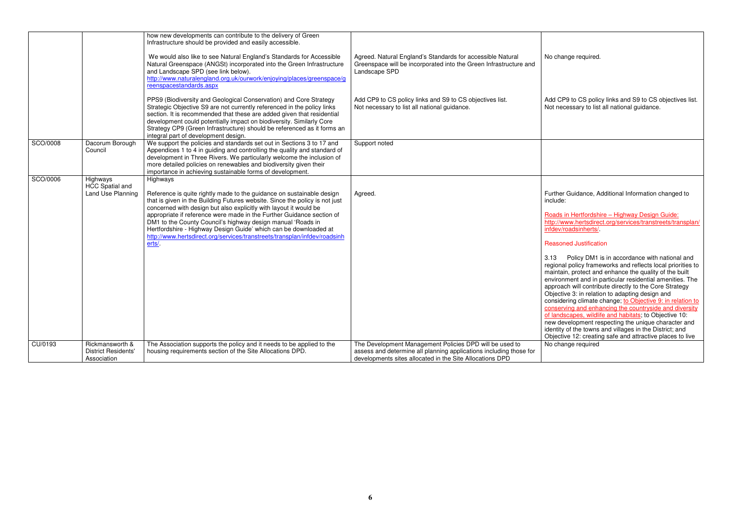| | | | | |
|---|---|---|---|---|
| | | how new developments can contribute to the delivery of Green Infrastructure should be provided and easily accessible.<br><br>We would also like to see Natural England's Standards for Accessible Natural Greenspace (ANGSt) incorporated into the Green Infrastructure and Landscape SPD (see link below). http://www.naturalengland.org.uk/ourwork/enjoying/places/greenspace/greenspacestandards.aspx<br><br>PPS9 (Biodiversity and Geological Conservation) and Core Strategy Strategic Objective S9 are not currently referenced in the policy links section. It is recommended that these are added given that residential development could potentially impact on biodiversity. Similarly Core Strategy CP9 (Green Infrastructure) should be referenced as it forms an integral part of development design. | Agreed. Natural England's Standards for accessible Natural Greenspace will be incorporated into the Green Infrastructure and Landscape SPD<br><br>Add CP9 to CS policy links and S9 to CS objectives list. Not necessary to list all national guidance. | No change required.<br><br>Add CP9 to CS policy links and S9 to CS objectives list. Not necessary to list all national guidance. |
| SCO/0008 | Dacorum Borough Council | We support the policies and standards set out in Sections 3 to 17 and Appendices 1 to 4 in guiding and controlling the quality and standard of development in Three Rivers. We particularly welcome the inclusion of more detailed policies on renewables and biodiversity given their importance in achieving sustainable forms of development. | Support noted | |
| SCO/0006 | Highways HCC Spatial and Land Use Planning | Highways<br><br>Reference is quite rightly made to the guidance on sustainable design that is given in the Building Futures website. Since the policy is not just concerned with design but also explicitly with layout it would be appropriate if reference were made in the Further Guidance section of DM1 to the County Council's highway design manual 'Roads in Hertfordshire - Highway Design Guide' which can be downloaded at http://www.hertsdirect.org/services/transtreets/transplan/infdev/roadsinherts/. | Agreed. | Further Guidance, Additional Information changed to include:<br><br>Roads in Hertfordshire – Highway Design Guide: http://www.hertsdirect.org/services/transtreets/transplan/infdev/roadsinherts/.<br><br>Reasoned Justification<br><br>3.13 Policy DM1 is in accordance with national and regional policy frameworks and reflects local priorities to maintain, protect and enhance the quality of the built environment and in particular residential amenities. The approach will contribute directly to the Core Strategy Objective 3: in relation to adapting design and considering climate change; to Objective 9: in relation to conserving and enhancing the countryside and diversity of landscapes, wildlife and habitats; to Objective 10: new development respecting the unique character and identity of the towns and villages in the District; and Objective 12: creating safe and attractive places to live |
| CU/0193 | Rickmansworth & District Residents' Association | The Association supports the policy and it needs to be applied to the housing requirements section of the Site Allocations DPD. | The Development Management Policies DPD will be used to assess and determine all planning applications including those for developments sites allocated in the Site Allocations DPD | No change required |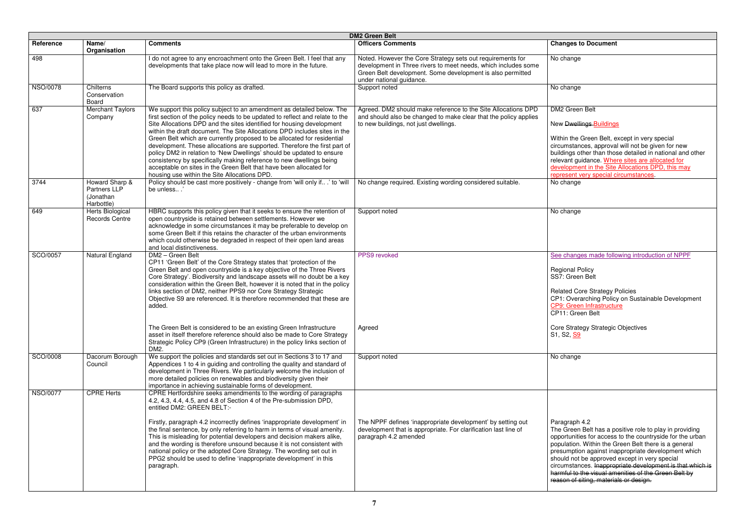| DM2 Green Belt | | | | |
|---|---|---|---|---|
| **Reference** | **Name/ Organisation** | **Comments** | **Officers Comments** | **Changes to Document** |
| 498 | | I do not agree to any encroachment onto the Green Belt. I feel that any developments that take place now will lead to more in the future. | Noted. However the Core Strategy sets out requirements for development in Three rivers to meet needs, which includes some Green Belt development. Some development is also permitted under national guidance. | No change |
| NSO/0078 | Chilterns Conservation Board | The Board supports this policy as drafted. | Support noted | No change |
| 637 | Merchant Taylors Company | We support this policy subject to an amendment as detailed below. The first section of the policy needs to be updated to reflect and relate to the Site Allocations DPD and the sites identified for housing development within the draft document. The Site Allocations DPD includes sites in the Green Belt which are currently proposed to be allocated for residential development. These allocations are supported. Therefore the first part of policy DM2 in relation to 'New Dwellings' should be updated to ensure consistency by specifically making reference to new dwellings being acceptable on sites in the Green Belt that have been allocated for housing use within the Site Allocations DPD. | Agreed. DM2 should make reference to the Site Allocations DPD and should also be changed to make clear that the policy applies to new buildings, not just dwellings. | DM2 Green Belt<br><br>New ~~Dwellings~~ Buildings<br><br>Within the Green Belt, except in very special circumstances, approval will not be given for new buildings other than those detailed in national and other relevant guidance. Where sites are allocated for development in the Site Allocations DPD, this may represent very special circumstances. |
| 3744 | Howard Sharp & Partners LLP (Jonathan Harbottle) | Policy should be cast more positively - change from 'will only if.. .' to 'will be unless.. .' | No change required. Existing wording considered suitable. | No change |
| 649 | Herts Biological Records Centre | HBRC supports this policy given that it seeks to ensure the retention of open countryside is retained between settlements. However we acknowledge in some circumstances it may be preferable to develop on some Green Belt if this retains the character of the urban environments which could otherwise be degraded in respect of their open land areas and local distinctiveness. | Support noted | No change |
| SCO/0057 | Natural England | DM2 – Green Belt<br>CP11 'Green Belt' of the Core Strategy states that 'protection of the Green Belt and open countryside is a key objective of the Three Rivers Core Strategy'. Biodiversity and landscape assets will no doubt be a key consideration within the Green Belt, however it is noted that in the policy links section of DM2, neither PPS9 nor Core Strategy Strategic Objective S9 are referenced. It is therefore recommended that these are added. | PPS9 revoked | See changes made following introduction of NPPF<br><br>Regional Policy<br>SS7: Green Belt<br><br>Related Core Strategy Policies<br>CP1: Overarching Policy on Sustainable Development<br>CP9: Green Infrastructure<br>CP11: Green Belt |
| | | The Green Belt is considered to be an existing Green Infrastructure asset in itself therefore reference should also be made to Core Strategy Strategic Policy CP9 (Green Infrastructure) in the policy links section of DM2. | Agreed | Core Strategy Strategic Objectives<br>S1, S2, S9 |
| SCO/0008 | Dacorum Borough Council | We support the policies and standards set out in Sections 3 to 17 and Appendices 1 to 4 in guiding and controlling the quality and standard of development in Three Rivers. We particularly welcome the inclusion of more detailed policies on renewables and biodiversity given their importance in achieving sustainable forms of development. | Support noted | No change |
| NSO/0077 | CPRE Herts | CPRE Hertfordshire seeks amendments to the wording of paragraphs 4.2, 4.3, 4.4, 4.5, and 4.8 of Section 4 of the Pre-submission DPD, entitled DM2: GREEN BELT:- | | |
| | | Firstly, paragraph 4.2 incorrectly defines 'inappropriate development' in the final sentence, by only referring to harm in terms of visual amenity. This is misleading for potential developers and decision makers alike, and the wording is therefore unsound because it is not consistent with national policy or the adopted Core Strategy. The wording set out in PPG2 should be used to define 'inappropriate development' in this paragraph. | The NPPF defines 'inappropriate development' by setting out development that is appropriate. For clarification last line of paragraph 4.2 amended | Paragraph 4.2<br>The Green Belt has a positive role to play in providing opportunities for access to the countryside for the urban population. Within the Green Belt there is a general presumption against inappropriate development which should not be approved except in very special circumstances. ~~Inappropriate development is that which is harmful to the visual amenities of the Green Belt by reason of siting, materials or design.~~ |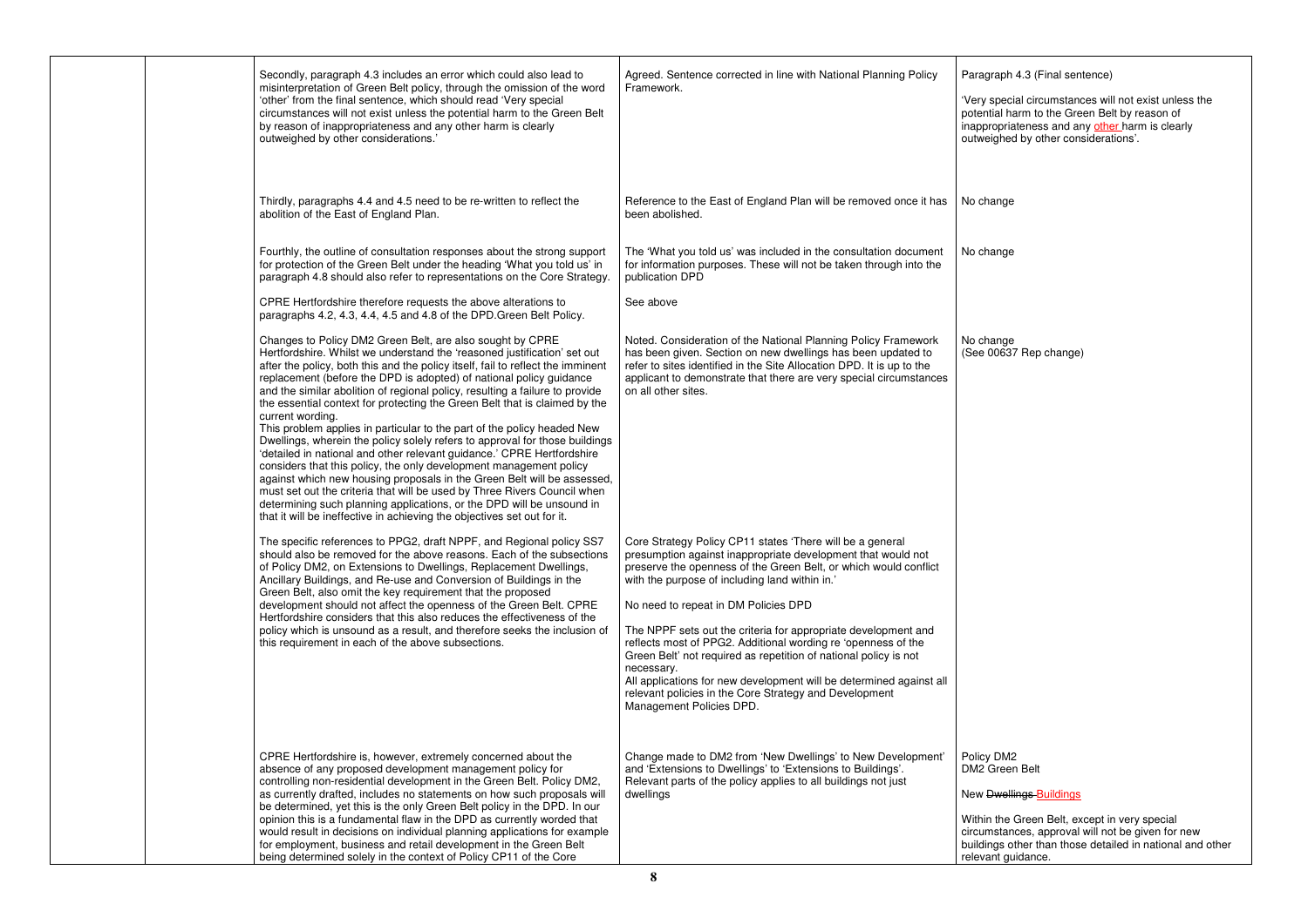| | | | | |
|---|---|---|---|---|
| | | Secondly, paragraph 4.3 includes an error which could also lead to misinterpretation of Green Belt policy, through the omission of the word 'other' from the final sentence, which should read 'Very special circumstances will not exist unless the potential harm to the Green Belt by reason of inappropriateness and any other harm is clearly outweighed by other considerations.' | Agreed. Sentence corrected in line with National Planning Policy Framework. | Paragraph 4.3 (Final sentence)<br><br>'Very special circumstances will not exist unless the potential harm to the Green Belt by reason of inappropriateness and any other harm is clearly outweighed by other considerations'. |
| | | Thirdly, paragraphs 4.4 and 4.5 need to be re-written to reflect the abolition of the East of England Plan. | Reference to the East of England Plan will be removed once it has been abolished. | No change |
| | | Fourthly, the outline of consultation responses about the strong support for protection of the Green Belt under the heading 'What you told us' in paragraph 4.8 should also refer to representations on the Core Strategy.<br><br>CPRE Hertfordshire therefore requests the above alterations to paragraphs 4.2, 4.3, 4.4, 4.5 and 4.8 of the DPD.Green Belt Policy. | The 'What you told us' was included in the consultation document for information purposes. These will not be taken through into the publication DPD<br><br>See above | No change |
| | | Changes to Policy DM2 Green Belt, are also sought by CPRE Hertfordshire. Whilst we understand the 'reasoned justification' set out after the policy, both this and the policy itself, fail to reflect the imminent replacement (before the DPD is adopted) of national policy guidance and the similar abolition of regional policy, resulting a failure to provide the essential context for protecting the Green Belt that is claimed by the current wording.<br>This problem applies in particular to the part of the policy headed New Dwellings, wherein the policy solely refers to approval for those buildings 'detailed in national and other relevant guidance.' CPRE Hertfordshire considers that this policy, the only development management policy against which new housing proposals in the Green Belt will be assessed, must set out the criteria that will be used by Three Rivers Council when determining such planning applications, or the DPD will be unsound in that it will be ineffective in achieving the objectives set out for it. | Noted. Consideration of the National Planning Policy Framework has been given. Section on new dwellings has been updated to refer to sites identified in the Site Allocation DPD. It is up to the applicant to demonstrate that there are very special circumstances on all other sites. | No change<br>(See 00637 Rep change) |
| | | The specific references to PPG2, draft NPPF, and Regional policy SS7 should also be removed for the above reasons. Each of the subsections of Policy DM2, on Extensions to Dwellings, Replacement Dwellings, Ancillary Buildings, and Re-use and Conversion of Buildings in the Green Belt, also omit the key requirement that the proposed development should not affect the openness of the Green Belt. CPRE Hertfordshire considers that this also reduces the effectiveness of the policy which is unsound as a result, and therefore seeks the inclusion of this requirement in each of the above subsections. | Core Strategy Policy CP11 states 'There will be a general presumption against inappropriate development that would not preserve the openness of the Green Belt, or which would conflict with the purpose of including land within in.'<br><br>No need to repeat in DM Policies DPD<br><br>The NPPF sets out the criteria for appropriate development and reflects most of PPG2. Additional wording re 'openness of the Green Belt' not required as repetition of national policy is not necessary.<br>All applications for new development will be determined against all relevant policies in the Core Strategy and Development Management Policies DPD. | |
| | | CPRE Hertfordshire is, however, extremely concerned about the absence of any proposed development management policy for controlling non-residential development in the Green Belt. Policy DM2, as currently drafted, includes no statements on how such proposals will be determined, yet this is the only Green Belt policy in the DPD. In our opinion this is a fundamental flaw in the DPD as currently worded that would result in decisions on individual planning applications for example for employment, business and retail development in the Green Belt being determined solely in the context of Policy CP11 of the Core | Change made to DM2 from 'New Dwellings' to New Development' and 'Extensions to Dwellings' to 'Extensions to Buildings'. Relevant parts of the policy applies to all buildings not just dwellings | Policy DM2<br>DM2 Green Belt<br><br>New ~~Dwellings~~ Buildings<br><br>Within the Green Belt, except in very special circumstances, approval will not be given for new buildings other than those detailed in national and other relevant guidance. |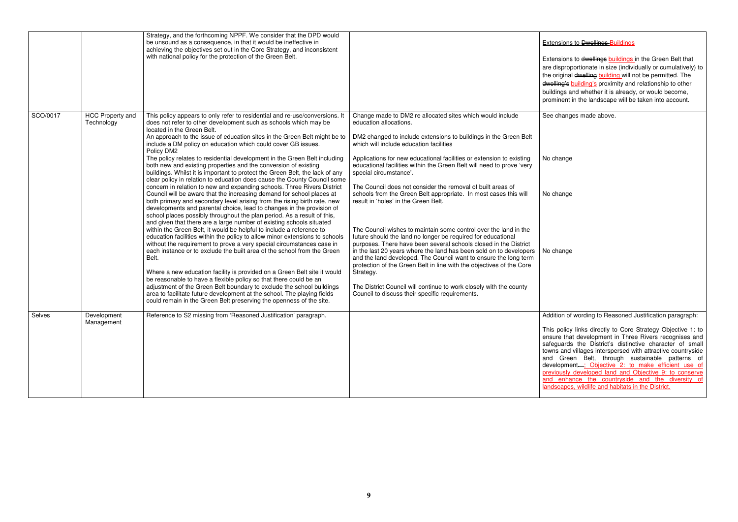| | | | | |
|---|---|---|---|---|
| | | Strategy, and the forthcoming NPPF. We consider that the DPD would be unsound as a consequence, in that it would be ineffective in achieving the objectives set out in the Core Strategy, and inconsistent with national policy for the protection of the Green Belt. | | Extensions to ~~Dwellings~~ Buildings<br><br>Extensions to ~~dwellings~~ buildings in the Green Belt that are disproportionate in size (individually or cumulatively) to the original ~~dwelling~~ building will not be permitted. The ~~dwelling's~~ building's proximity and relationship to other buildings and whether it is already, or would become, prominent in the landscape will be taken into account. |
| SCO/0017 | HCC Property and Technology | This policy appears to only refer to residential and re-use/conversions. It does not refer to other development such as schools which may be located in the Green Belt.<br>An approach to the issue of education sites in the Green Belt might be to include a DM policy on education which could cover GB issues.<br>Policy DM2<br>The policy relates to residential development in the Green Belt including both new and existing properties and the conversion of existing buildings. Whilst it is important to protect the Green Belt, the lack of any clear policy in relation to education does cause the County Council some concern in relation to new and expanding schools. Three Rivers District Council will be aware that the increasing demand for school places at both primary and secondary level arising from the rising birth rate, new developments and parental choice, lead to changes in the provision of school places possibly throughout the plan period. As a result of this, and given that there are a large number of existing schools situated within the Green Belt, it would be helpful to include a reference to education facilities within the policy to allow minor extensions to schools without the requirement to prove a very special circumstances case in each instance or to exclude the built area of the school from the Green Belt.<br><br>Where a new education facility is provided on a Green Belt site it would be reasonable to have a flexible policy so that there could be an adjustment of the Green Belt boundary to exclude the school buildings area to facilitate future development at the school. The playing fields could remain in the Green Belt preserving the openness of the site. | Change made to DM2 re allocated sites which would include education allocations.<br><br>DM2 changed to include extensions to buildings in the Green Belt which will include education facilities<br><br>Applications for new educational facilities or extension to existing educational facilities within the Green Belt will need to prove 'very special circumstance'.<br><br>The Council does not consider the removal of built areas of schools from the Green Belt appropriate. In most cases this will result in 'holes' in the Green Belt.<br><br>The Council wishes to maintain some control over the land in the future should the land no longer be required for educational purposes. There have been several schools closed in the District in the last 20 years where the land has been sold on to developers and the land developed. The Council want to ensure the long term protection of the Green Belt in line with the objectives of the Core Strategy.<br><br>The District Council will continue to work closely with the county Council to discuss their specific requirements. | See changes made above.<br><br>No change<br><br>No change<br><br>No change |
| Selves | Development Management | Reference to S2 missing from 'Reasoned Justification' paragraph. | | Addition of wording to Reasoned Justification paragraph:<br><br>This policy links directly to Core Strategy Objective 1: to ensure that development in Three Rivers recognises and safeguards the District's distinctive character of small towns and villages interspersed with attractive countryside and Green Belt, through sustainable patterns of development. ; Objective 2: to make efficient use of previously developed land and Objective 9: to conserve and enhance the countryside and the diversity of landscapes, wildlife and habitats in the District. |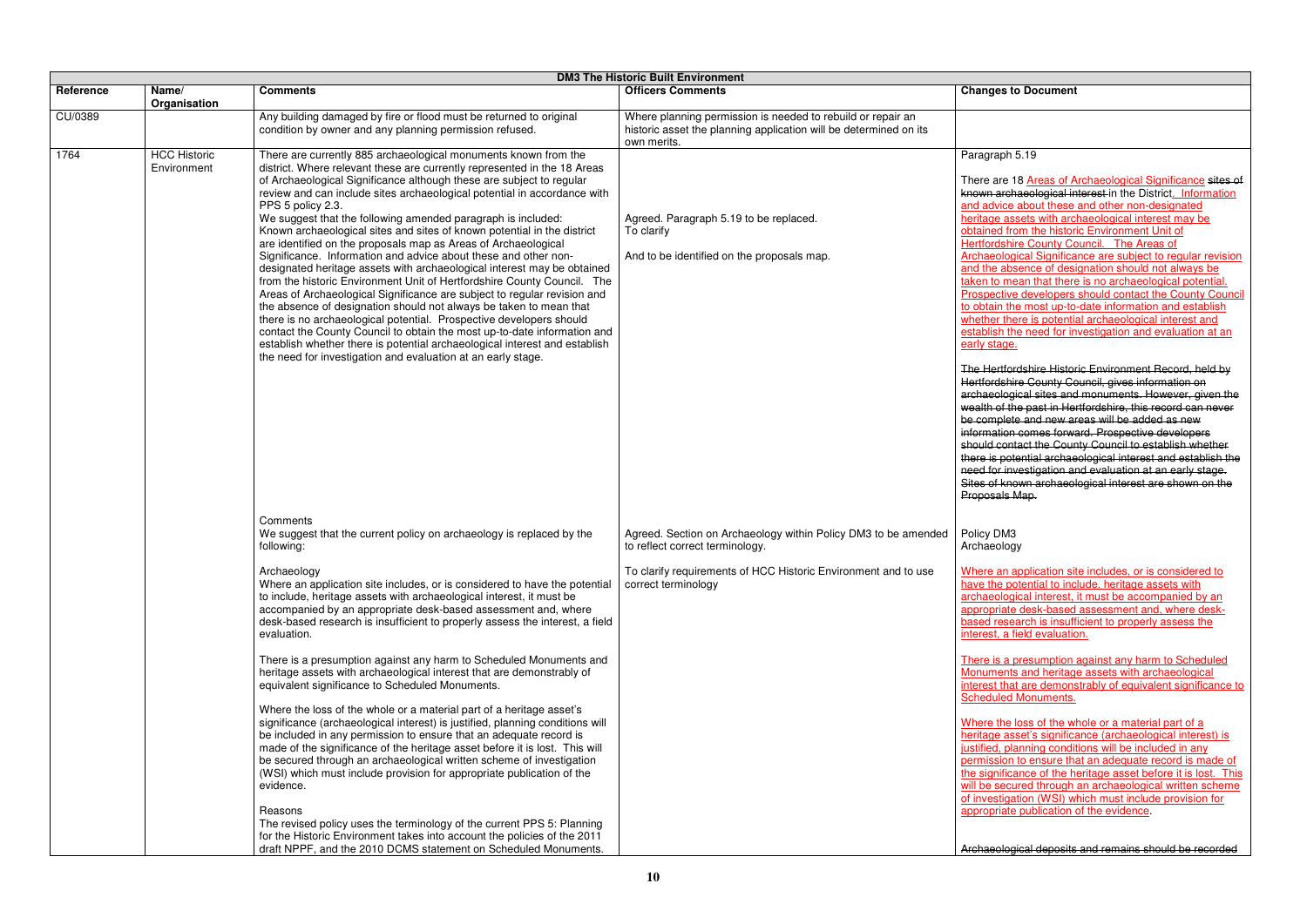| DM3 The Historic Built Environment | | | | |
|---|---|---|---|---|
| **Reference** | **Name/ Organisation** | **Comments** | **Officers Comments** | **Changes to Document** |
| CU/0389 | | Any building damaged by fire or flood must be returned to original condition by owner and any planning permission refused. | Where planning permission is needed to rebuild or repair an historic asset the planning application will be determined on its own merits. | |
| 1764 | HCC Historic Environment | There are currently 885 archaeological monuments known from the district. Where relevant these are currently represented in the 18 Areas of Archaeological Significance although these are subject to regular review and can include sites archaeological potential in accordance with PPS 5 policy 2.3.<br>We suggest that the following amended paragraph is included:<br>Known archaeological sites and sites of known potential in the district are identified on the proposals map as Areas of Archaeological Significance. Information and advice about these and other non-designated heritage assets with archaeological interest may be obtained from the historic Environment Unit of Hertfordshire County Council. The Areas of Archaeological Significance are subject to regular revision and the absence of designation should not always be taken to mean that there is no archaeological potential. Prospective developers should contact the County Council to obtain the most up-to-date information and establish whether there is potential archaeological interest and establish the need for investigation and evaluation at an early stage. | Agreed. Paragraph 5.19 to be replaced.<br>To clarify<br><br>And to be identified on the proposals map. | Paragraph 5.19<br><br>There are 18 Areas of Archaeological Significance ~~sites of known archaeological interest~~ in the District. Information and advice about these and other non-designated heritage assets with archaeological interest may be obtained from the historic Environment Unit of Hertfordshire County Council. The Areas of Archaeological Significance are subject to regular revision and the absence of designation should not always be taken to mean that there is no archaeological potential. Prospective developers should contact the County Council to obtain the most up-to-date information and establish whether there is potential archaeological interest and establish the need for investigation and evaluation at an early stage.<br><br>~~The Hertfordshire Historic Environment Record, held by Hertfordshire County Council, gives information on archaeological sites and monuments. However, given the wealth of the past in Hertfordshire, this record can never be complete and new areas will be added as new information comes forward. Prospective developers should contact the County Council to establish whether there is potential archaeological interest and establish the need for investigation and evaluation at an early stage. Sites of known archaeological interest are shown on the Proposals Map.~~ |
| | | Comments<br>We suggest that the current policy on archaeology is replaced by the following:<br><br>Archaeology<br>Where an application site includes, or is considered to have the potential to include, heritage assets with archaeological interest, it must be accompanied by an appropriate desk-based assessment and, where desk-based research is insufficient to properly assess the interest, a field evaluation.<br><br>There is a presumption against any harm to Scheduled Monuments and heritage assets with archaeological interest that are demonstrably of equivalent significance to Scheduled Monuments.<br><br>Where the loss of the whole or a material part of a heritage asset's significance (archaeological interest) is justified, planning conditions will be included in any permission to ensure that an adequate record is made of the significance of the heritage asset before it is lost. This will be secured through an archaeological written scheme of investigation (WSI) which must include provision for appropriate publication of the evidence.<br><br>Reasons<br>The revised policy uses the terminology of the current PPS 5: Planning for the Historic Environment takes into account the policies of the 2011 draft NPPF, and the 2010 DCMS statement on Scheduled Monuments. | Agreed. Section on Archaeology within Policy DM3 to be amended to reflect correct terminology.<br><br>To clarify requirements of HCC Historic Environment and to use correct terminology | Policy DM3<br>Archaeology<br><br>Where an application site includes, or is considered to have the potential to include, heritage assets with archaeological interest, it must be accompanied by an appropriate desk-based assessment and, where desk-based research is insufficient to properly assess the interest, a field evaluation.<br><br>There is a presumption against any harm to Scheduled Monuments and heritage assets with archaeological interest that are demonstrably of equivalent significance to Scheduled Monuments.<br><br>Where the loss of the whole or a material part of a heritage asset's significance (archaeological interest) is justified, planning conditions will be included in any permission to ensure that an adequate record is made of the significance of the heritage asset before it is lost. This will be secured through an archaeological written scheme of investigation (WSI) which must include provision for appropriate publication of the evidence.<br><br>~~Archaeological deposits and remains should be recorded~~ |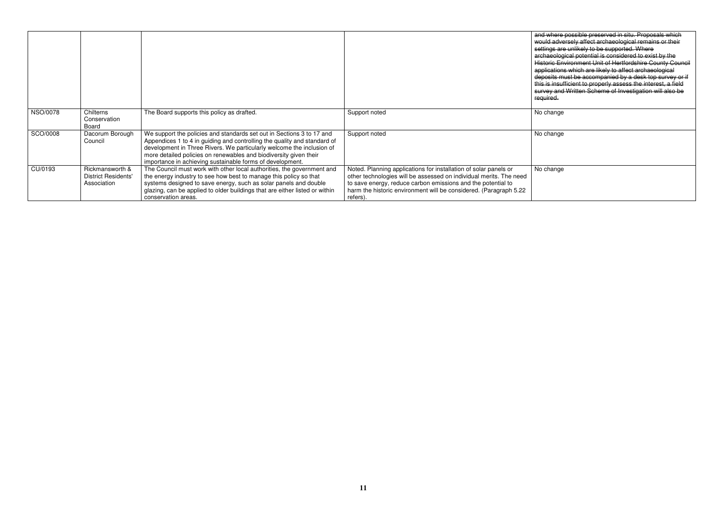| | | | | |
|---|---|---|---|---|
| | | | | ~~and where possible preserved in situ. Proposals which would adversely affect archaeological remains or their settings are unlikely to be supported. Where archaeological potential is considered to exist by the Historic Environment Unit of Hertfordshire County Council applications which are likely to affect archaeological deposits must be accompanied by a desk top survey or if this is insufficient to properly assess the interest, a field survey and Written Scheme of Investigation will also be required.~~ |
| NSO/0078 | Chilterns Conservation Board | The Board supports this policy as drafted. | Support noted | No change |
| SCO/0008 | Dacorum Borough Council | We support the policies and standards set out in Sections 3 to 17 and Appendices 1 to 4 in guiding and controlling the quality and standard of development in Three Rivers. We particularly welcome the inclusion of more detailed policies on renewables and biodiversity given their importance in achieving sustainable forms of development. | Support noted | No change |
| CU/0193 | Rickmansworth & District Residents' Association | The Council must work with other local authorities, the government and the energy industry to see how best to manage this policy so that systems designed to save energy, such as solar panels and double glazing, can be applied to older buildings that are either listed or within conservation areas. | Noted. Planning applications for installation of solar panels or other technologies will be assessed on individual merits. The need to save energy, reduce carbon emissions and the potential to harm the historic environment will be considered. (Paragraph 5.22 refers). | No change |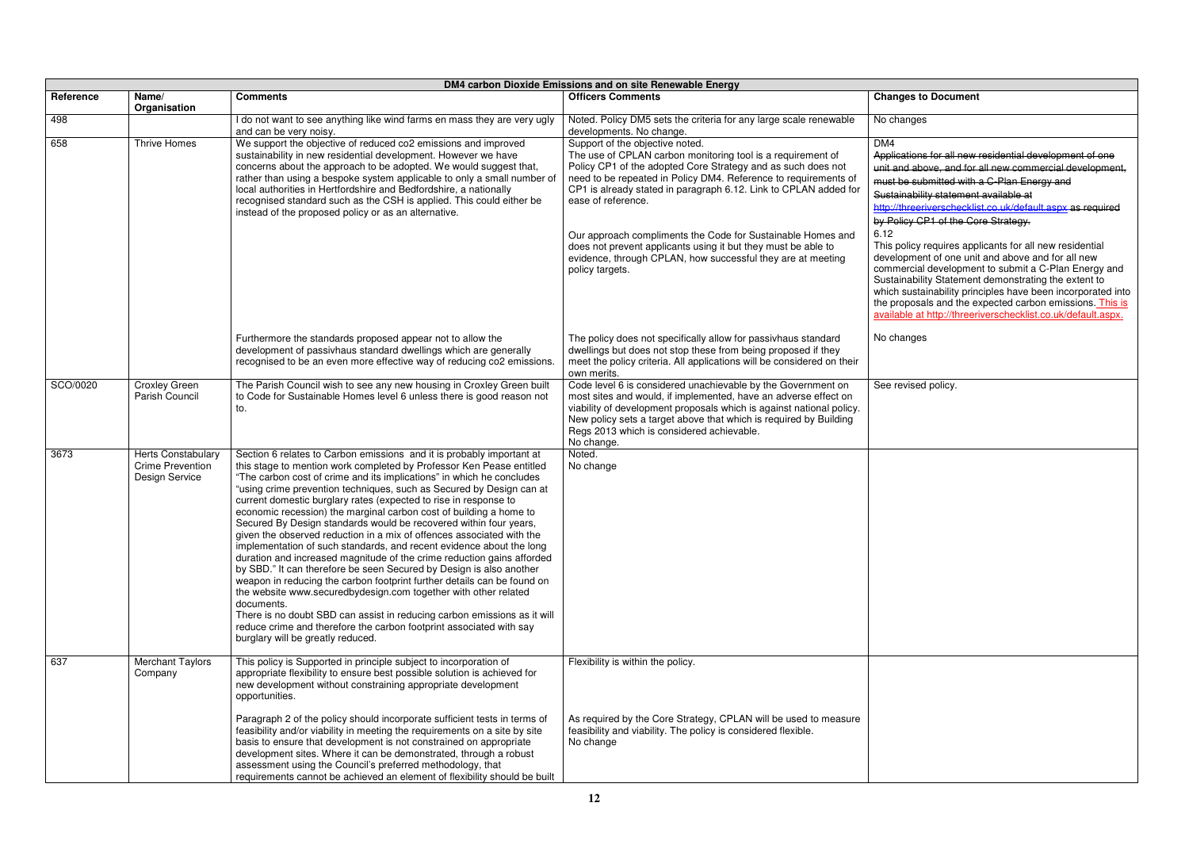| DM4 carbon Dioxide Emissions and on site Renewable Energy | | | | |
|---|---|---|---|---|
| **Reference** | **Name/ Organisation** | **Comments** | **Officers Comments** | **Changes to Document** |
| 498 | | I do not want to see anything like wind farms en mass they are very ugly and can be very noisy. | Noted. Policy DM5 sets the criteria for any large scale renewable developments. No change. | No changes |
| 658 | Thrive Homes | We support the objective of reduced co2 emissions and improved sustainability in new residential development. However we have concerns about the approach to be adopted. We would suggest that, rather than using a bespoke system applicable to only a small number of local authorities in Hertfordshire and Bedfordshire, a nationally recognised standard such as the CSH is applied. This could either be instead of the proposed policy or as an alternative. | Support of the objective noted. The use of CPLAN carbon monitoring tool is a requirement of Policy CP1 of the adopted Core Strategy and as such does not need to be repeated in Policy DM4. Reference to requirements of CP1 is already stated in paragraph 6.12. Link to CPLAN added for ease of reference. Our approach compliments the Code for Sustainable Homes and does not prevent applicants using it but they must be able to evidence, through CPLAN, how successful they are at meeting policy targets. | DM4 ~~Applications for all new residential development of one unit and above, and for all new commercial development, must be submitted with a C-Plan Energy and Sustainability statement available at http://threeriverschecklist.co.uk/default.aspx as required by Policy CP1 of the Core Strategy.~~ 6.12 This policy requires applicants for all new residential development of one unit and above and for all new commercial development to submit a C-Plan Energy and Sustainability Statement demonstrating the extent to which sustainability principles have been incorporated into the proposals and the expected carbon emissions. <u>This is available at http://threeriverschecklist.co.uk/default.aspx.</u> |
| | | Furthermore the standards proposed appear not to allow the development of passivhaus standard dwellings which are generally recognised to be an even more effective way of reducing co2 emissions. | The policy does not specifically allow for passivhaus standard dwellings but does not stop these from being proposed if they meet the policy criteria. All applications will be considered on their own merits. | No changes |
| SCO/0020 | Croxley Green Parish Council | The Parish Council wish to see any new housing in Croxley Green built to Code for Sustainable Homes level 6 unless there is good reason not to. | Code level 6 is considered unachievable by the Government on most sites and would, if implemented, have an adverse effect on viability of development proposals which is against national policy. New policy sets a target above that which is required by Building Regs 2013 which is considered achievable. No change. | See revised policy. |
| 3673 | Herts Constabulary Crime Prevention Design Service | Section 6 relates to Carbon emissions and it is probably important at this stage to mention work completed by Professor Ken Pease entitled "The carbon cost of crime and its implications" in which he concludes "using crime prevention techniques, such as Secured by Design can at current domestic burglary rates (expected to rise in response to economic recession) the marginal carbon cost of building a home to Secured By Design standards would be recovered within four years, given the observed reduction in a mix of offences associated with the implementation of such standards, and recent evidence about the long duration and increased magnitude of the crime reduction gains afforded by SBD." It can therefore be seen Secured by Design is also another weapon in reducing the carbon footprint further details can be found on the website www.securedbydesign.com together with other related documents. There is no doubt SBD can assist in reducing carbon emissions as it will reduce crime and therefore the carbon footprint associated with say burglary will be greatly reduced. | Noted. No change | |
| 637 | Merchant Taylors Company | This policy is Supported in principle subject to incorporation of appropriate flexibility to ensure best possible solution is achieved for new development without constraining appropriate development opportunities. | Flexibility is within the policy. | |
| | | Paragraph 2 of the policy should incorporate sufficient tests in terms of feasibility and/or viability in meeting the requirements on a site by site basis to ensure that development is not constrained on appropriate development sites. Where it can be demonstrated, through a robust assessment using the Council's preferred methodology, that requirements cannot be achieved an element of flexibility should be built | As required by the Core Strategy, CPLAN will be used to measure feasibility and viability. The policy is considered flexible. No change | |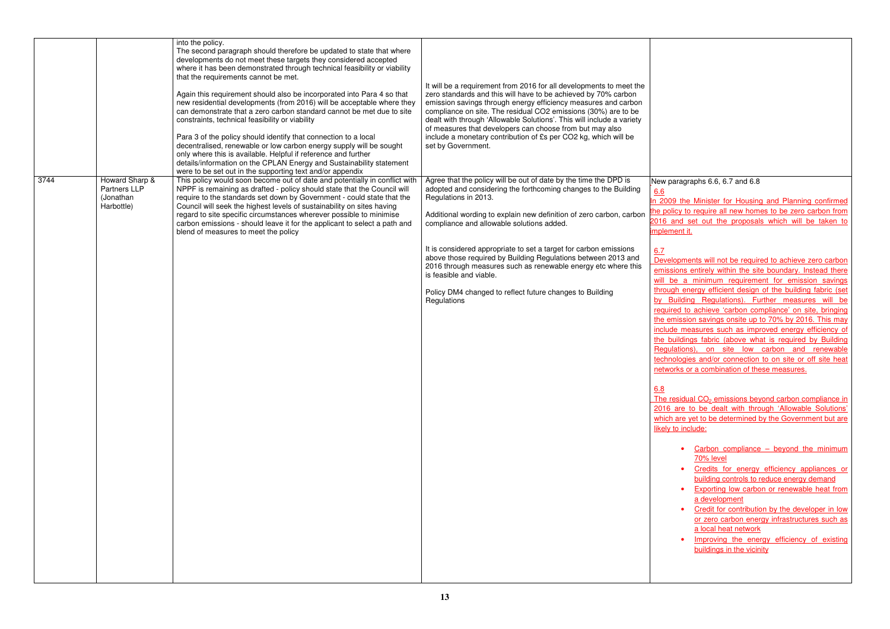| | | into the policy.<br>The second paragraph should therefore be updated to state that where developments do not meet these targets they considered accepted where it has been demonstrated through technical feasibility or viability that the requirements cannot be met.<br><br>Again this requirement should also be incorporated into Para 4 so that new residential developments (from 2016) will be acceptable where they can demonstrate that a zero carbon standard cannot be met due to site constraints, technical feasibility or viability<br><br>Para 3 of the policy should identify that connection to a local decentralised, renewable or low carbon energy supply will be sought only where this is available. Helpful if reference and further details/information on the CPLAN Energy and Sustainability statement were to be set out in the supporting text and/or appendix | It will be a requirement from 2016 for all developments to meet the zero standards and this will have to be achieved by 70% carbon emission savings through energy efficiency measures and carbon compliance on site. The residual CO2 emissions (30%) are to be dealt with through 'Allowable Solutions'. This will include a variety of measures that developers can choose from but may also include a monetary contribution of £s per CO2 kg, which will be set by Government. | |
|---|---|---|---|---|
| 3744 | Howard Sharp & Partners LLP (Jonathan Harbottle) | This policy would soon become out of date and potentially in conflict with NPPF is remaining as drafted - policy should state that the Council will require to the standards set down by Government - could state that the Council will seek the highest levels of sustainability on sites having regard to site specific circumstances wherever possible to minimise carbon emissions - should leave it for the applicant to select a path and blend of measures to meet the policy | Agree that the policy will be out of date by the time the DPD is adopted and considering the forthcoming changes to the Building Regulations in 2013.<br><br>Additional wording to explain new definition of zero carbon, carbon compliance and allowable solutions added.<br><br>It is considered appropriate to set a target for carbon emissions above those required by Building Regulations between 2013 and 2016 through measures such as renewable energy etc where this is feasible and viable.<br><br>Policy DM4 changed to reflect future changes to Building Regulations | New paragraphs 6.6, 6.7 and 6.8<br><br>6.6<br>In 2009 the Minister for Housing and Planning confirmed the policy to require all new homes to be zero carbon from 2016 and set out the proposals which will be taken to implement it.<br><br>6.7<br>Developments will not be required to achieve zero carbon emissions entirely within the site boundary. Instead there will be a minimum requirement for emission savings through energy efficient design of the building fabric (set by Building Regulations). Further measures will be required to achieve 'carbon compliance' on site, bringing the emission savings onsite up to 70% by 2016. This may include measures such as improved energy efficiency of the buildings fabric (above what is required by Building Regulations), on site low carbon and renewable technologies and/or connection to on site or off site heat networks or a combination of these measures.<br><br>6.8<br>The residual $CO_2$ emissions beyond carbon compliance in 2016 are to be dealt with through 'Allowable Solutions' which are yet to be determined by the Government but are likely to include:<br><br>• Carbon compliance – beyond the minimum 70% level<br>• Credits for energy efficiency appliances or building controls to reduce energy demand<br>• Exporting low carbon or renewable heat from a development<br>• Credit for contribution by the developer in low or zero carbon energy infrastructures such as a local heat network<br>• Improving the energy efficiency of existing buildings in the vicinity |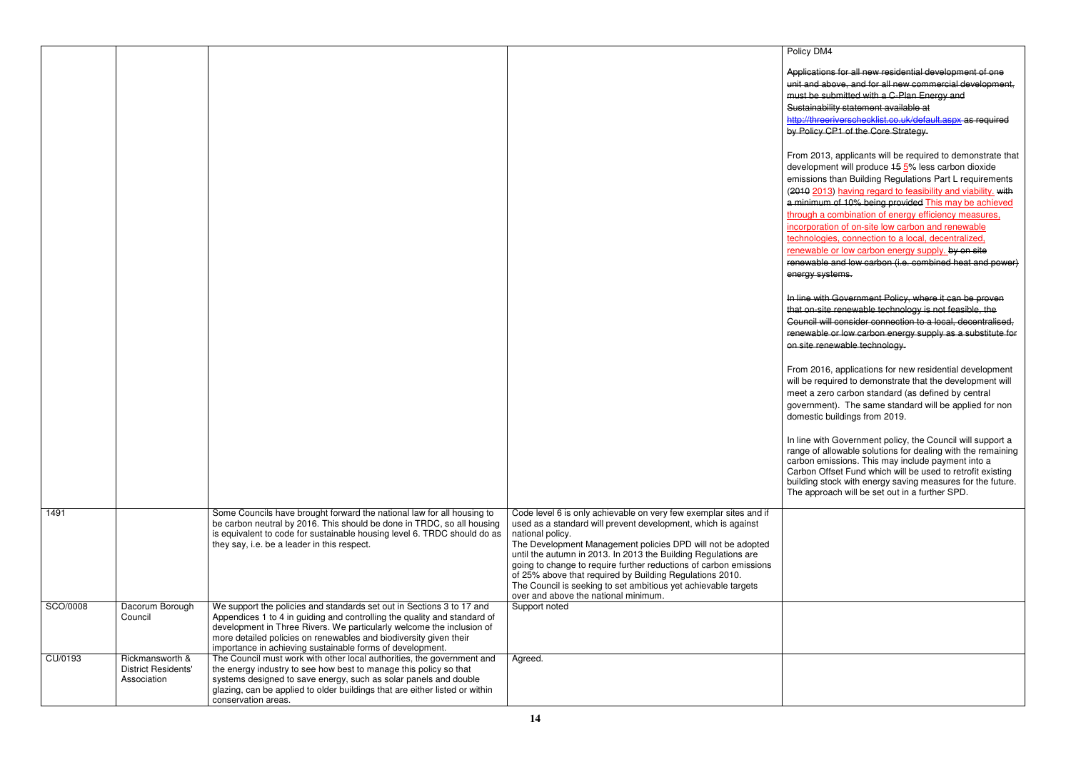| | | | | Policy DM4<br><br>~~Applications for all new residential development of one unit and above, and for all new commercial development, must be submitted with a C-Plan Energy and Sustainability statement available at http://threeriverschecklist.co.uk/default.aspx as required by Policy CP1 of the Core Strategy.~~<br><br>From 2013, applicants will be required to demonstrate that development will produce ~~15~~ 5% less carbon dioxide emissions than Building Regulations Part L requirements (~~2010~~ 2013) having regard to feasibility and viability. ~~with a minimum of 10% being provided~~ This may be achieved through a combination of energy efficiency measures, incorporation of on-site low carbon and renewable technologies, connection to a local, decentralized, renewable or low carbon energy supply. ~~by on site renewable and low carbon (i.e. combined heat and power) energy systems.~~<br><br>~~In line with Government Policy, where it can be proven that on-site renewable technology is not feasible, the Council will consider connection to a local, decentralised, renewable or low carbon energy supply as a substitute for on site renewable technology.~~<br><br>From 2016, applications for new residential development will be required to demonstrate that the development will meet a zero carbon standard (as defined by central government). The same standard will be applied for non domestic buildings from 2019.<br><br>In line with Government policy, the Council will support a range of allowable solutions for dealing with the remaining carbon emissions. This may include payment into a Carbon Offset Fund which will be used to retrofit existing building stock with energy saving measures for the future. The approach will be set out in a further SPD. |
|---|---|---|---|---|
| 1491 | | Some Councils have brought forward the national law for all housing to be carbon neutral by 2016. This should be done in TRDC, so all housing is equivalent to code for sustainable housing level 6. TRDC should do as they say, i.e. be a leader in this respect. | Code level 6 is only achievable on very few exemplar sites and if used as a standard will prevent development, which is against national policy.<br>The Development Management policies DPD will not be adopted until the autumn in 2013. In 2013 the Building Regulations are going to change to require further reductions of carbon emissions of 25% above that required by Building Regulations 2010.<br>The Council is seeking to set ambitious yet achievable targets over and above the national minimum. | |
| SCO/0008 | Dacorum Borough Council | We support the policies and standards set out in Sections 3 to 17 and Appendices 1 to 4 in guiding and controlling the quality and standard of development in Three Rivers. We particularly welcome the inclusion of more detailed policies on renewables and biodiversity given their importance in achieving sustainable forms of development. | Support noted | |
| CU/0193 | Rickmansworth & District Residents' Association | The Council must work with other local authorities, the government and the energy industry to see how best to manage this policy so that systems designed to save energy, such as solar panels and double glazing, can be applied to older buildings that are either listed or within conservation areas. | Agreed. | |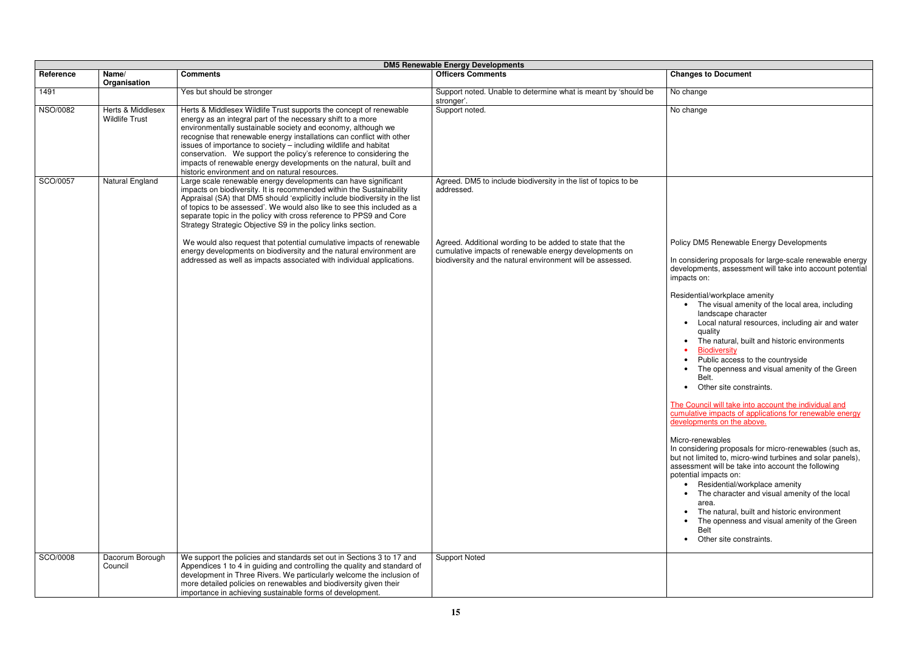| DM5 Renewable Energy Developments | | | | |
|---|---|---|---|---|
| **Reference** | **Name/ Organisation** | **Comments** | **Officers Comments** | **Changes to Document** |
| 1491 | | Yes but should be stronger | Support noted. Unable to determine what is meant by 'should be stronger'. | No change |
| NSO/0082 | Herts & Middlesex Wildlife Trust | Herts & Middlesex Wildlife Trust supports the concept of renewable energy as an integral part of the necessary shift to a more environmentally sustainable society and economy, although we recognise that renewable energy installations can conflict with other issues of importance to society – including wildlife and habitat conservation. We support the policy's reference to considering the impacts of renewable energy developments on the natural, built and historic environment and on natural resources. | Support noted. | No change |
| SCO/0057 | Natural England | Large scale renewable energy developments can have significant impacts on biodiversity. It is recommended within the Sustainability Appraisal (SA) that DM5 should 'explicitly include biodiversity in the list of topics to be assessed'. We would also like to see this included as a separate topic in the policy with cross reference to PPS9 and Core Strategy Strategic Objective S9 in the policy links section.<br><br>We would also request that potential cumulative impacts of renewable energy developments on biodiversity and the natural environment are addressed as well as impacts associated with individual applications. | Agreed. DM5 to include biodiversity in the list of topics to be addressed.<br><br>Agreed. Additional wording to be added to state that the cumulative impacts of renewable energy developments on biodiversity and the natural environment will be assessed. | Policy DM5 Renewable Energy Developments<br><br>In considering proposals for large-scale renewable energy developments, assessment will take into account potential impacts on:<br><br>Residential/workplace amenity<br>• The visual amenity of the local area, including landscape character<br>• Local natural resources, including air and water quality<br>• The natural, built and historic environments<br>• Biodiversity<br>• Public access to the countryside<br>• The openness and visual amenity of the Green Belt.<br>• Other site constraints.<br><br>The Council will take into account the individual and cumulative impacts of applications for renewable energy developments on the above.<br><br>Micro-renewables<br>In considering proposals for micro-renewables (such as, but not limited to, micro-wind turbines and solar panels), assessment will be take into account the following potential impacts on:<br>• Residential/workplace amenity<br>• The character and visual amenity of the local area.<br>• The natural, built and historic environment<br>• The openness and visual amenity of the Green Belt<br>• Other site constraints. |
| SCO/0008 | Dacorum Borough Council | We support the policies and standards set out in Sections 3 to 17 and Appendices 1 to 4 in guiding and controlling the quality and standard of development in Three Rivers. We particularly welcome the inclusion of more detailed policies on renewables and biodiversity given their importance in achieving sustainable forms of development. | Support Noted | |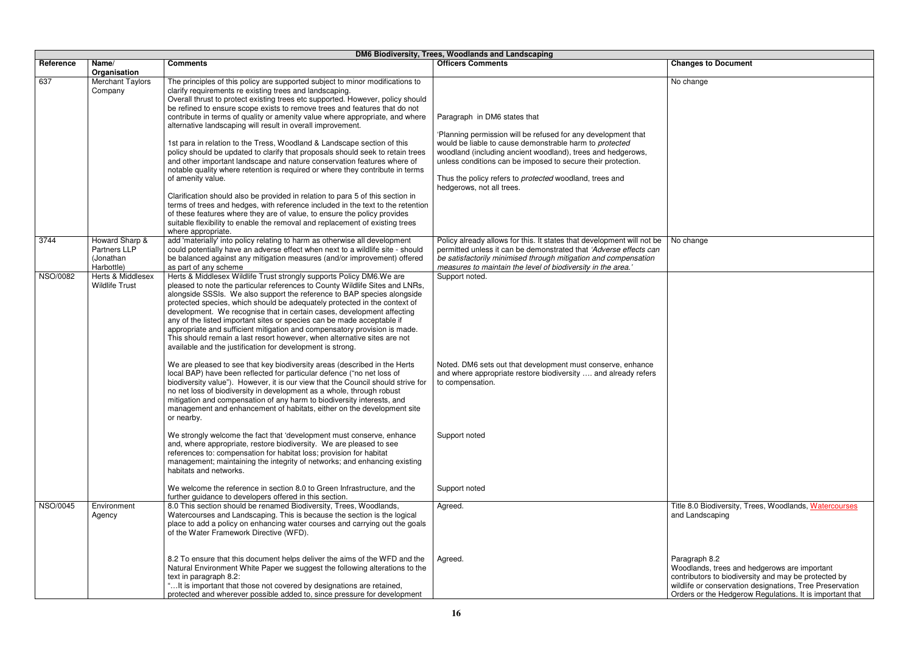| DM6 Biodiversity, Trees, Woodlands and Landscaping | | | | |
|---|---|---|---|---|
| **Reference** | **Name/ Organisation** | **Comments** | **Officers Comments** | **Changes to Document** |
| 637 | Merchant Taylors Company | The principles of this policy are supported subject to minor modifications to clarify requirements re existing trees and landscaping.<br>Overall thrust to protect existing trees etc supported. However, policy should be refined to ensure scope exists to remove trees and features that do not contribute in terms of quality or amenity value where appropriate, and where alternative landscaping will result in overall improvement.<br><br>1st para in relation to the Tress, Woodland & Landscape section of this policy should be updated to clarify that proposals should seek to retain trees and other important landscape and nature conservation features where of notable quality where retention is required or where they contribute in terms of amenity value.<br><br>Clarification should also be provided in relation to para 5 of this section in terms of trees and hedges, with reference included in the text to the retention of these features where they are of value, to ensure the policy provides suitable flexibility to enable the removal and replacement of existing trees where appropriate. | Paragraph in DM6 states that<br><br>'Planning permission will be refused for any development that would be liable to cause demonstrable harm to *protected* woodland (including ancient woodland), trees and hedgerows, unless conditions can be imposed to secure their protection.<br><br>Thus the policy refers to *protected* woodland, trees and hedgerows, not all trees. | No change |
| 3744 | Howard Sharp & Partners LLP (Jonathan Harbottle) | add 'materially' into policy relating to harm as otherwise all development could potentially have an adverse effect when next to a wildlife site - should be balanced against any mitigation measures (and/or improvement) offered as part of any scheme | Policy already allows for this. It states that development will not be permitted unless it can be demonstrated that *'Adverse effects can be satisfactorily minimised through mitigation and compensation measures to maintain the level of biodiversity in the area.'* | No change |
| NSO/0082 | Herts & Middlesex Wildlife Trust | Herts & Middlesex Wildlife Trust strongly supports Policy DM6.We are pleased to note the particular references to County Wildlife Sites and LNRs, alongside SSSIs. We also support the reference to BAP species alongside protected species, which should be adequately protected in the context of development. We recognise that in certain cases, development affecting any of the listed important sites or species can be made acceptable if appropriate and sufficient mitigation and compensatory provision is made. This should remain a last resort however, when alternative sites are not available and the justification for development is strong.<br><br>We are pleased to see that key biodiversity areas (described in the Herts local BAP) have been reflected for particular defence ("no net loss of biodiversity value"). However, it is our view that the Council should strive for no net loss of biodiversity in development as a whole, through robust mitigation and compensation of any harm to biodiversity interests, and management and enhancement of habitats, either on the development site or nearby.<br><br>We strongly welcome the fact that 'development must conserve, enhance and, where appropriate, restore biodiversity. We are pleased to see references to: compensation for habitat loss; provision for habitat management; maintaining the integrity of networks; and enhancing existing habitats and networks.<br><br>We welcome the reference in section 8.0 to Green Infrastructure, and the further guidance to developers offered in this section. | Support noted.<br><br>Noted. DM6 sets out that development must conserve, enhance and where appropriate restore biodiversity …. and already refers to compensation.<br><br>Support noted<br><br>Support noted | |
| NSO/0045 | Environment Agency | 8.0 This section should be renamed Biodiversity, Trees, Woodlands, Watercourses and Landscaping. This is because the section is the logical place to add a policy on enhancing water courses and carrying out the goals of the Water Framework Directive (WFD).<br><br>8.2 To ensure that this document helps deliver the aims of the WFD and the Natural Environment White Paper we suggest the following alterations to the text in paragraph 8.2:<br>"…It is important that those not covered by designations are retained, protected and wherever possible added to, since pressure for development | Agreed.<br><br>Agreed. | Title 8.0 Biodiversity, Trees, Woodlands, Watercourses and Landscaping<br><br>Paragraph 8.2<br>Woodlands, trees and hedgerows are important contributors to biodiversity and may be protected by wildlife or conservation designations, Tree Preservation Orders or the Hedgerow Regulations. It is important that |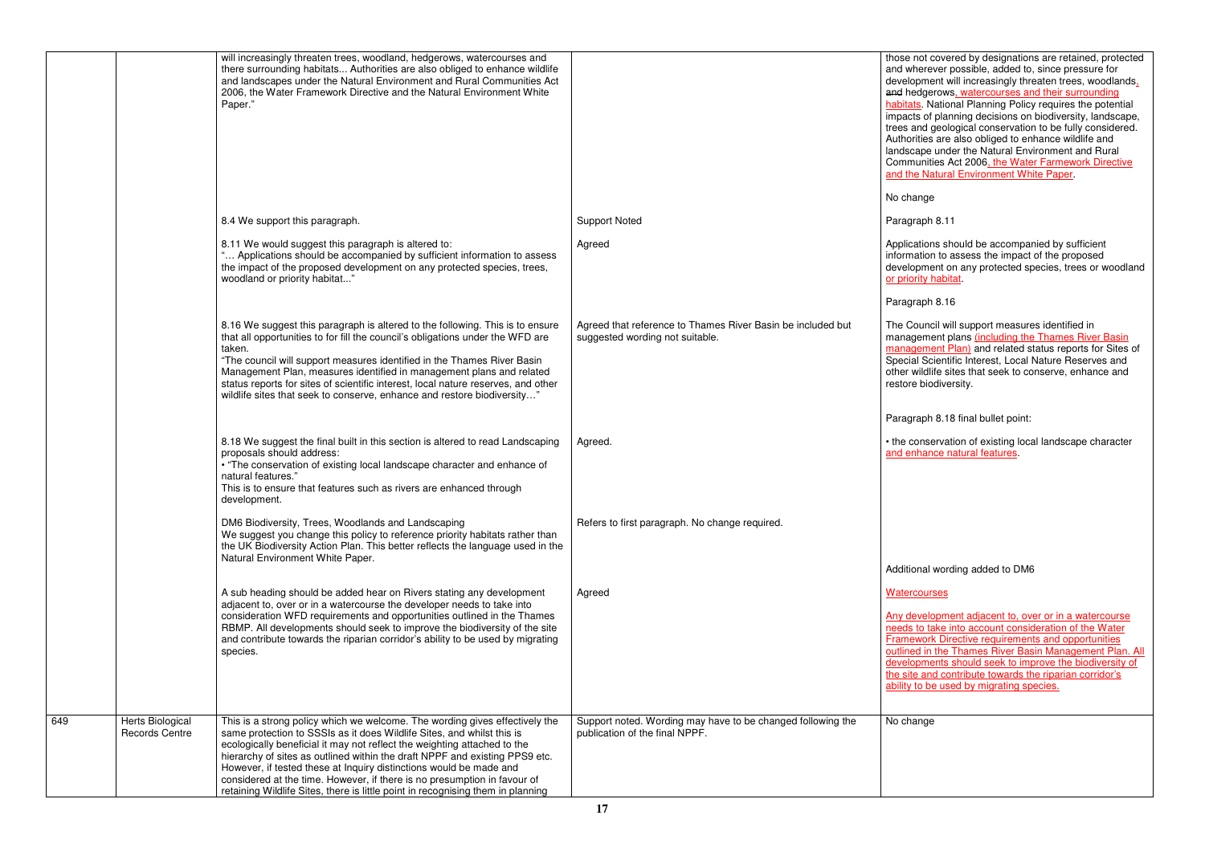| | | | | |
|---|---|---|---|---|
| | | will increasingly threaten trees, woodland, hedgerows, watercourses and there surrounding habitats... Authorities are also obliged to enhance wildlife and landscapes under the Natural Environment and Rural Communities Act 2006, the Water Framework Directive and the Natural Environment White Paper." | | those not covered by designations are retained, protected and wherever possible, added to, since pressure for development will increasingly threaten trees, woodlands, and hedgerows, watercourses and their surrounding habitats. National Planning Policy requires the potential impacts of planning decisions on biodiversity, landscape, trees and geological conservation to be fully considered. Authorities are also obliged to enhance wildlife and landscape under the Natural Environment and Rural Communities Act 2006, the Water Farmework Directive and the Natural Environment White Paper.<br><br>No change |
| | | 8.4 We support this paragraph. | Support Noted | Paragraph 8.11 |
| | | 8.11 We would suggest this paragraph is altered to:<br>"… Applications should be accompanied by sufficient information to assess the impact of the proposed development on any protected species, trees, woodland or priority habitat..." | Agreed | Applications should be accompanied by sufficient information to assess the impact of the proposed development on any protected species, trees or woodland or priority habitat.<br><br>Paragraph 8.16 |
| | | 8.16 We suggest this paragraph is altered to the following. This is to ensure that all opportunities to for fill the council's obligations under the WFD are taken.<br>"The council will support measures identified in the Thames River Basin Management Plan, measures identified in management plans and related status reports for sites of scientific interest, local nature reserves, and other wildlife sites that seek to conserve, enhance and restore biodiversity…" | Agreed that reference to Thames River Basin be included but suggested wording not suitable. | The Council will support measures identified in management plans (including the Thames River Basin management Plan) and related status reports for Sites of Special Scientific Interest, Local Nature Reserves and other wildlife sites that seek to conserve, enhance and restore biodiversity.<br><br>Paragraph 8.18 final bullet point: |
| | | 8.18 We suggest the final built in this section is altered to read Landscaping proposals should address:<br>• "The conservation of existing local landscape character and enhance of natural features."<br>This is to ensure that features such as rivers are enhanced through development. | Agreed. | • the conservation of existing local landscape character and enhance natural features. |
| | | DM6 Biodiversity, Trees, Woodlands and Landscaping<br>We suggest you change this policy to reference priority habitats rather than the UK Biodiversity Action Plan. This better reflects the language used in the Natural Environment White Paper. | Refers to first paragraph. No change required. | Additional wording added to DM6 |
| | | A sub heading should be added hear on Rivers stating any development adjacent to, over or in a watercourse the developer needs to take into consideration WFD requirements and opportunities outlined in the Thames RBMP. All developments should seek to improve the biodiversity of the site and contribute towards the riparian corridor's ability to be used by migrating species. | Agreed | Watercourses<br><br>Any development adjacent to, over or in a watercourse needs to take into account consideration of the Water Framework Directive requirements and opportunities outlined in the Thames River Basin Management Plan. All developments should seek to improve the biodiversity of the site and contribute towards the riparian corridor's ability to be used by migrating species. |
| 649 | Herts Biological Records Centre | This is a strong policy which we welcome. The wording gives effectively the same protection to SSSIs as it does Wildlife Sites, and whilst this is ecologically beneficial it may not reflect the weighting attached to the hierarchy of sites as outlined within the draft NPPF and existing PPS9 etc. However, if tested these at Inquiry distinctions would be made and considered at the time. However, if there is no presumption in favour of retaining Wildlife Sites, there is little point in recognising them in planning | Support noted. Wording may have to be changed following the publication of the final NPPF. | No change |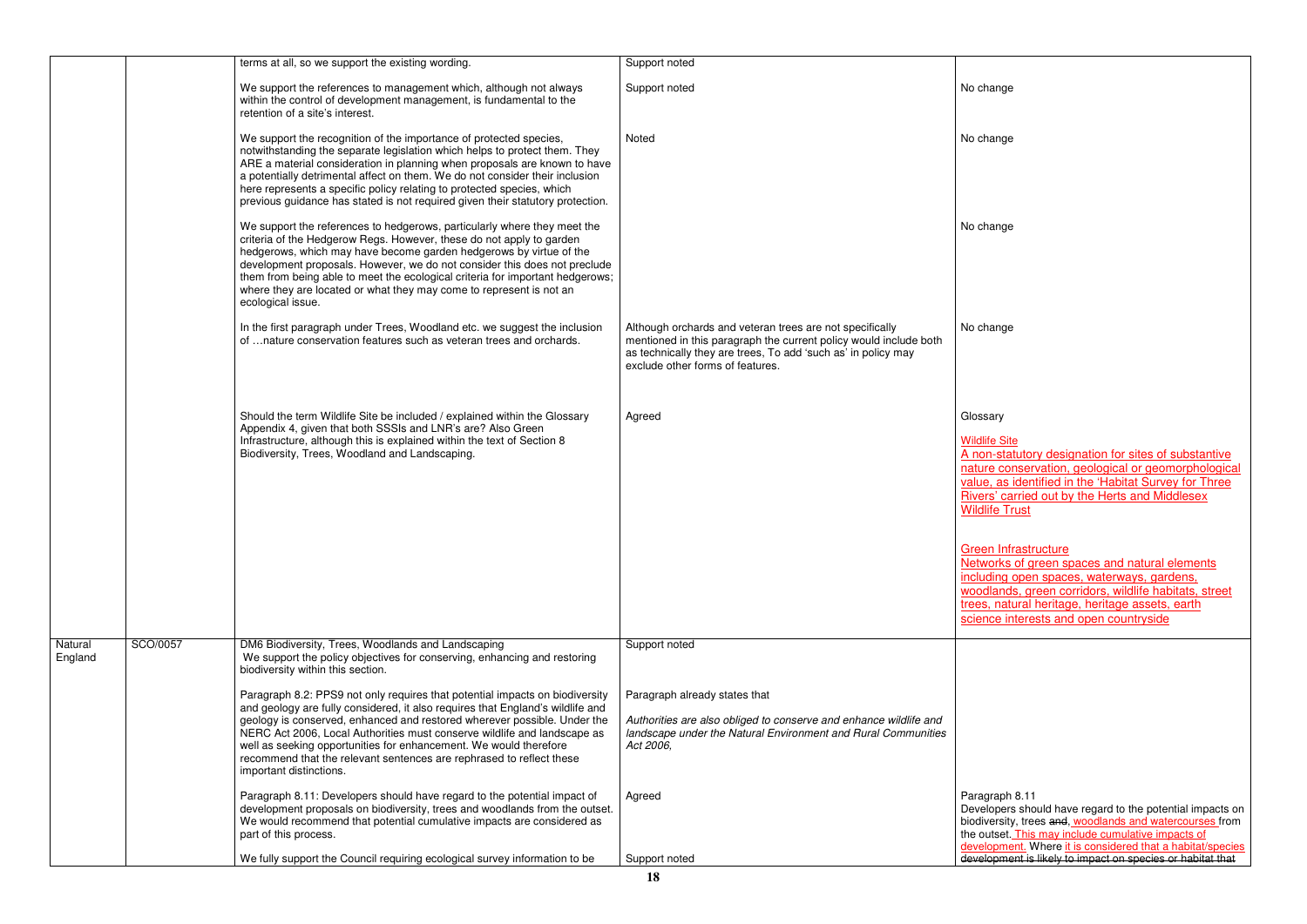| | | | | |
|---|---|---|---|---|
| | | terms at all, so we support the existing wording. | Support noted | |
| | | We support the references to management which, although not always within the control of development management, is fundamental to the retention of a site's interest. | Support noted | No change |
| | | We support the recognition of the importance of protected species, notwithstanding the separate legislation which helps to protect them. They ARE a material consideration in planning when proposals are known to have a potentially detrimental affect on them. We do not consider their inclusion here represents a specific policy relating to protected species, which previous guidance has stated is not required given their statutory protection. | Noted | No change |
| | | We support the references to hedgerows, particularly where they meet the criteria of the Hedgerow Regs. However, these do not apply to garden hedgerows, which may have become garden hedgerows by virtue of the development proposals. However, we do not consider this does not preclude them from being able to meet the ecological criteria for important hedgerows; where they are located or what they may come to represent is not an ecological issue. | | No change |
| | | In the first paragraph under Trees, Woodland etc. we suggest the inclusion of …nature conservation features such as veteran trees and orchards. | Although orchards and veteran trees are not specifically mentioned in this paragraph the current policy would include both as technically they are trees, To add 'such as' in policy may exclude other forms of features. | No change |
| | | Should the term Wildlife Site be included / explained within the Glossary Appendix 4, given that both SSSIs and LNR's are? Also Green Infrastructure, although this is explained within the text of Section 8 Biodiversity, Trees, Woodland and Landscaping. | Agreed | Glossary<br><br>Wildlife Site<br>A non-statutory designation for sites of substantive nature conservation, geological or geomorphological value, as identified in the 'Habitat Survey for Three Rivers' carried out by the Herts and Middlesex Wildlife Trust<br><br>Green Infrastructure<br>Networks of green spaces and natural elements including open spaces, waterways, gardens, woodlands, green corridors, wildlife habitats, street trees, natural heritage, heritage assets, earth science interests and open countryside |
| Natural England | SCO/0057 | DM6 Biodiversity, Trees, Woodlands and Landscaping<br>We support the policy objectives for conserving, enhancing and restoring biodiversity within this section. | Support noted | |
| | | Paragraph 8.2: PPS9 not only requires that potential impacts on biodiversity and geology are fully considered, it also requires that England's wildlife and geology is conserved, enhanced and restored wherever possible. Under the NERC Act 2006, Local Authorities must conserve wildlife and landscape as well as seeking opportunities for enhancement. We would therefore recommend that the relevant sentences are rephrased to reflect these important distinctions. | Paragraph already states that<br><br>*Authorities are also obliged to conserve and enhance wildlife and landscape under the Natural Environment and Rural Communities Act 2006,* | |
| | | Paragraph 8.11: Developers should have regard to the potential impact of development proposals on biodiversity, trees and woodlands from the outset. We would recommend that potential cumulative impacts are considered as part of this process. | Agreed | Paragraph 8.11<br>Developers should have regard to the potential impacts on biodiversity, trees ~~and~~, woodlands and watercourses from the outset. This may include cumulative impacts of development. Where it is considered that a habitat/species ~~development is likely to impact on species or habitat that~~ |
| | | We fully support the Council requiring ecological survey information to be | Support noted | |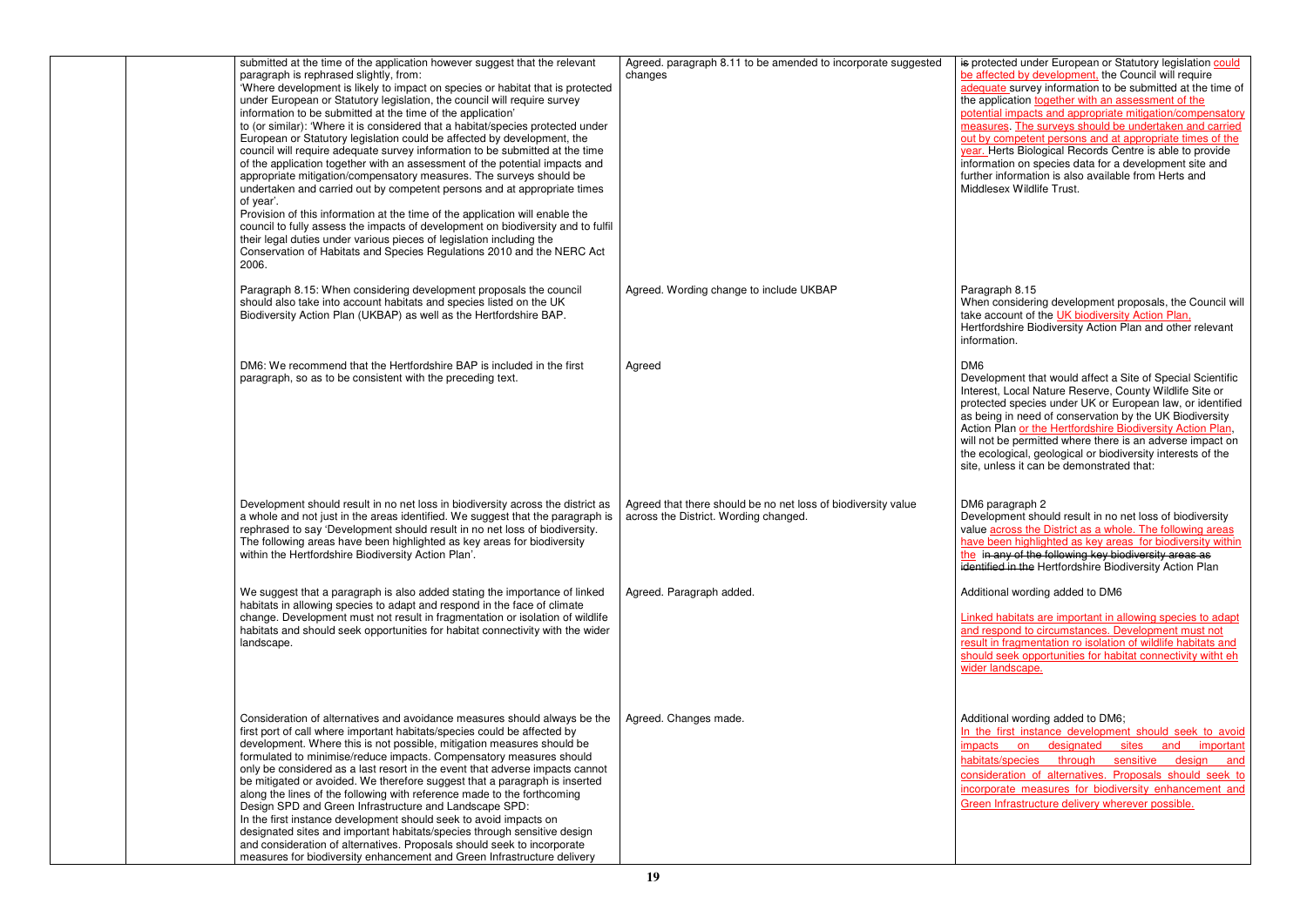| | | | | |
|---|---|---|---|---|
| | | submitted at the time of the application however suggest that the relevant paragraph is rephrased slightly, from:<br>'Where development is likely to impact on species or habitat that is protected under European or Statutory legislation, the council will require survey information to be submitted at the time of the application'<br>to (or similar): 'Where it is considered that a habitat/species protected under European or Statutory legislation could be affected by development, the council will require adequate survey information to be submitted at the time of the application together with an assessment of the potential impacts and appropriate mitigation/compensatory measures. The surveys should be undertaken and carried out by competent persons and at appropriate times of year'.<br>Provision of this information at the time of the application will enable the council to fully assess the impacts of development on biodiversity and to fulfil their legal duties under various pieces of legislation including the Conservation of Habitats and Species Regulations 2010 and the NERC Act 2006. | Agreed. paragraph 8.11 to be amended to incorporate suggested changes | ~~is~~ protected under European or Statutory legislation could be affected by development, the Council will require adequate survey information to be submitted at the time of the application together with an assessment of the potential impacts and appropriate mitigation/compensatory measures. The surveys should be undertaken and carried out by competent persons and at appropriate times of the year. Herts Biological Records Centre is able to provide information on species data for a development site and further information is also available from Herts and Middlesex Wildlife Trust. |
| | | Paragraph 8.15: When considering development proposals the council should also take into account habitats and species listed on the UK Biodiversity Action Plan (UKBAP) as well as the Hertfordshire BAP. | Agreed. Wording change to include UKBAP | Paragraph 8.15<br>When considering development proposals, the Council will take account of the UK biodiversity Action Plan, Hertfordshire Biodiversity Action Plan and other relevant information. |
| | | DM6: We recommend that the Hertfordshire BAP is included in the first paragraph, so as to be consistent with the preceding text. | Agreed | DM6<br>Development that would affect a Site of Special Scientific Interest, Local Nature Reserve, County Wildlife Site or protected species under UK or European law, or identified as being in need of conservation by the UK Biodiversity Action Plan or the Hertfordshire Biodiversity Action Plan, will not be permitted where there is an adverse impact on the ecological, geological or biodiversity interests of the site, unless it can be demonstrated that: |
| | | Development should result in no net loss in biodiversity across the district as a whole and not just in the areas identified. We suggest that the paragraph is rephrased to say 'Development should result in no net loss of biodiversity. The following areas have been highlighted as key areas for biodiversity within the Hertfordshire Biodiversity Action Plan'. | Agreed that there should be no net loss of biodiversity value across the District. Wording changed. | DM6 paragraph 2<br>Development should result in no net loss of biodiversity value across the District as a whole. The following areas have been highlighted as key areas for biodiversity within the ~~in any of the following key biodiversity areas as identified in the~~ Hertfordshire Biodiversity Action Plan |
| | | We suggest that a paragraph is also added stating the importance of linked habitats in allowing species to adapt and respond in the face of climate change. Development must not result in fragmentation or isolation of wildlife habitats and should seek opportunities for habitat connectivity with the wider landscape. | Agreed. Paragraph added. | Additional wording added to DM6<br><br>Linked habitats are important in allowing species to adapt and respond to circumstances. Development must not result in fragmentation ro isolation of wildlife habitats and should seek opportunities for habitat connectivity witht eh wider landscape. |
| | | Consideration of alternatives and avoidance measures should always be the first port of call where important habitats/species could be affected by development. Where this is not possible, mitigation measures should be formulated to minimise/reduce impacts. Compensatory measures should only be considered as a last resort in the event that adverse impacts cannot be mitigated or avoided. We therefore suggest that a paragraph is inserted along the lines of the following with reference made to the forthcoming Design SPD and Green Infrastructure and Landscape SPD:<br>In the first instance development should seek to avoid impacts on designated sites and important habitats/species through sensitive design and consideration of alternatives. Proposals should seek to incorporate measures for biodiversity enhancement and Green Infrastructure delivery | Agreed. Changes made. | Additional wording added to DM6;<br>In the first instance development should seek to avoid impacts on designated sites and important habitats/species through sensitive design and consideration of alternatives. Proposals should seek to incorporate measures for biodiversity enhancement and Green Infrastructure delivery wherever possible. |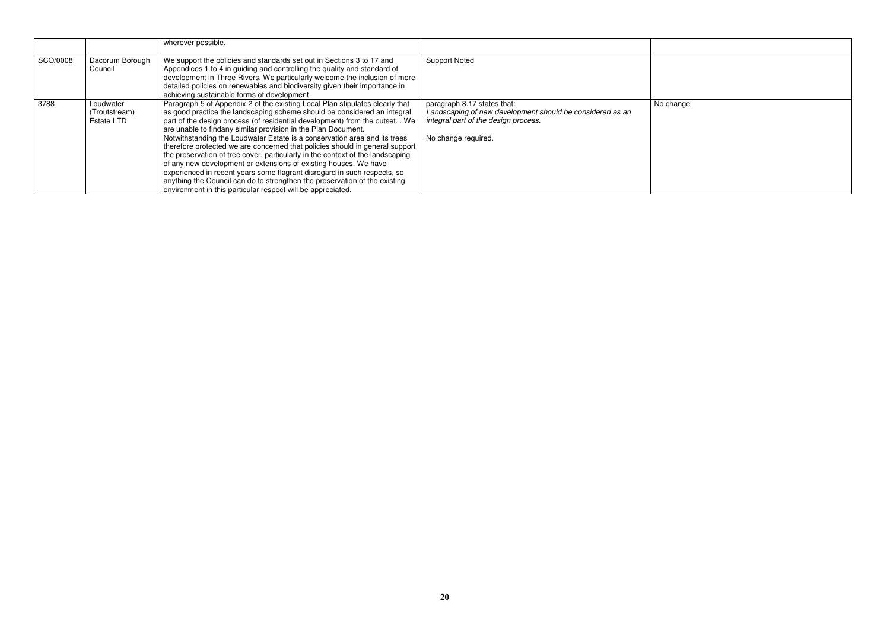| | | | | |
|---|---|---|---|---|
| | | wherever possible. | | |
| SCO/0008 | Dacorum Borough Council | We support the policies and standards set out in Sections 3 to 17 and Appendices 1 to 4 in guiding and controlling the quality and standard of development in Three Rivers. We particularly welcome the inclusion of more detailed policies on renewables and biodiversity given their importance in achieving sustainable forms of development. | Support Noted | |
| 3788 | Loudwater (Troutstream) Estate LTD | Paragraph 5 of Appendix 2 of the existing Local Plan stipulates clearly that as good practice the landscaping scheme should be considered an integral part of the design process (of residential development) from the outset. . We are unable to findany similar provision in the Plan Document. Notwithstanding the Loudwater Estate is a conservation area and its trees therefore protected we are concerned that policies should in general support the preservation of tree cover, particularly in the context of the landscaping of any new development or extensions of existing houses. We have experienced in recent years some flagrant disregard in such respects, so anything the Council can do to strengthen the preservation of the existing environment in this particular respect will be appreciated. | paragraph 8.17 states that: *Landscaping of new development should be considered as an integral part of the design process.* No change required. | No change |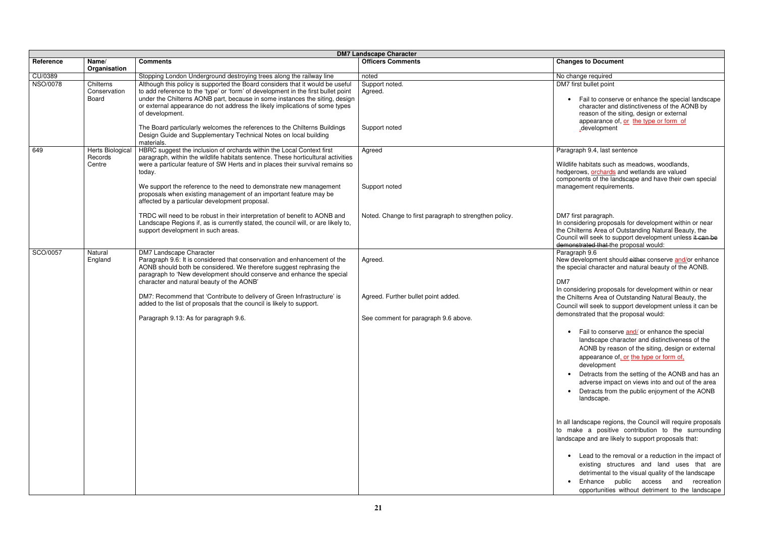| DM7 Landscape Character | | | | |
|---|---|---|---|---|
| **Reference** | **Name/ Organisation** | **Comments** | **Officers Comments** | **Changes to Document** |
| CU/0389 | | Stopping London Underground destroying trees along the railway line | noted | No change required |
| NSO/0078 | Chilterns Conservation Board | Although this policy is supported the Board considers that it would be useful to add reference to the 'type' or 'form' of development in the first bullet point under the Chilterns AONB part, because in some instances the siting, design or external appearance do not address the likely implications of some types of development.<br><br>The Board particularly welcomes the references to the Chilterns Buildings Design Guide and Supplementary Technical Notes on local building materials. | Support noted.<br>Agreed.<br><br>Support noted | DM7 first bullet point<br><br>• Fail to conserve or enhance the special landscape character and distinctiveness of the AONB by reason of the siting, design or external appearance of, or the type or form of ,development |
| 649 | Herts Biological Records Centre | HBRC suggest the inclusion of orchards within the Local Context first paragraph, within the wildlife habitats sentence. These horticultural activities were a particular feature of SW Herts and in places their survival remains so today.<br><br>We support the reference to the need to demonstrate new management proposals when existing management of an important feature may be affected by a particular development proposal.<br><br>TRDC will need to be robust in their interpretation of benefit to AONB and Landscape Regions if, as is currently stated, the council will, or are likely to, support development in such areas. | Agreed<br><br>Support noted<br><br>Noted. Change to first paragraph to strengthen policy. | Paragraph 9.4, last sentence<br><br>Wildlife habitats such as meadows, woodlands, hedgerows, orchards and wetlands are valued components of the landscape and have their own special management requirements.<br><br>DM7 first paragraph.<br>In considering proposals for development within or near the Chilterns Area of Outstanding Natural Beauty, the Council will seek to support development unless ~~it can be demonstrated that~~ the proposal would: |
| SCO/0057 | Natural England | DM7 Landscape Character<br>Paragraph 9.6: It is considered that conservation and enhancement of the AONB should both be considered. We therefore suggest rephrasing the paragraph to 'New development should conserve and enhance the special character and natural beauty of the AONB'<br><br>DM7: Recommend that 'Contribute to delivery of Green Infrastructure' is added to the list of proposals that the council is likely to support.<br><br>Paragraph 9.13: As for paragraph 9.6. | Agreed.<br><br>Agreed. Further bullet point added.<br><br>See comment for paragraph 9.6 above. | Paragraph 9.6<br>New development should ~~either~~ conserve and/or enhance the special character and natural beauty of the AONB.<br><br>DM7<br>In considering proposals for development within or near the Chilterns Area of Outstanding Natural Beauty, the Council will seek to support development unless it can be demonstrated that the proposal would:<br><br>• Fail to conserve and/ or enhance the special landscape character and distinctiveness of the AONB by reason of the siting, design or external appearance of, or the type or form of, development<br>• Detracts from the setting of the AONB and has an adverse impact on views into and out of the area<br>• Detracts from the public enjoyment of the AONB landscape.<br><br>In all landscape regions, the Council will require proposals to make a positive contribution to the surrounding landscape and are likely to support proposals that:<br><br>• Lead to the removal or a reduction in the impact of existing structures and land uses that are detrimental to the visual quality of the landscape<br>• Enhance public access and recreation opportunities without detriment to the landscape |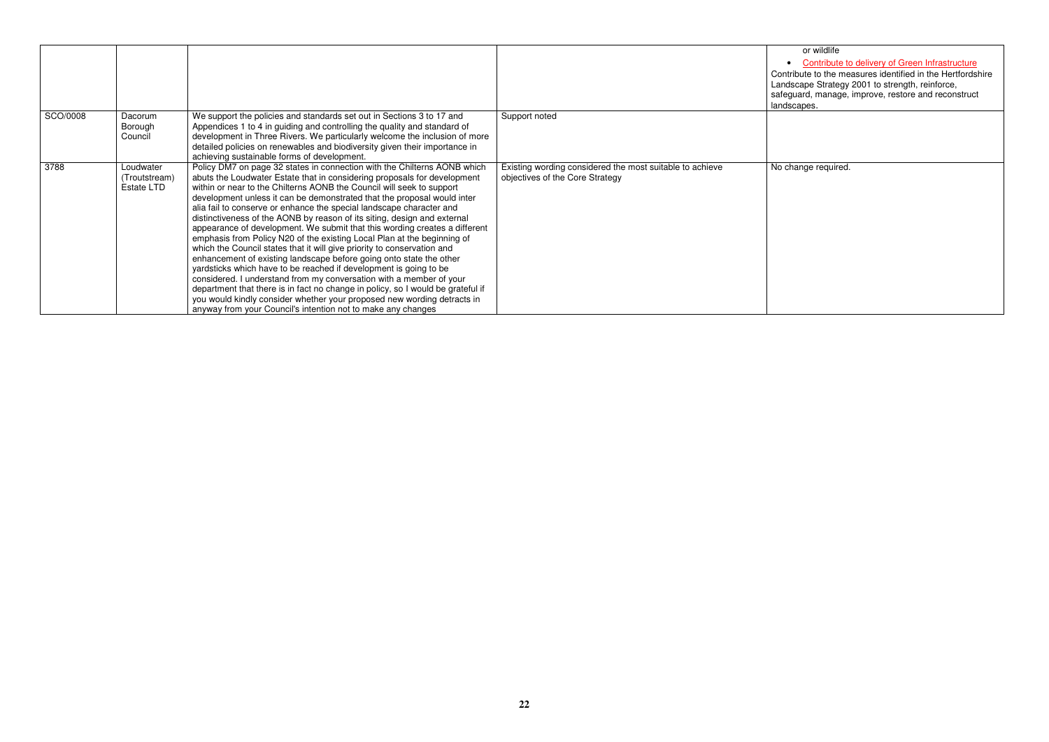| | | | | |
|---|---|---|---|---|
| | | | | or wildlife<br>• Contribute to delivery of Green Infrastructure<br>Contribute to the measures identified in the Hertfordshire Landscape Strategy 2001 to strength, reinforce, safeguard, manage, improve, restore and reconstruct landscapes. |
| SCO/0008 | Dacorum Borough Council | We support the policies and standards set out in Sections 3 to 17 and Appendices 1 to 4 in guiding and controlling the quality and standard of development in Three Rivers. We particularly welcome the inclusion of more detailed policies on renewables and biodiversity given their importance in achieving sustainable forms of development. | Support noted | |
| 3788 | Loudwater (Troutstream) Estate LTD | Policy DM7 on page 32 states in connection with the Chilterns AONB which abuts the Loudwater Estate that in considering proposals for development within or near to the Chilterns AONB the Council will seek to support development unless it can be demonstrated that the proposal would inter alia fail to conserve or enhance the special landscape character and distinctiveness of the AONB by reason of its siting, design and external appearance of development. We submit that this wording creates a different emphasis from Policy N20 of the existing Local Plan at the beginning of which the Council states that it will give priority to conservation and enhancement of existing landscape before going onto state the other yardsticks which have to be reached if development is going to be considered. I understand from my conversation with a member of your department that there is in fact no change in policy, so I would be grateful if you would kindly consider whether your proposed new wording detracts in anyway from your Council's intention not to make any changes | Existing wording considered the most suitable to achieve objectives of the Core Strategy | No change required. |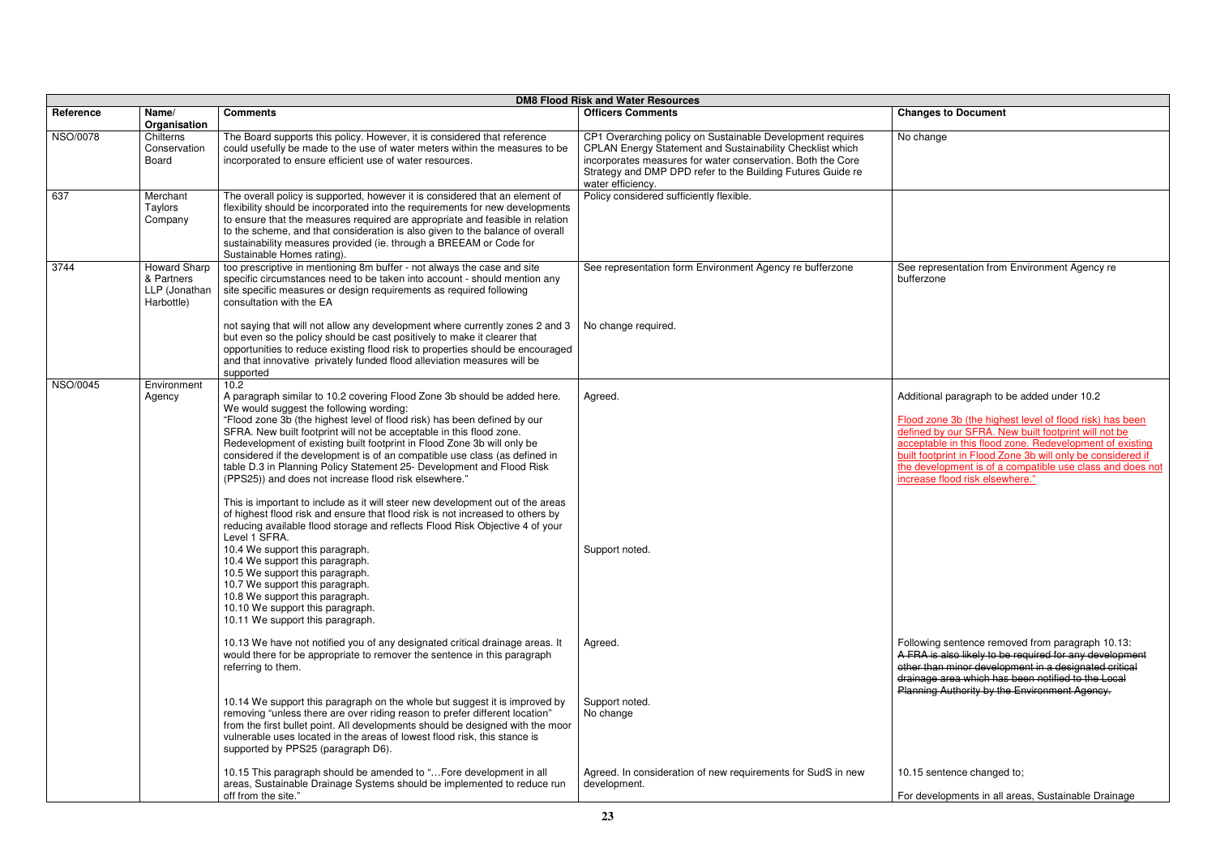| DM8 Flood Risk and Water Resources | | | | |
|---|---|---|---|---|
| **Reference** | **Name/ Organisation** | **Comments** | **Officers Comments** | **Changes to Document** |
| NSO/0078 | Chilterns Conservation Board | The Board supports this policy. However, it is considered that reference could usefully be made to the use of water meters within the measures to be incorporated to ensure efficient use of water resources. | CP1 Overarching policy on Sustainable Development requires CPLAN Energy Statement and Sustainability Checklist which incorporates measures for water conservation. Both the Core Strategy and DMP DPD refer to the Building Futures Guide re water efficiency. | No change |
| 637 | Merchant Taylors Company | The overall policy is supported, however it is considered that an element of flexibility should be incorporated into the requirements for new developments to ensure that the measures required are appropriate and feasible in relation to the scheme, and that consideration is also given to the balance of overall sustainability measures provided (ie. through a BREEAM or Code for Sustainable Homes rating). | Policy considered sufficiently flexible. | |
| 3744 | Howard Sharp & Partners LLP (Jonathan Harbottle) | too prescriptive in mentioning 8m buffer - not always the case and site specific circumstances need to be taken into account - should mention any site specific measures or design requirements as required following consultation with the EA<br><br>not saying that will not allow any development where currently zones 2 and 3 but even so the policy should be cast positively to make it clearer that opportunities to reduce existing flood risk to properties should be encouraged and that innovative privately funded flood alleviation measures will be supported | See representation form Environment Agency re bufferzone<br><br>No change required. | See representation from Environment Agency re bufferzone |
| NSO/0045 | Environment Agency | 10.2<br>A paragraph similar to 10.2 covering Flood Zone 3b should be added here. We would suggest the following wording:<br>"Flood zone 3b (the highest level of flood risk) has been defined by our SFRA. New built footprint will not be acceptable in this flood zone. Redevelopment of existing built footprint in Flood Zone 3b will only be considered if the development is of an compatible use class (as defined in table D.3 in Planning Policy Statement 25- Development and Flood Risk (PPS25)) and does not increase flood risk elsewhere."<br><br>This is important to include as it will steer new development out of the areas of highest flood risk and ensure that flood risk is not increased to others by reducing available flood storage and reflects Flood Risk Objective 4 of your Level 1 SFRA.<br>10.4 We support this paragraph.<br>10.4 We support this paragraph.<br>10.5 We support this paragraph.<br>10.7 We support this paragraph.<br>10.8 We support this paragraph.<br>10.10 We support this paragraph.<br>10.11 We support this paragraph.<br><br>10.13 We have not notified you of any designated critical drainage areas. It would there for be appropriate to remover the sentence in this paragraph referring to them.<br><br>10.14 We support this paragraph on the whole but suggest it is improved by removing "unless there are over riding reason to prefer different location" from the first bullet point. All developments should be designed with the moor vulnerable uses located in the areas of lowest flood risk, this stance is supported by PPS25 (paragraph D6).<br><br>10.15 This paragraph should be amended to "…Fore development in all areas, Sustainable Drainage Systems should be implemented to reduce run off from the site." | Agreed.<br><br>Support noted.<br><br>Agreed.<br><br>Support noted.<br>No change<br><br>Agreed. In consideration of new requirements for SudS in new development. | Additional paragraph to be added under 10.2<br><br>Flood zone 3b (the highest level of flood risk) has been defined by our SFRA. New built footprint will not be acceptable in this flood zone. Redevelopment of existing built footprint in Flood Zone 3b will only be considered if the development is of a compatible use class and does not increase flood risk elsewhere."<br><br>Following sentence removed from paragraph 10.13:<br>~~A FRA is also likely to be required for any development other than minor development in a designated critical drainage area which has been notified to the Local Planning Authority by the Environment Agency.~~<br><br>10.15 sentence changed to;<br><br>For developments in all areas, Sustainable Drainage |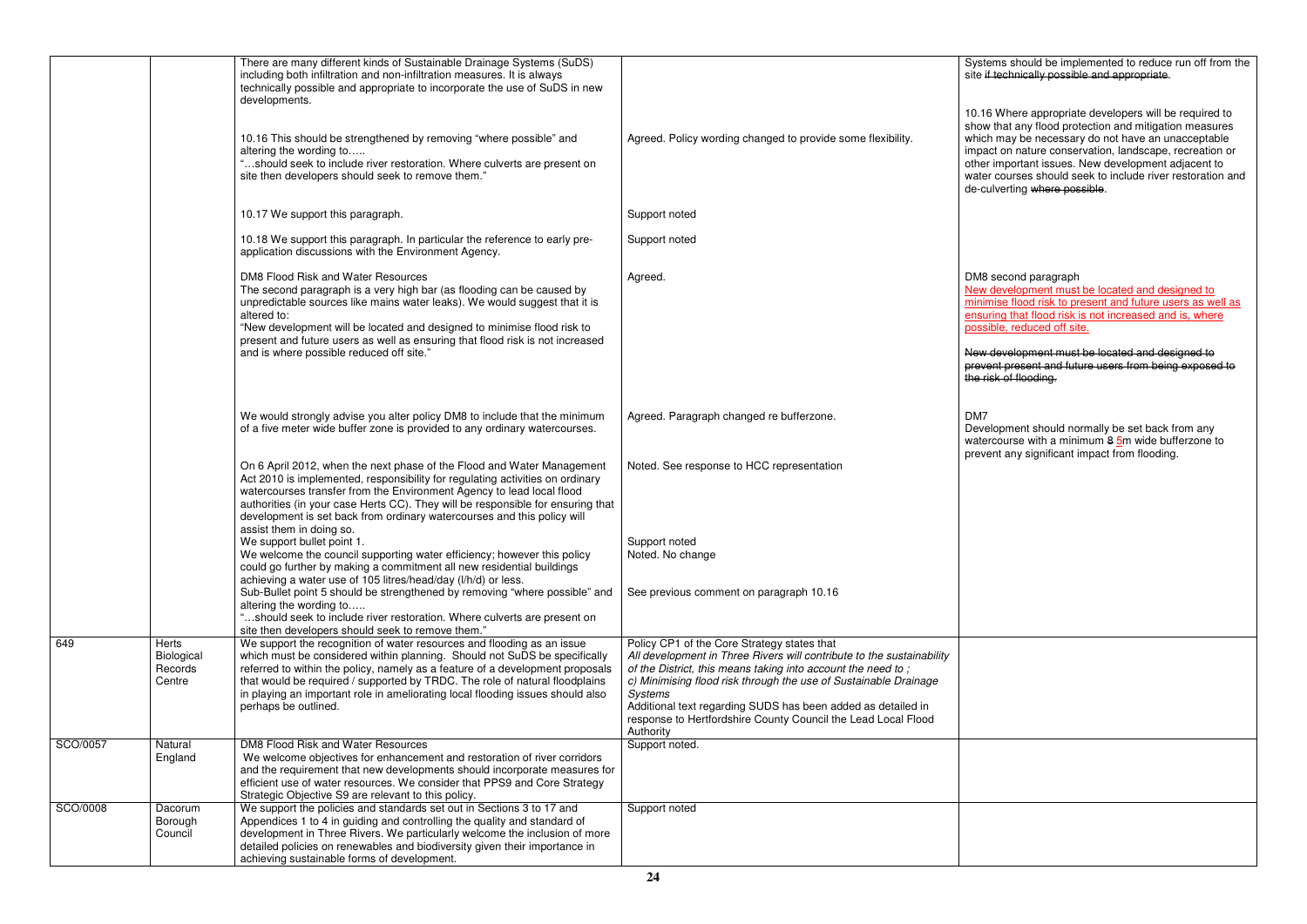| | | | | |
|---|---|---|---|---|
| | | There are many different kinds of Sustainable Drainage Systems (SuDS) including both infiltration and non-infiltration measures. It is always technically possible and appropriate to incorporate the use of SuDS in new developments.<br><br>10.16 This should be strengthened by removing "where possible" and altering the wording to…..<br>"…should seek to include river restoration. Where culverts are present on site then developers should seek to remove them."<br><br>10.17 We support this paragraph.<br><br>10.18 We support this paragraph. In particular the reference to early pre-application discussions with the Environment Agency.<br><br>DM8 Flood Risk and Water Resources<br>The second paragraph is a very high bar (as flooding can be caused by unpredictable sources like mains water leaks). We would suggest that it is altered to:<br>"New development will be located and designed to minimise flood risk to present and future users as well as ensuring that flood risk is not increased and is where possible reduced off site."<br><br>We would strongly advise you alter policy DM8 to include that the minimum of a five meter wide buffer zone is provided to any ordinary watercourses.<br><br>On 6 April 2012, when the next phase of the Flood and Water Management Act 2010 is implemented, responsibility for regulating activities on ordinary watercourses transfer from the Environment Agency to lead local flood authorities (in your case Herts CC). They will be responsible for ensuring that development is set back from ordinary watercourses and this policy will assist them in doing so.<br>We support bullet point 1.<br>We welcome the council supporting water efficiency; however this policy could go further by making a commitment all new residential buildings achieving a water use of 105 litres/head/day (l/h/d) or less.<br>Sub-Bullet point 5 should be strengthened by removing "where possible" and altering the wording to…..<br>"…should seek to include river restoration. Where culverts are present on site then developers should seek to remove them." | <br><br><br><br>Agreed. Policy wording changed to provide some flexibility.<br><br><br>Support noted<br><br>Support noted<br><br>Agreed.<br><br><br><br><br><br>Agreed. Paragraph changed re bufferzone.<br><br>Noted. See response to HCC representation<br><br><br><br><br>Support noted<br>Noted. No change<br><br><br>See previous comment on paragraph 10.16 | Systems should be implemented to reduce run off from the site ~~if technically possible and appropriate~~.<br><br>10.16 Where appropriate developers will be required to show that any flood protection and mitigation measures which may be necessary do not have an unacceptable impact on nature conservation, landscape, recreation or other important issues. New development adjacent to water courses should seek to include river restoration and de-culverting ~~where possible~~.<br><br><br><br>DM8 second paragraph<br>New development must be located and designed to minimise flood risk to present and future users as well as ensuring that flood risk is not increased and is, where possible, reduced off site.<br><br>~~New development must be located and designed to prevent present and future users from being exposed to the risk of flooding.~~<br><br>DM7<br>Development should normally be set back from any watercourse with a minimum ~~8~~ 5m wide bufferzone to prevent any significant impact from flooding. |
| 649 | Herts Biological Records Centre | We support the recognition of water resources and flooding as an issue which must be considered within planning. Should not SuDS be specifically referred to within the policy, namely as a feature of a development proposals that would be required / supported by TRDC. The role of natural floodplains in playing an important role in ameliorating local flooding issues should also perhaps be outlined. | Policy CP1 of the Core Strategy states that<br>*All development in Three Rivers will contribute to the sustainability of the District, this means taking into account the need to ;*<br>*c) Minimising flood risk through the use of Sustainable Drainage Systems*<br>Additional text regarding SUDS has been added as detailed in response to Hertfordshire County Council the Lead Local Flood Authority | |
| SCO/0057 | Natural England | DM8 Flood Risk and Water Resources<br>We welcome objectives for enhancement and restoration of river corridors and the requirement that new developments should incorporate measures for efficient use of water resources. We consider that PPS9 and Core Strategy Strategic Objective S9 are relevant to this policy. | Support noted. | |
| SCO/0008 | Dacorum Borough Council | We support the policies and standards set out in Sections 3 to 17 and Appendices 1 to 4 in guiding and controlling the quality and standard of development in Three Rivers. We particularly welcome the inclusion of more detailed policies on renewables and biodiversity given their importance in achieving sustainable forms of development. | Support noted | |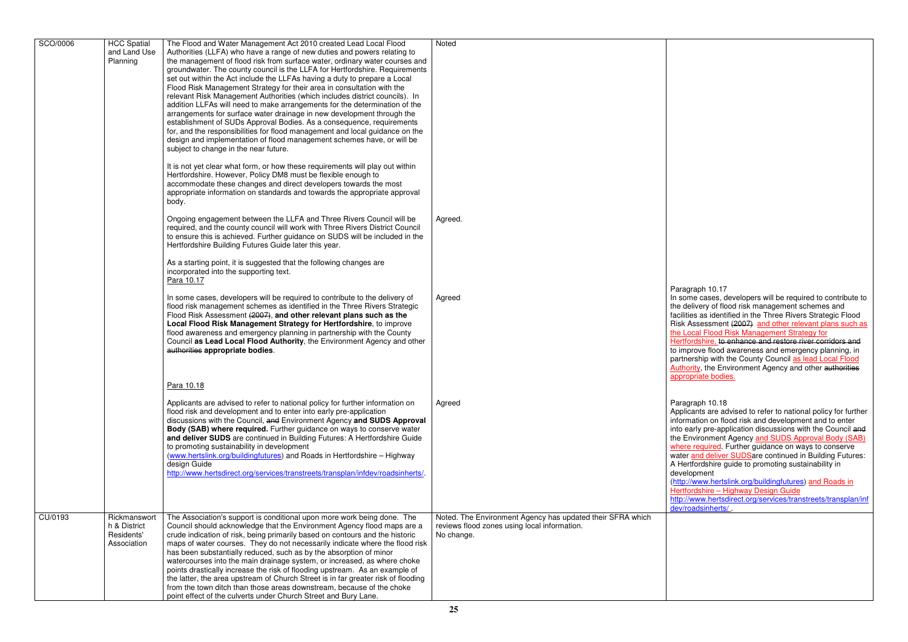| SCO/0006 | HCC Spatial and Land Use Planning | The Flood and Water Management Act 2010 created Lead Local Flood Authorities (LLFA) who have a range of new duties and powers relating to the management of flood risk from surface water, ordinary water courses and groundwater. The county council is the LLFA for Hertfordshire. Requirements set out within the Act include the LLFAs having a duty to prepare a Local Flood Risk Management Strategy for their area in consultation with the relevant Risk Management Authorities (which includes district councils). In addition LLFAs will need to make arrangements for the determination of the arrangements for surface water drainage in new development through the establishment of SUDs Approval Bodies. As a consequence, requirements for, and the responsibilities for flood management and local guidance on the design and implementation of flood management schemes have, or will be subject to change in the near future.<br><br>It is not yet clear what form, or how these requirements will play out within Hertfordshire. However, Policy DM8 must be flexible enough to accommodate these changes and direct developers towards the most appropriate information on standards and towards the appropriate approval body. | Noted | |
|---|---|---|---|---|
| | | Ongoing engagement between the LLFA and Three Rivers Council will be required, and the county council will work with Three Rivers District Council to ensure this is achieved. Further guidance on SUDS will be included in the Hertfordshire Building Futures Guide later this year.<br><br>As a starting point, it is suggested that the following changes are incorporated into the supporting text.<br>Para 10.17 | Agreed. | |
| | | In some cases, developers will be required to contribute to the delivery of flood risk management schemes as identified in the Three Rivers Strategic Flood Risk Assessment ~~(2007)~~, **and other relevant plans such as the Local Flood Risk Management Strategy for Hertfordshire**, to improve flood awareness and emergency planning in partnership with the County Council **as Lead Local Flood Authority**, the Environment Agency and other ~~authorities~~ **appropriate bodies**.<br><br>Para 10.18 | Agreed | Paragraph 10.17<br>In some cases, developers will be required to contribute to the delivery of flood risk management schemes and facilities as identified in the Three Rivers Strategic Flood Risk Assessment ~~(2007)~~ and other relevant plans such as the Local Flood Risk Management Strategy for Hertfordshire, ~~to enhance and restore river corridors and~~ to improve flood awareness and emergency planning, in partnership with the County Council as lead Local Flood Authority, the Environment Agency and other ~~authorities~~ appropriate bodies. |
| | | Applicants are advised to refer to national policy for further information on flood risk and development and to enter into early pre-application discussions with the Council, ~~and~~ Environment Agency **and SUDS Approval Body (SAB) where required.** Further guidance on ways to conserve water **and deliver SUDS** are continued in Building Futures: A Hertfordshire Guide to promoting sustainability in development (www.hertslink.org/buildingfutures) and Roads in Hertfordshire – Highway design Guide http://www.hertsdirect.org/services/transtreets/transplan/infdev/roadsinherts/. | Agreed | Paragraph 10.18<br>Applicants are advised to refer to national policy for further information on flood risk and development and to enter into early pre-application discussions with the Council ~~and~~ the Environment Agency and SUDS Approval Body (SAB) where required. Further guidance on ways to conserve water and deliver SUDSare continued in Building Futures: A Hertfordshire guide to promoting sustainability in development (http://www.hertslink.org/buildingfutures) and Roads in Hertfordshire – Highway Design Guide http://www.hertsdirect.org/services/transtreets/transplan/infdev/roadsinherts/ . |
| CU/0193 | Rickmansworth & District Residents' Association | The Association's support is conditional upon more work being done. The Council should acknowledge that the Environment Agency flood maps are a crude indication of risk, being primarily based on contours and the historic maps of water courses. They do not necessarily indicate where the flood risk has been substantially reduced, such as by the absorption of minor watercourses into the main drainage system, or increased, as where choke points drastically increase the risk of flooding upstream. As an example of the latter, the area upstream of Church Street is in far greater risk of flooding from the town ditch than those areas downstream, because of the choke point effect of the culverts under Church Street and Bury Lane. | Noted. The Environment Agency has updated their SFRA which reviews flood zones using local information.<br>No change. | |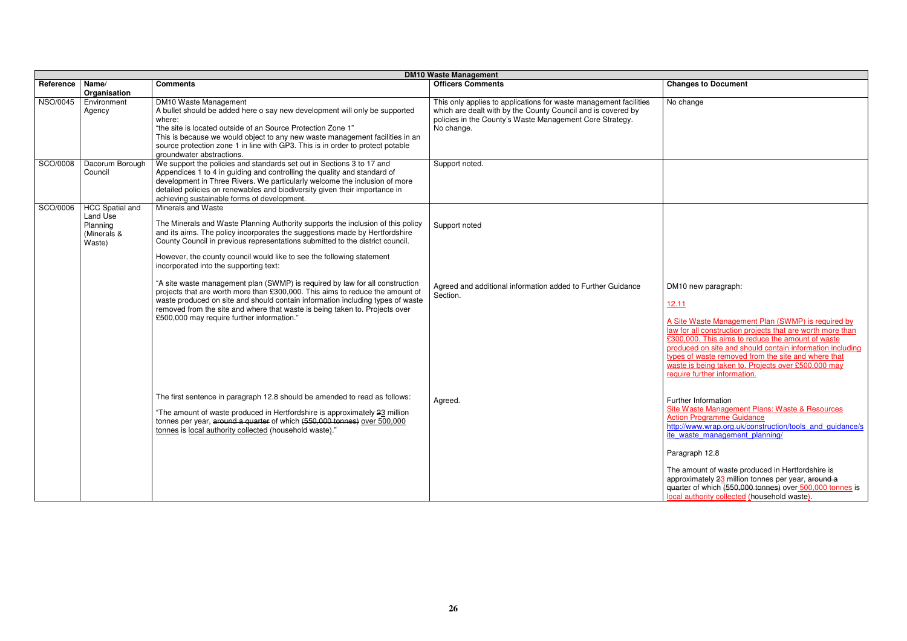| DM10 Waste Management | | | | |
|---|---|---|---|---|
| **Reference** | **Name/ Organisation** | **Comments** | **Officers Comments** | **Changes to Document** |
| NSO/0045 | Environment Agency | DM10 Waste Management<br>A bullet should be added here o say new development will only be supported where:<br>"the site is located outside of an Source Protection Zone 1"<br>This is because we would object to any new waste management facilities in an source protection zone 1 in line with GP3. This is in order to protect potable groundwater abstractions. | This only applies to applications for waste management facilities which are dealt with by the County Council and is covered by policies in the County's Waste Management Core Strategy.<br>No change. | No change |
| SCO/0008 | Dacorum Borough Council | We support the policies and standards set out in Sections 3 to 17 and Appendices 1 to 4 in guiding and controlling the quality and standard of development in Three Rivers. We particularly welcome the inclusion of more detailed policies on renewables and biodiversity given their importance in achieving sustainable forms of development. | Support noted. | |
| SCO/0006 | HCC Spatial and Land Use Planning (Minerals & Waste) | Minerals and Waste<br><br>The Minerals and Waste Planning Authority supports the inclusion of this policy and its aims. The policy incorporates the suggestions made by Hertfordshire County Council in previous representations submitted to the district council.<br><br>However, the county council would like to see the following statement incorporated into the supporting text:<br><br>"A site waste management plan (SWMP) is required by law for all construction projects that are worth more than £300,000. This aims to reduce the amount of waste produced on site and should contain information including types of waste removed from the site and where that waste is being taken to. Projects over £500,000 may require further information."<br><br>The first sentence in paragraph 12.8 should be amended to read as follows:<br><br>"The amount of waste produced in Hertfordshire is approximately ~~2~~3 million tonnes per year, ~~around a quarter~~ of which ~~(550,000 tonnes)~~ over 500,000 tonnes is local authority collected (household waste)." | Support noted<br><br>Agreed and additional information added to Further Guidance Section.<br><br>Agreed. | DM10 new paragraph:<br><br>12.11<br><br>A Site Waste Management Plan (SWMP) is required by law for all construction projects that are worth more than £300,000. This aims to reduce the amount of waste produced on site and should contain information including types of waste removed from the site and where that waste is being taken to. Projects over £500,000 may require further information.<br><br>Further Information<br>Site Waste Management Plans: Waste & Resources Action Programme Guidance<br>http://www.wrap.org.uk/construction/tools_and_guidance/site_waste_management_planning/<br><br>Paragraph 12.8<br><br>The amount of waste produced in Hertfordshire is approximately ~~2~~3 million tonnes per year, ~~around a quarter~~ of which ~~(550,000 tonnes)~~ over 500,000 tonnes is local authority collected (household waste). |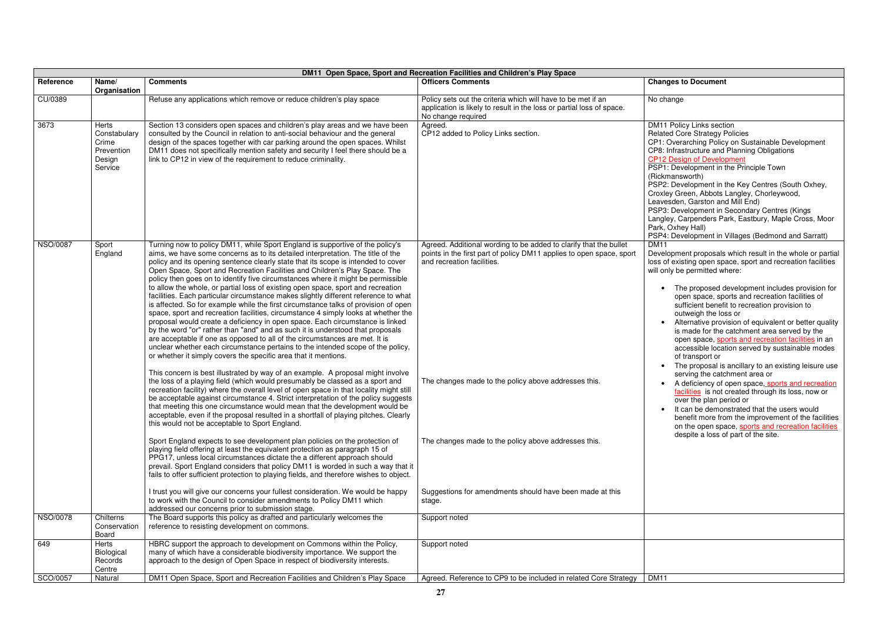| DM11 Open Space, Sport and Recreation Facilities and Children's Play Space | | | | |
|---|---|---|---|---|
| **Reference** | **Name/ Organisation** | **Comments** | **Officers Comments** | **Changes to Document** |
| CU/0389 | | Refuse any applications which remove or reduce children's play space | Policy sets out the criteria which will have to be met if an application is likely to result in the loss or partial loss of space. No change required | No change |
| 3673 | Herts Constabulary Crime Prevention Design Service | Section 13 considers open spaces and children's play areas and we have been consulted by the Council in relation to anti-social behaviour and the general design of the spaces together with car parking around the open spaces. Whilst DM11 does not specifically mention safety and security I feel there should be a link to CP12 in view of the requirement to reduce criminality. | Agreed.<br>CP12 added to Policy Links section. | DM11 Policy Links section<br>Related Core Strategy Policies<br>CP1: Overarching Policy on Sustainable Development<br>CP8: Infrastructure and Planning Obligations<br>CP12 Design of Development<br>PSP1: Development in the Principle Town (Rickmansworth)<br>PSP2: Development in the Key Centres (South Oxhey, Croxley Green, Abbots Langley, Chorleywood, Leavesden, Garston and Mill End)<br>PSP3: Development in Secondary Centres (Kings Langley, Carpenders Park, Eastbury, Maple Cross, Moor Park, Oxhey Hall)<br>PSP4: Development in Villages (Bedmond and Sarratt) |
| NSO/0087 | Sport England | Turning now to policy DM11, while Sport England is supportive of the policy's aims, we have some concerns as to its detailed interpretation. The title of the policy and its opening sentence clearly state that its scope is intended to cover Open Space, Sport and Recreation Facilities and Children's Play Space. The policy then goes on to identify five circumstances where it might be permissible to allow the whole, or partial loss of existing open space, sport and recreation facilities. Each particular circumstance makes slightly different reference to what is affected. So for example while the first circumstance talks of provision of open space, sport and recreation facilities, circumstance 4 simply looks at whether the proposal would create a deficiency in open space. Each circumstance is linked by the word "or" rather than "and" and as such it is understood that proposals are acceptable if one as opposed to all of the circumstances are met. It is unclear whether each circumstance pertains to the intended scope of the policy, or whether it simply covers the specific area that it mentions.<br><br>This concern is best illustrated by way of an example. A proposal might involve the loss of a playing field (which would presumably be classed as a sport and recreation facility) where the overall level of open space in that locality might still be acceptable against circumstance 4. Strict interpretation of the policy suggests that meeting this one circumstance would mean that the development would be acceptable, even if the proposal resulted in a shortfall of playing pitches. Clearly this would not be acceptable to Sport England.<br><br>Sport England expects to see development plan policies on the protection of playing field offering at least the equivalent protection as paragraph 15 of PPG17, unless local circumstances dictate the a different approach should prevail. Sport England considers that policy DM11 is worded in such a way that it fails to offer sufficient protection to playing fields, and therefore wishes to object.<br><br>I trust you will give our concerns your fullest consideration. We would be happy to work with the Council to consider amendments to Policy DM11 which addressed our concerns prior to submission stage. | Agreed. Additional wording to be added to clarify that the bullet points in the first part of policy DM11 applies to open space, sport and recreation facilities.<br><br>The changes made to the policy above addresses this.<br><br>The changes made to the policy above addresses this.<br><br>Suggestions for amendments should have been made at this stage. | DM11<br>Development proposals which result in the whole or partial loss of existing open space, sport and recreation facilities will only be permitted where:<br><br>• The proposed development includes provision for open space, sports and recreation facilities of sufficient benefit to recreation provision to outweigh the loss or<br>• Alternative provision of equivalent or better quality is made for the catchment area served by the open space, sports and recreation facilities in an accessible location served by sustainable modes of transport or<br>• The proposal is ancillary to an existing leisure use serving the catchment area or<br>• A deficiency of open space, sports and recreation facilities is not created through its loss, now or over the plan period or<br>• It can be demonstrated that the users would benefit more from the improvement of the facilities on the open space, sports and recreation facilities despite a loss of part of the site. |
| NSO/0078 | Chilterns Conservation Board | The Board supports this policy as drafted and particularly welcomes the reference to resisting development on commons. | Support noted | |
| 649 | Herts Biological Records Centre | HBRC support the approach to development on Commons within the Policy, many of which have a considerable biodiversity importance. We support the approach to the design of Open Space in respect of biodiversity interests. | Support noted | |
| SCO/0057 | Natural | DM11 Open Space, Sport and Recreation Facilities and Children's Play Space | Agreed. Reference to CP9 to be included in related Core Strategy | DM11 |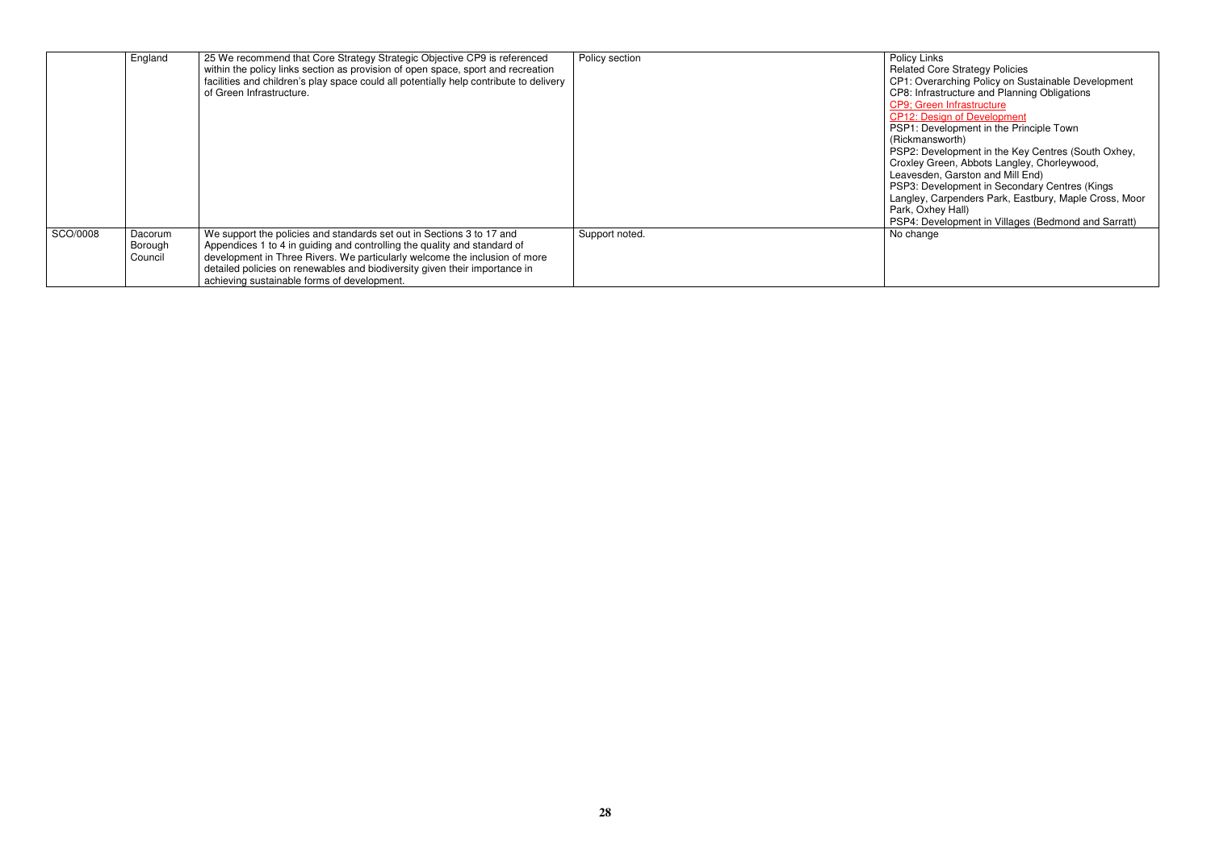| | England | 25 We recommend that Core Strategy Strategic Objective CP9 is referenced within the policy links section as provision of open space, sport and recreation facilities and children's play space could all potentially help contribute to delivery of Green Infrastructure. | Policy section | Policy Links<br>Related Core Strategy Policies<br>CP1: Overarching Policy on Sustainable Development<br>CP8: Infrastructure and Planning Obligations<br><u>CP9; Green Infrastructure</u><br><u>CP12: Design of Development</u><br>PSP1: Development in the Principle Town (Rickmansworth)<br>PSP2: Development in the Key Centres (South Oxhey, Croxley Green, Abbots Langley, Chorleywood, Leavesden, Garston and Mill End)<br>PSP3: Development in Secondary Centres (Kings Langley, Carpenders Park, Eastbury, Maple Cross, Moor Park, Oxhey Hall)<br>PSP4: Development in Villages (Bedmond and Sarratt) |
|---|---|---|---|---|
| SCO/0008 | Dacorum Borough Council | We support the policies and standards set out in Sections 3 to 17 and Appendices 1 to 4 in guiding and controlling the quality and standard of development in Three Rivers. We particularly welcome the inclusion of more detailed policies on renewables and biodiversity given their importance in achieving sustainable forms of development. | Support noted. | No change |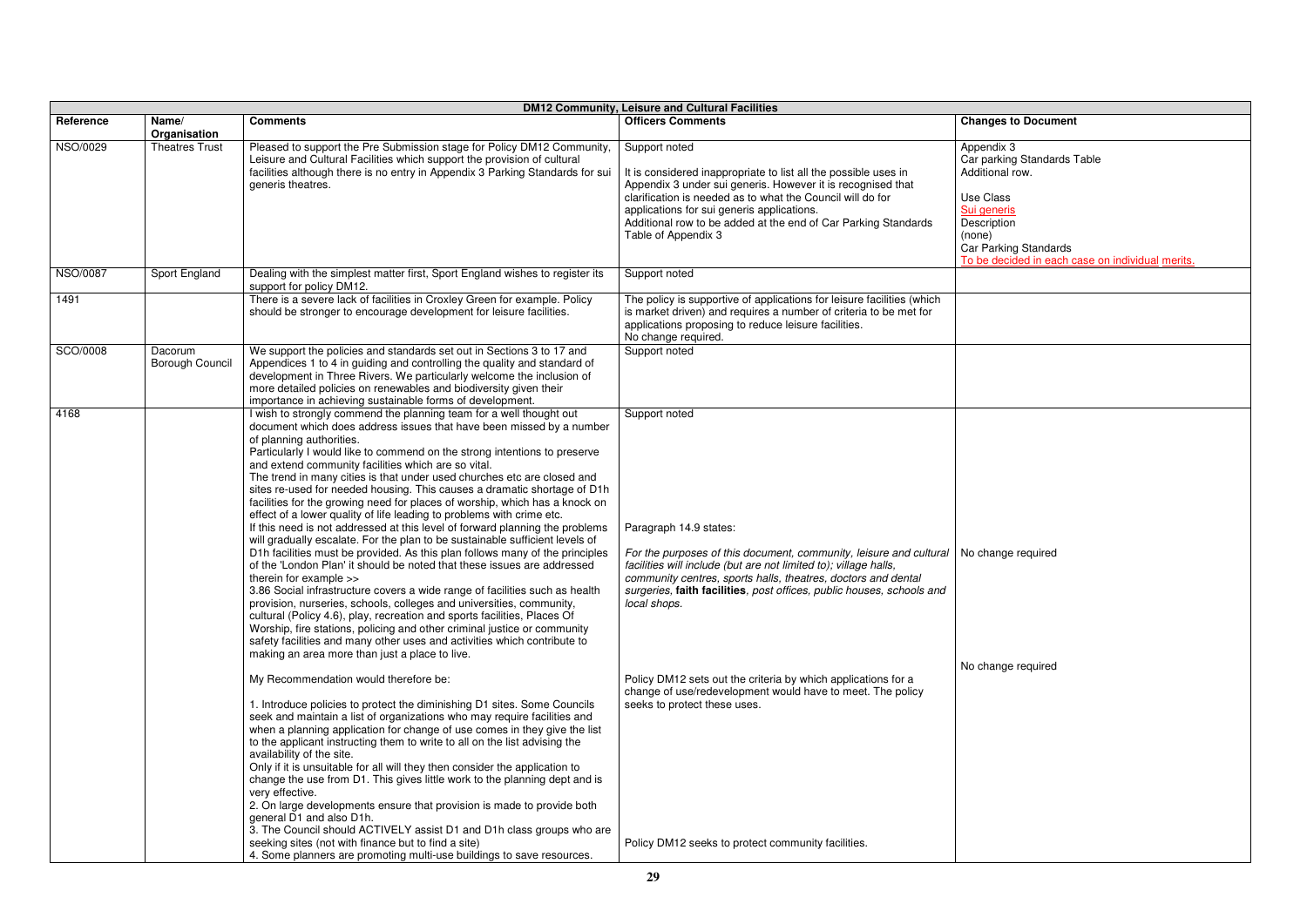| DM12 Community, Leisure and Cultural Facilities | | | | |
|---|---|---|---|---|
| **Reference** | **Name/ Organisation** | **Comments** | **Officers Comments** | **Changes to Document** |
| NSO/0029 | Theatres Trust | Pleased to support the Pre Submission stage for Policy DM12 Community, Leisure and Cultural Facilities which support the provision of cultural facilities although there is no entry in Appendix 3 Parking Standards for sui generis theatres. | Support noted<br><br>It is considered inappropriate to list all the possible uses in Appendix 3 under sui generis. However it is recognised that clarification is needed as to what the Council will do for applications for sui generis applications.<br>Additional row to be added at the end of Car Parking Standards Table of Appendix 3 | Appendix 3<br>Car parking Standards Table<br>Additional row.<br><br>Use Class<br>Sui generis<br>Description<br>(none)<br>Car Parking Standards<br>To be decided in each case on individual merits. |
| NSO/0087 | Sport England | Dealing with the simplest matter first, Sport England wishes to register its support for policy DM12. | Support noted | |
| 1491 | | There is a severe lack of facilities in Croxley Green for example. Policy should be stronger to encourage development for leisure facilities. | The policy is supportive of applications for leisure facilities (which is market driven) and requires a number of criteria to be met for applications proposing to reduce leisure facilities.<br>No change required. | |
| SCO/0008 | Dacorum Borough Council | We support the policies and standards set out in Sections 3 to 17 and Appendices 1 to 4 in guiding and controlling the quality and standard of development in Three Rivers. We particularly welcome the inclusion of more detailed policies on renewables and biodiversity given their importance in achieving sustainable forms of development. | Support noted | |
| 4168 | | I wish to strongly commend the planning team for a well thought out document which does address issues that have been missed by a number of planning authorities.<br>Particularly I would like to commend on the strong intentions to preserve and extend community facilities which are so vital.<br>The trend in many cities is that under used churches etc are closed and sites re-used for needed housing. This causes a dramatic shortage of D1h facilities for the growing need for places of worship, which has a knock on effect of a lower quality of life leading to problems with crime etc.<br>If this need is not addressed at this level of forward planning the problems will gradually escalate. For the plan to be sustainable sufficient levels of D1h facilities must be provided. As this plan follows many of the principles of the 'London Plan' it should be noted that these issues are addressed therein for example >><br>3.86 Social infrastructure covers a wide range of facilities such as health provision, nurseries, schools, colleges and universities, community, cultural (Policy 4.6), play, recreation and sports facilities, Places Of Worship, fire stations, policing and other criminal justice or community safety facilities and many other uses and activities which contribute to making an area more than just a place to live.<br><br>My Recommendation would therefore be:<br><br>1. Introduce policies to protect the diminishing D1 sites. Some Councils seek and maintain a list of organizations who may require facilities and when a planning application for change of use comes in they give the list to the applicant instructing them to write to all on the list advising the availability of the site.<br>Only if it is unsuitable for all will they then consider the application to change the use from D1. This gives little work to the planning dept and is very effective.<br>2. On large developments ensure that provision is made to provide both general D1 and also D1h.<br>3. The Council should ACTIVELY assist D1 and D1h class groups who are seeking sites (not with finance but to find a site)<br>4. Some planners are promoting multi-use buildings to save resources. | Support noted<br><br>Paragraph 14.9 states:<br><br>*For the purposes of this document, community, leisure and cultural facilities will include (but are not limited to); village halls, community centres, sports halls, theatres, doctors and dental surgeries,* ***faith facilities****, post offices, public houses, schools and local shops.*<br><br>Policy DM12 sets out the criteria by which applications for a change of use/redevelopment would have to meet. The policy seeks to protect these uses.<br><br>Policy DM12 seeks to protect community facilities. | No change required<br><br>No change required |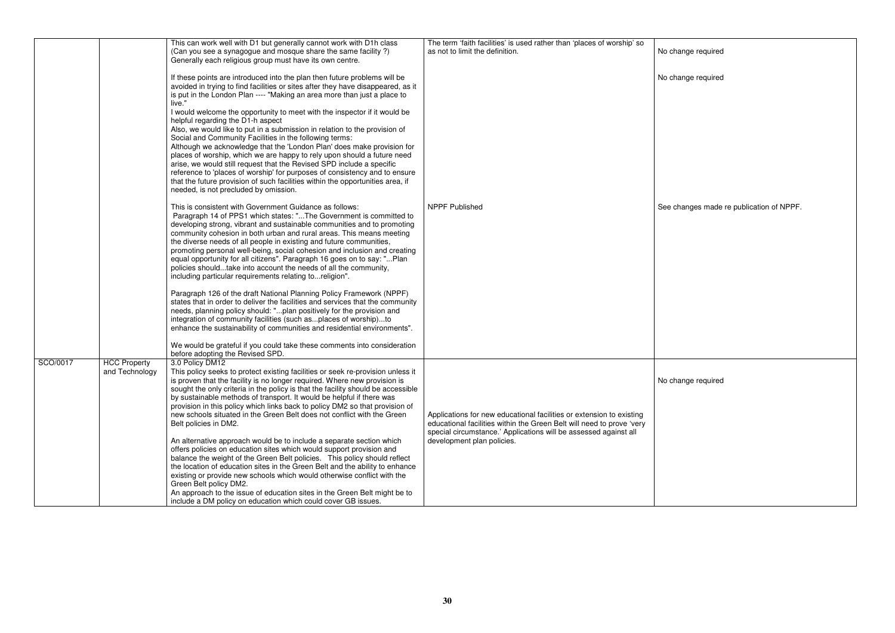| | | | | |
|---|---|---|---|---|
| | | This can work well with D1 but generally cannot work with D1h class (Can you see a synagogue and mosque share the same facility ?) Generally each religious group must have its own centre.<br><br>If these points are introduced into the plan then future problems will be avoided in trying to find facilities or sites after they have disappeared, as it is put in the London Plan ---- "Making an area more than just a place to live."<br>I would welcome the opportunity to meet with the inspector if it would be helpful regarding the D1-h aspect<br>Also, we would like to put in a submission in relation to the provision of Social and Community Facilities in the following terms:<br>Although we acknowledge that the 'London Plan' does make provision for places of worship, which we are happy to rely upon should a future need arise, we would still request that the Revised SPD include a specific reference to 'places of worship' for purposes of consistency and to ensure that the future provision of such facilities within the opportunities area, if needed, is not precluded by omission.<br><br>This is consistent with Government Guidance as follows:<br>Paragraph 14 of PPS1 which states: "...The Government is committed to developing strong, vibrant and sustainable communities and to promoting community cohesion in both urban and rural areas. This means meeting the diverse needs of all people in existing and future communities, promoting personal well-being, social cohesion and inclusion and creating equal opportunity for all citizens". Paragraph 16 goes on to say: "...Plan policies should...take into account the needs of all the community, including particular requirements relating to...religion".<br><br>Paragraph 126 of the draft National Planning Policy Framework (NPPF) states that in order to deliver the facilities and services that the community needs, planning policy should: "...plan positively for the provision and integration of community facilities (such as...places of worship)...to enhance the sustainability of communities and residential environments".<br><br>We would be grateful if you could take these comments into consideration before adopting the Revised SPD. | The term 'faith facilities' is used rather than 'places of worship' so as not to limit the definition.<br><br>NPPF Published | No change required<br><br>No change required<br><br>See changes made re publication of NPPF. |
| SCO/0017 | HCC Property and Technology | 3.0 Policy DM12<br>This policy seeks to protect existing facilities or seek re-provision unless it is proven that the facility is no longer required. Where new provision is sought the only criteria in the policy is that the facility should be accessible by sustainable methods of transport. It would be helpful if there was provision in this policy which links back to policy DM2 so that provision of new schools situated in the Green Belt does not conflict with the Green Belt policies in DM2.<br><br>An alternative approach would be to include a separate section which offers policies on education sites which would support provision and balance the weight of the Green Belt policies. This policy should reflect the location of education sites in the Green Belt and the ability to enhance existing or provide new schools which would otherwise conflict with the Green Belt policy DM2.<br>An approach to the issue of education sites in the Green Belt might be to include a DM policy on education which could cover GB issues. | Applications for new educational facilities or extension to existing educational facilities within the Green Belt will need to prove 'very special circumstance.' Applications will be assessed against all development plan policies. | No change required |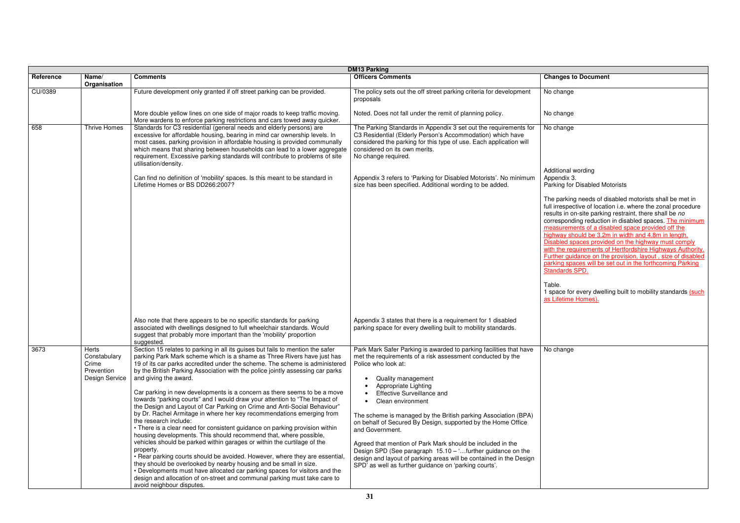| DM13 Parking | | | | |
|---|---|---|---|---|
| **Reference** | **Name/ Organisation** | **Comments** | **Officers Comments** | **Changes to Document** |
| CU/0389 | | Future development only granted if off street parking can be provided. | The policy sets out the off street parking criteria for development proposals | No change |
| | | More double yellow lines on one side of major roads to keep traffic moving. More wardens to enforce parking restrictions and cars towed away quicker. | Noted. Does not fall under the remit of planning policy. | No change |
| 658 | Thrive Homes | Standards for C3 residential (general needs and elderly persons) are excessive for affordable housing, bearing in mind car ownership levels. In most cases, parking provision in affordable housing is provided communally which means that sharing between households can lead to a lower aggregate requirement. Excessive parking standards will contribute to problems of site utilisation/density. | The Parking Standards in Appendix 3 set out the requirements for C3 Residential (Elderly Person's Accommodation) which have considered the parking for this type of use. Each application will considered on its own merits.<br>No change required. | No change |
| | | Can find no definition of 'mobility' spaces. Is this meant to be standard in Lifetime Homes or BS DD266:2007? | Appendix 3 refers to 'Parking for Disabled Motorists'. No minimum size has been specified. Additional wording to be added. | Additional wording<br>Appendix 3.<br>Parking for Disabled Motorists<br><br>The parking needs of disabled motorists shall be met in full irrespective of location i.e. where the zonal procedure results in on-site parking restraint, there shall be *no* corresponding reduction in disabled spaces. The minimum measurements of a disabled space provided off the highway should be 3.2m in width and 4.8m in length. Disabled spaces provided on the highway must comply with the requirements of Hertfordshire Highways Authority. Further guidance on the provision, layout , size of disabled parking spaces will be set out in the forthcoming Parking Standards SPD.<br><br>Table.<br>1 space for every dwelling built to mobility standards (such as Lifetime Homes). |
| | | Also note that there appears to be no specific standards for parking associated with dwellings designed to full wheelchair standards. Would suggest that probably more important than the 'mobility' proportion suggested. | Appendix 3 states that there is a requirement for 1 disabled parking space for every dwelling built to mobility standards. | |
| 3673 | Herts Constabulary Crime Prevention Design Service | Section 15 relates to parking in all its guises but fails to mention the safer parking Park Mark scheme which is a shame as Three Rivers have just has 19 of its car parks accredited under the scheme. The scheme is administered by the British Parking Association with the police jointly assessing car parks and giving the award.<br><br>Car parking in new developments is a concern as there seems to be a move towards "parking courts" and I would draw your attention to "The Impact of the Design and Layout of Car Parking on Crime and Anti-Social Behaviour" by Dr. Rachel Armitage in where her key recommendations emerging from the research include:<br>• There is a clear need for consistent guidance on parking provision within housing developments. This should recommend that, where possible, vehicles should be parked within garages or within the curtilage of the property.<br>• Rear parking courts should be avoided. However, where they are essential, they should be overlooked by nearby housing and be small in size.<br>• Developments must have allocated car parking spaces for visitors and the design and allocation of on-street and communal parking must take care to avoid neighbour disputes. | Park Mark Safer Parking is awarded to parking facilities that have met the requirements of a risk assessment conducted by the Police who look at:<br><br>• Quality management<br>• Appropriate Lighting<br>• Effective Surveillance and<br>• Clean environment<br><br>The scheme is managed by the British parking Association (BPA) on behalf of Secured By Design, supported by the Home Office and Government.<br><br>Agreed that mention of Park Mark should be included in the Design SPD (See paragraph 15.10 – '…further guidance on the design and layout of parking areas will be contained in the Design SPD' as well as further guidance on 'parking courts'. | No change |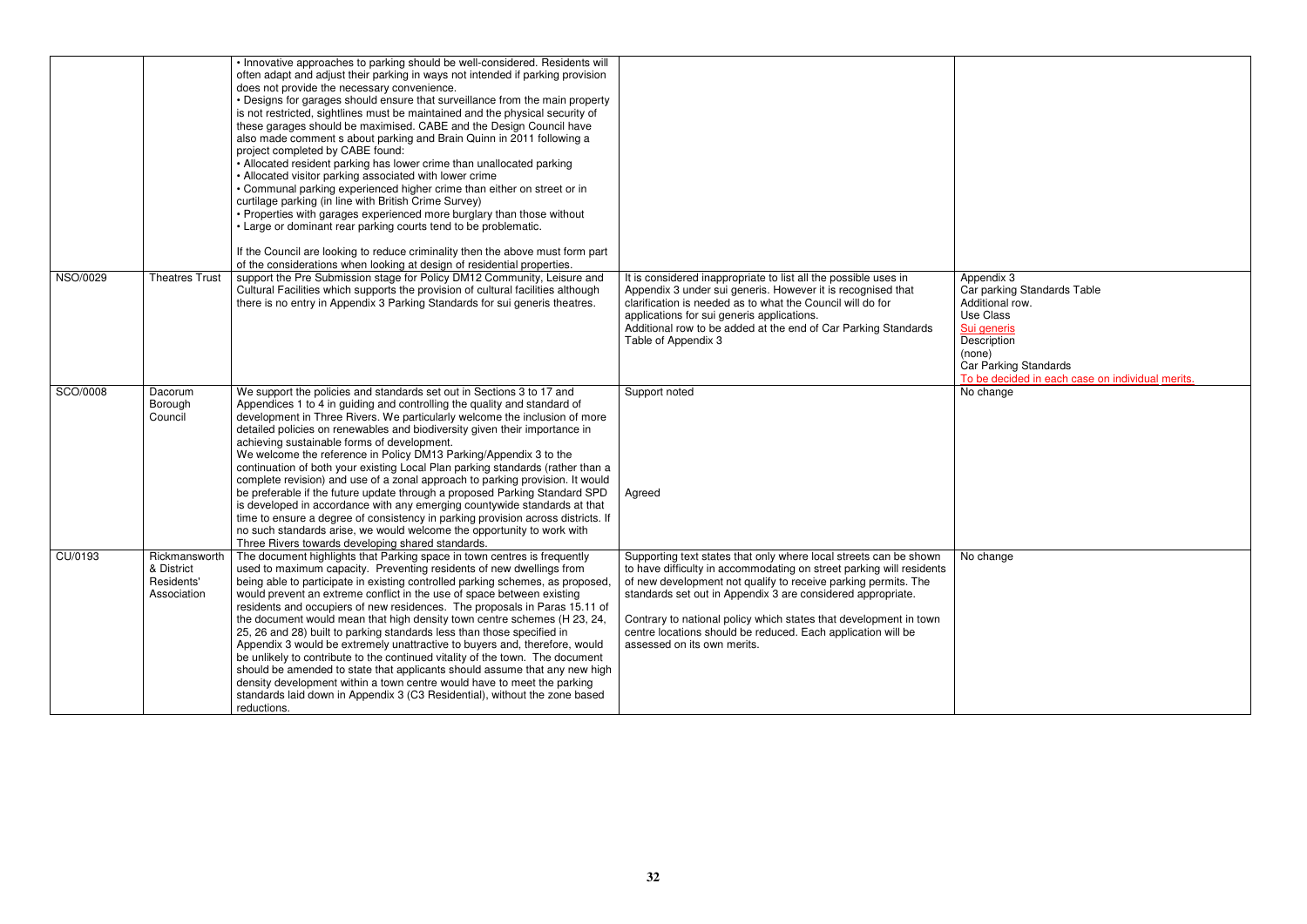| | | | | |
|---|---|---|---|---|
| | | • Innovative approaches to parking should be well-considered. Residents will often adapt and adjust their parking in ways not intended if parking provision does not provide the necessary convenience.<br>• Designs for garages should ensure that surveillance from the main property is not restricted, sightlines must be maintained and the physical security of these garages should be maximised. CABE and the Design Council have also made comment s about parking and Brain Quinn in 2011 following a project completed by CABE found:<br>• Allocated resident parking has lower crime than unallocated parking<br>• Allocated visitor parking associated with lower crime<br>• Communal parking experienced higher crime than either on street or in curtilage parking (in line with British Crime Survey)<br>• Properties with garages experienced more burglary than those without<br>• Large or dominant rear parking courts tend to be problematic.<br><br>If the Council are looking to reduce criminality then the above must form part of the considerations when looking at design of residential properties. | | |
| NSO/0029 | Theatres Trust | support the Pre Submission stage for Policy DM12 Community, Leisure and Cultural Facilities which supports the provision of cultural facilities although there is no entry in Appendix 3 Parking Standards for sui generis theatres. | It is considered inappropriate to list all the possible uses in Appendix 3 under sui generis. However it is recognised that clarification is needed as to what the Council will do for applications for sui generis applications.<br>Additional row to be added at the end of Car Parking Standards Table of Appendix 3 | Appendix 3<br>Car parking Standards Table<br>Additional row.<br>Use Class<br>Sui generis<br>Description<br>(none)<br>Car Parking Standards<br>To be decided in each case on individual merits. |
| SCO/0008 | Dacorum Borough Council | We support the policies and standards set out in Sections 3 to 17 and Appendices 1 to 4 in guiding and controlling the quality and standard of development in Three Rivers. We particularly welcome the inclusion of more detailed policies on renewables and biodiversity given their importance in achieving sustainable forms of development.<br>We welcome the reference in Policy DM13 Parking/Appendix 3 to the continuation of both your existing Local Plan parking standards (rather than a complete revision) and use of a zonal approach to parking provision. It would be preferable if the future update through a proposed Parking Standard SPD is developed in accordance with any emerging countywide standards at that time to ensure a degree of consistency in parking provision across districts. If no such standards arise, we would welcome the opportunity to work with Three Rivers towards developing shared standards. | Support noted<br><br>Agreed | No change |
| CU/0193 | Rickmansworth & District Residents' Association | The document highlights that Parking space in town centres is frequently used to maximum capacity. Preventing residents of new dwellings from being able to participate in existing controlled parking schemes, as proposed, would prevent an extreme conflict in the use of space between existing residents and occupiers of new residences. The proposals in Paras 15.11 of the document would mean that high density town centre schemes (H 23, 24, 25, 26 and 28) built to parking standards less than those specified in Appendix 3 would be extremely unattractive to buyers and, therefore, would be unlikely to contribute to the continued vitality of the town. The document should be amended to state that applicants should assume that any new high density development within a town centre would have to meet the parking standards laid down in Appendix 3 (C3 Residential), without the zone based reductions. | Supporting text states that only where local streets can be shown to have difficulty in accommodating on street parking will residents of new development not qualify to receive parking permits. The standards set out in Appendix 3 are considered appropriate.<br><br>Contrary to national policy which states that development in town centre locations should be reduced. Each application will be assessed on its own merits. | No change |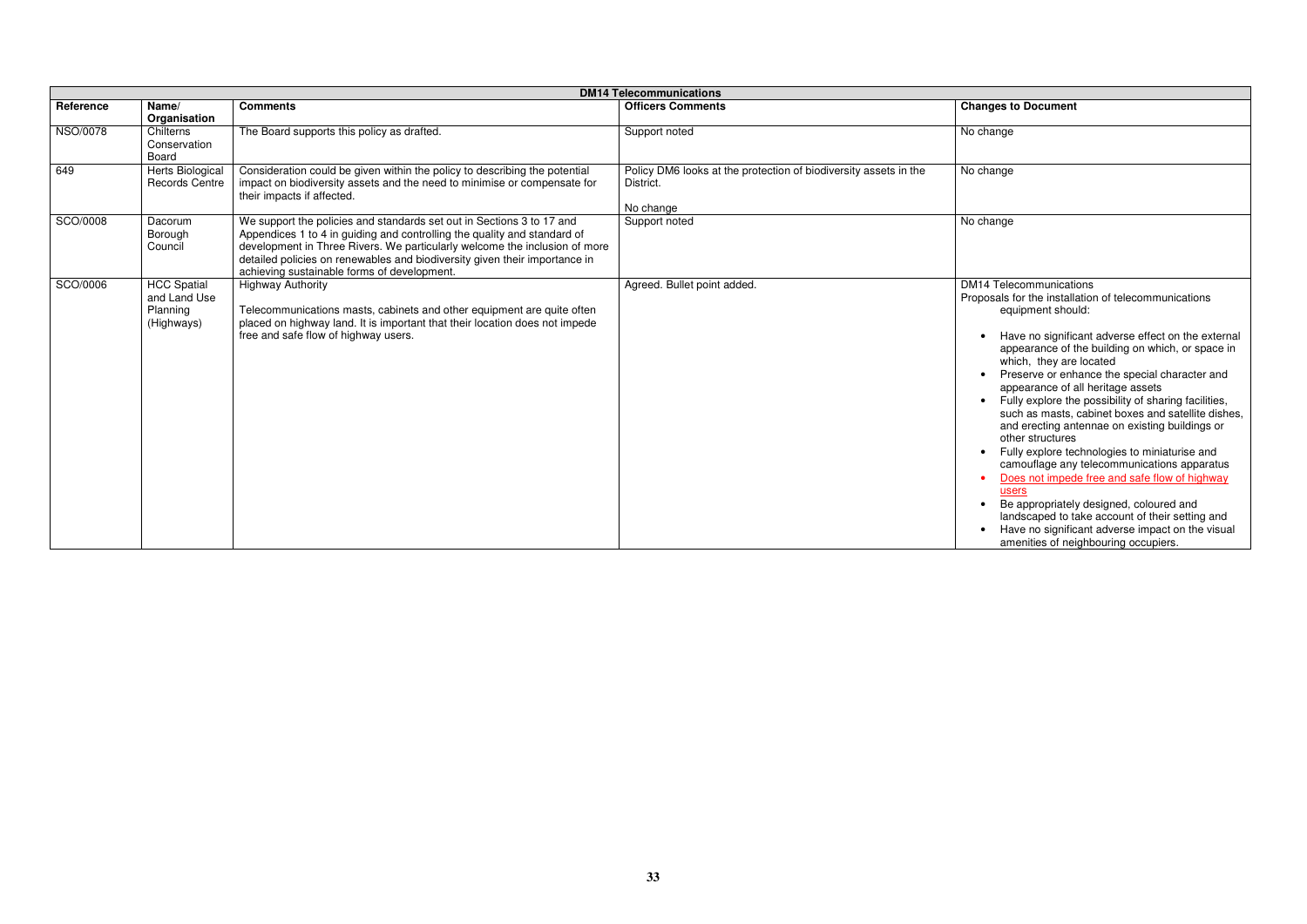| DM14 Telecommunications | | | | |
|---|---|---|---|---|
| **Reference** | **Name/ Organisation** | **Comments** | **Officers Comments** | **Changes to Document** |
| NSO/0078 | Chilterns Conservation Board | The Board supports this policy as drafted. | Support noted | No change |
| 649 | Herts Biological Records Centre | Consideration could be given within the policy to describing the potential impact on biodiversity assets and the need to minimise or compensate for their impacts if affected. | Policy DM6 looks at the protection of biodiversity assets in the District.<br><br>No change | No change |
| SCO/0008 | Dacorum Borough Council | We support the policies and standards set out in Sections 3 to 17 and Appendices 1 to 4 in guiding and controlling the quality and standard of development in Three Rivers. We particularly welcome the inclusion of more detailed policies on renewables and biodiversity given their importance in achieving sustainable forms of development. | Support noted | No change |
| SCO/0006 | HCC Spatial and Land Use Planning (Highways) | Highway Authority<br><br>Telecommunications masts, cabinets and other equipment are quite often placed on highway land. It is important that their location does not impede free and safe flow of highway users. | Agreed. Bullet point added. | DM14 Telecommunications<br>Proposals for the installation of telecommunications equipment should:<br><br>• Have no significant adverse effect on the external appearance of the building on which, or space in which, they are located<br>• Preserve or enhance the special character and appearance of all heritage assets<br>• Fully explore the possibility of sharing facilities, such as masts, cabinet boxes and satellite dishes, and erecting antennae on existing buildings or other structures<br>• Fully explore technologies to miniaturise and camouflage any telecommunications apparatus<br>• Does not impede free and safe flow of highway users<br>• Be appropriately designed, coloured and landscaped to take account of their setting and<br>• Have no significant adverse impact on the visual amenities of neighbouring occupiers. |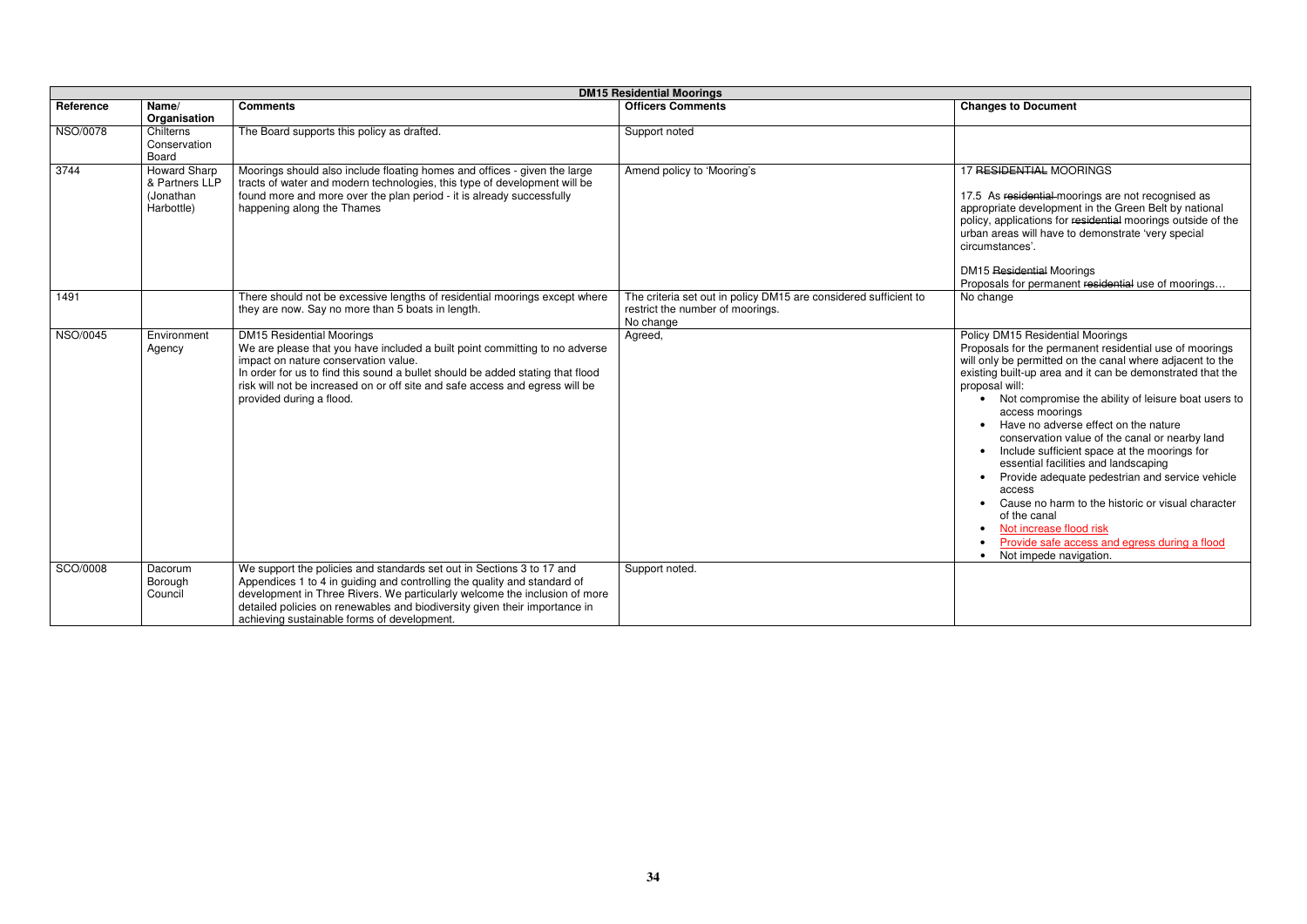| DM15 Residential Moorings | | | | |
|---|---|---|---|---|
| **Reference** | **Name/ Organisation** | **Comments** | **Officers Comments** | **Changes to Document** |
| NSO/0078 | Chilterns Conservation Board | The Board supports this policy as drafted. | Support noted | |
| 3744 | Howard Sharp & Partners LLP (Jonathan Harbottle) | Moorings should also include floating homes and offices - given the large tracts of water and modern technologies, this type of development will be found more and more over the plan period - it is already successfully happening along the Thames | Amend policy to 'Mooring's | 17 ~~RESIDENTIAL~~ MOORINGS<br><br>17.5 As ~~residential~~ moorings are not recognised as appropriate development in the Green Belt by national policy, applications for ~~residential~~ moorings outside of the urban areas will have to demonstrate 'very special circumstances'.<br><br>DM15 ~~Residential~~ Moorings<br>Proposals for permanent ~~residential~~ use of moorings… |
| 1491 | | There should not be excessive lengths of residential moorings except where they are now. Say no more than 5 boats in length. | The criteria set out in policy DM15 are considered sufficient to restrict the number of moorings.<br>No change | No change |
| NSO/0045 | Environment Agency | DM15 Residential Moorings<br>We are please that you have included a built point committing to no adverse impact on nature conservation value.<br>In order for us to find this sound a bullet should be added stating that flood risk will not be increased on or off site and safe access and egress will be provided during a flood. | Agreed, | Policy DM15 Residential Moorings<br>Proposals for the permanent residential use of moorings will only be permitted on the canal where adjacent to the existing built-up area and it can be demonstrated that the proposal will:<br>• Not compromise the ability of leisure boat users to access moorings<br>• Have no adverse effect on the nature conservation value of the canal or nearby land<br>• Include sufficient space at the moorings for essential facilities and landscaping<br>• Provide adequate pedestrian and service vehicle access<br>• Cause no harm to the historic or visual character of the canal<br>• <u>Not increase flood risk</u><br>• <u>Provide safe access and egress during a flood</u><br>• Not impede navigation. |
| SCO/0008 | Dacorum Borough Council | We support the policies and standards set out in Sections 3 to 17 and Appendices 1 to 4 in guiding and controlling the quality and standard of development in Three Rivers. We particularly welcome the inclusion of more detailed policies on renewables and biodiversity given their importance in achieving sustainable forms of development. | Support noted. | |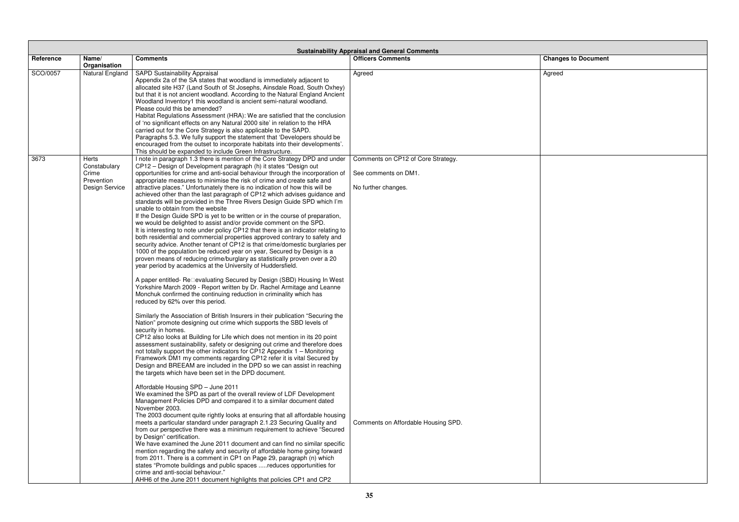| Sustainability Appraisal and General Comments | | | | |
|---|---|---|---|---|
| Reference | Name/ Organisation | Comments | Officers Comments | Changes to Document |
| SCO/0057 | Natural England | SAPD Sustainability Appraisal<br>Appendix 2a of the SA states that woodland is immediately adjacent to allocated site H37 (Land South of St Josephs, Ainsdale Road, South Oxhey) but that it is not ancient woodland. According to the Natural England Ancient Woodland Inventory1 this woodland is ancient semi-natural woodland. Please could this be amended?<br>Habitat Regulations Assessment (HRA): We are satisfied that the conclusion of 'no significant effects on any Natural 2000 site' in relation to the HRA carried out for the Core Strategy is also applicable to the SAPD.<br>Paragraphs 5.3. We fully support the statement that 'Developers should be encouraged from the outset to incorporate habitats into their developments'. This should be expanded to include Green Infrastructure. | Agreed | Agreed |
| 3673 | Herts Constabulary Crime Prevention Design Service | I note in paragraph 1.3 there is mention of the Core Strategy DPD and under CP12 – Design of Development paragraph (h) it states "Design out opportunities for crime and anti-social behaviour through the incorporation of appropriate measures to minimise the risk of crime and create safe and attractive places." Unfortunately there is no indication of how this will be achieved other than the last paragraph of CP12 which advises guidance and standards will be provided in the Three Rivers Design Guide SPD which I'm unable to obtain from the website<br>If the Design Guide SPD is yet to be written or in the course of preparation, we would be delighted to assist and/or provide comment on the SPD.<br>It is interesting to note under policy CP12 that there is an indicator relating to both residential and commercial properties approved contrary to safety and security advice. Another tenant of CP12 is that crime/domestic burglaries per 1000 of the population be reduced year on year, Secured by Design is a proven means of reducing crime/burglary as statistically proven over a 20 year period by academics at the University of Huddersfield.<br><br>A paper entitled- Re-evaluating Secured by Design (SBD) Housing In West Yorkshire March 2009 - Report written by Dr. Rachel Armitage and Leanne Monchuk confirmed the continuing reduction in criminality which has reduced by 62% over this period.<br><br>Similarly the Association of British Insurers in their publication "Securing the Nation" promote designing out crime which supports the SBD levels of security in homes.<br>CP12 also looks at Building for Life which does not mention in its 20 point assessment sustainability, safety or designing out crime and therefore does not totally support the other indicators for CP12 Appendix 1 – Monitoring Framework DM1 my comments regarding CP12 refer it is vital Secured by Design and BREEAM are included in the DPD so we can assist in reaching the targets which have been set in the DPD document.<br><br>Affordable Housing SPD – June 2011<br>We examined the SPD as part of the overall review of LDF Development Management Policies DPD and compared it to a similar document dated November 2003.<br>The 2003 document quite rightly looks at ensuring that all affordable housing meets a particular standard under paragraph 2.1.23 Securing Quality and from our perspective there was a minimum requirement to achieve "Secured by Design" certification.<br>We have examined the June 2011 document and can find no similar specific mention regarding the safety and security of affordable home going forward from 2011. There is a comment in CP1 on Page 29, paragraph (n) which states "Promote buildings and public spaces .....reduces opportunities for crime and anti-social behaviour."<br>AHH6 of the June 2011 document highlights that policies CP1 and CP2 | Comments on CP12 of Core Strategy.<br><br>See comments on DM1.<br><br>No further changes.<br><br>Comments on Affordable Housing SPD. | |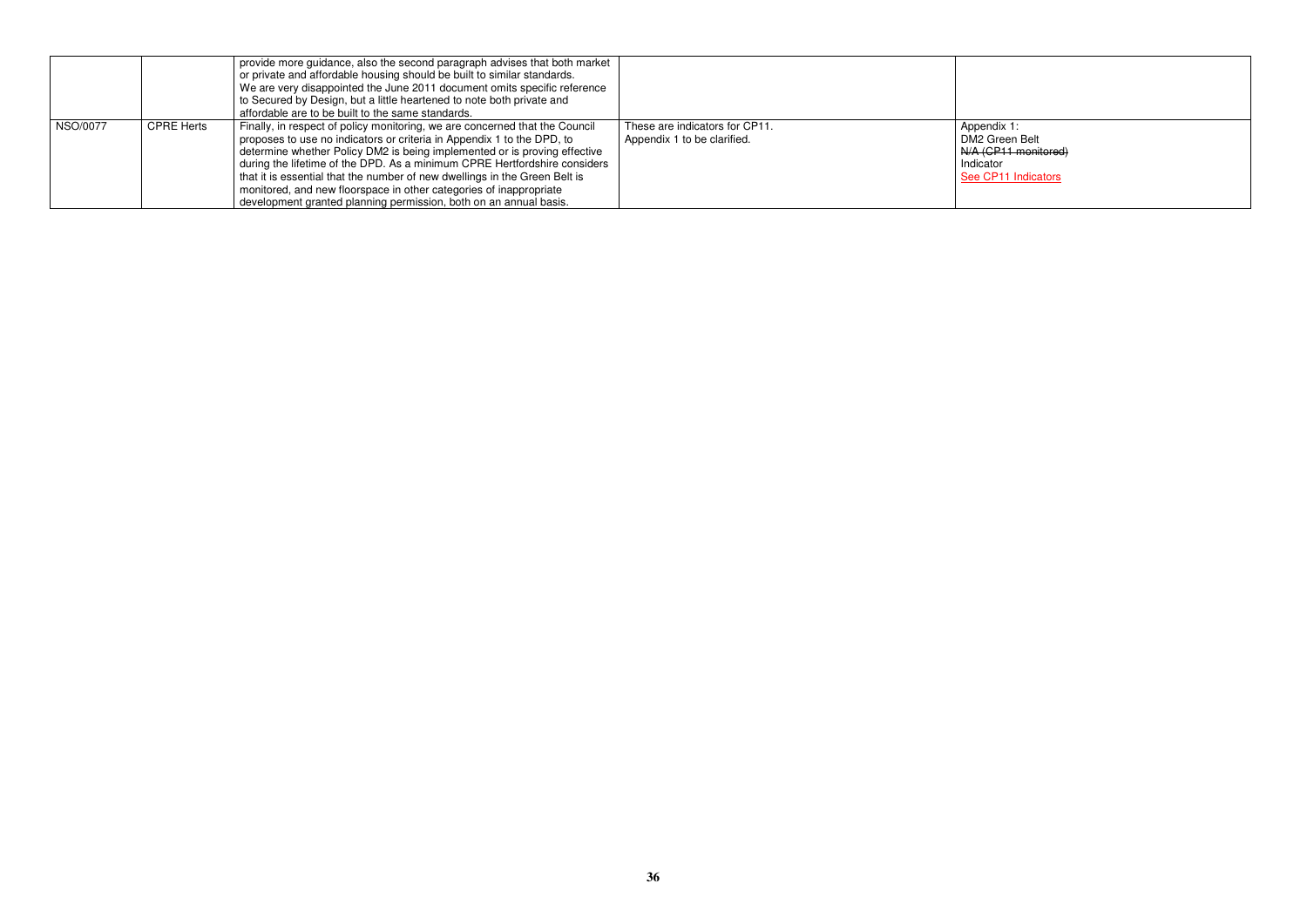| | | | | |
|---|---|---|---|---|
| | | provide more guidance, also the second paragraph advises that both market or private and affordable housing should be built to similar standards. We are very disappointed the June 2011 document omits specific reference to Secured by Design, but a little heartened to note both private and affordable are to be built to the same standards. | | |
| NSO/0077 | CPRE Herts | Finally, in respect of policy monitoring, we are concerned that the Council proposes to use no indicators or criteria in Appendix 1 to the DPD, to determine whether Policy DM2 is being implemented or is proving effective during the lifetime of the DPD. As a minimum CPRE Hertfordshire considers that it is essential that the number of new dwellings in the Green Belt is monitored, and new floorspace in other categories of inappropriate development granted planning permission, both on an annual basis. | These are indicators for CP11. Appendix 1 to be clarified. | Appendix 1: DM2 Green Belt ~~N/A (CP11 monitored)~~ Indicator See CP11 Indicators |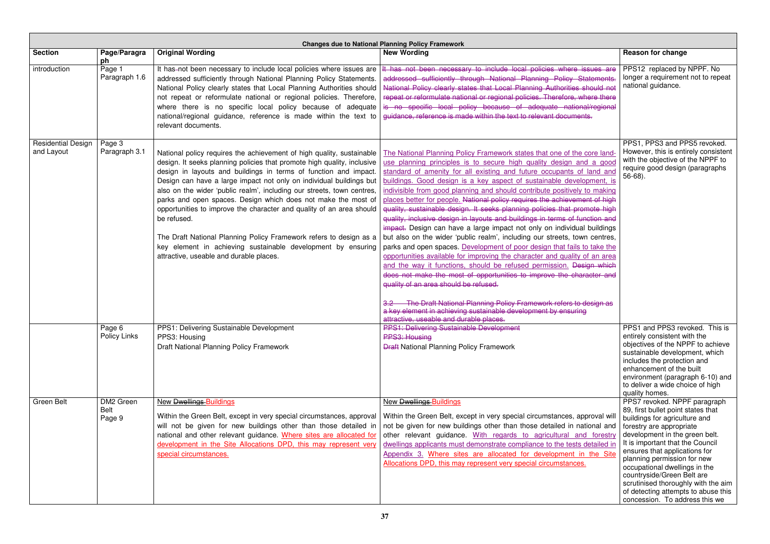| **Changes due to National Planning Policy Framework** | | | | |
|---|---|---|---|---|
| **Section** | **Page/Paragraph** | **Original Wording** | **New Wording** | **Reason for change** |
| introduction | Page 1 Paragraph 1.6 | It has not been necessary to include local policies where issues are addressed sufficiently through National Planning Policy Statements. National Policy clearly states that Local Planning Authorities should not repeat or reformulate national or regional policies. Therefore, where there is no specific local policy because of adequate national/regional guidance, reference is made within the text to relevant documents. | ~~It has not been necessary to include local policies where issues are addressed sufficiently through National Planning Policy Statements. National Policy clearly states that Local Planning Authorities should not repeat or reformulate national or regional policies. Therefore, where there is no specific local policy because of adequate national/regional guidance, reference is made within the text to relevant documents.~~ | PPS12 replaced by NPPF. No longer a requirement not to repeat national guidance. |
| Residential Design and Layout | Page 3 Paragraph 3.1 | National policy requires the achievement of high quality, sustainable design. It seeks planning policies that promote high quality, inclusive design in layouts and buildings in terms of function and impact. Design can have a large impact not only on individual buildings but also on the wider 'public realm', including our streets, town centres, parks and open spaces. Design which does not make the most of opportunities to improve the character and quality of an area should be refused.<br><br>The Draft National Planning Policy Framework refers to design as a key element in achieving sustainable development by ensuring attractive, useable and durable places. | The National Planning Policy Framework states that one of the core land-use planning principles is to secure high quality design and a good standard of amenity for all existing and future occupants of land and buildings. Good design is a key aspect of sustainable development, is indivisible from good planning and should contribute positively to making places better for people. ~~National policy requires the achievement of high quality, sustainable design. It seeks planning policies that promote high quality, inclusive design in layouts and buildings in terms of function and impact.~~ Design can have a large impact not only on individual buildings but also on the wider 'public realm', including our streets, town centres, parks and open spaces. Development of poor design that fails to take the opportunities available for improving the character and quality of an area and the way it functions, should be refused permission. ~~Design which does not make the most of opportunities to improve the character and quality of an area should be refused.~~<br><br>~~3.2 The Draft National Planning Policy Framework refers to design as a key element in achieving sustainable development by ensuring attractive, useable and durable places.~~ | PPS1, PPS3 and PPS5 revoked. However, this is entirely consistent with the objective of the NPPF to require good design (paragraphs 56-68). |
| | Page 6 Policy Links | PPS1: Delivering Sustainable Development<br>PPS3: Housing<br>Draft National Planning Policy Framework | ~~PPS1: Delivering Sustainable Development~~<br>~~PPS3: Housing~~<br>~~Draft~~ National Planning Policy Framework | PPS1 and PPS3 revoked. This is entirely consistent with the objectives of the NPPF to achieve sustainable development, which includes the protection and enhancement of the built environment (paragraph 6-10) and to deliver a wide choice of high quality homes. |
| Green Belt | DM2 Green Belt Page 9 | New ~~Dwellings~~ Buildings<br><br>Within the Green Belt, except in very special circumstances, approval will not be given for new buildings other than those detailed in national and other relevant guidance. Where sites are allocated for development in the Site Allocations DPD, this may represent very special circumstances. | New ~~Dwellings~~ Buildings<br><br>Within the Green Belt, except in very special circumstances, approval will not be given for new buildings other than those detailed in national and other relevant guidance. With regards to agricultural and forestry dwellings applicants must demonstrate compliance to the tests detailed in Appendix 3. Where sites are allocated for development in the Site Allocations DPD, this may represent very special circumstances. | PPS7 revoked. NPPF paragraph 89, first bullet point states that buildings for agriculture and forestry are appropriate development in the green belt. It is important that the Council ensures that applications for planning permission for new occupational dwellings in the countryside/Green Belt are scrutinised thoroughly with the aim of detecting attempts to abuse this concession. To address this we |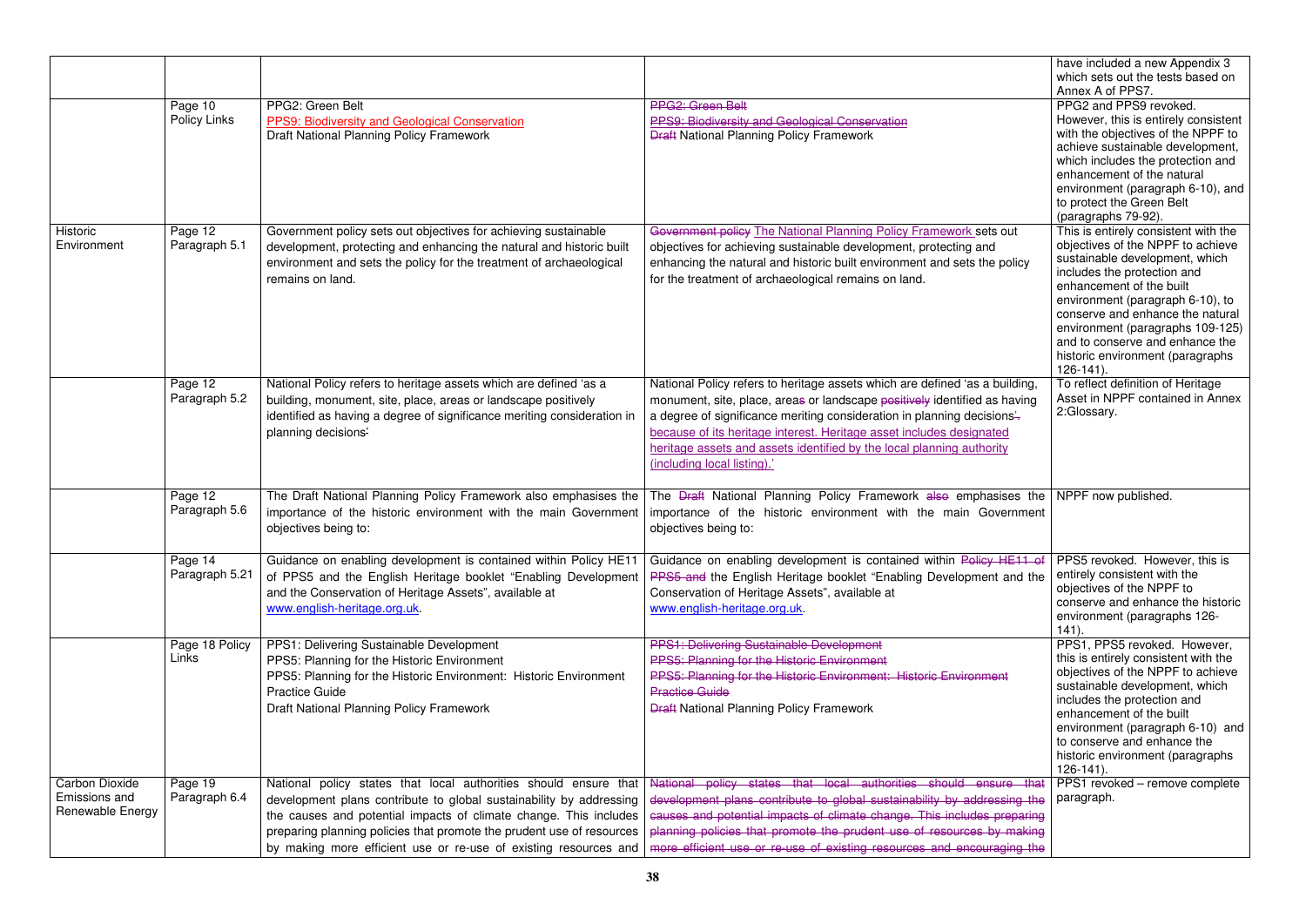| | | | | have included a new Appendix 3 which sets out the tests based on Annex A of PPS7. |
|---|---|---|---|---|
| | Page 10 Policy Links | PPG2: Green Belt<br>PPS9: Biodiversity and Geological Conservation<br>Draft National Planning Policy Framework | ~~PPG2: Green Belt~~<br>~~PPS9: Biodiversity and Geological Conservation~~<br>~~Draft~~ National Planning Policy Framework | PPG2 and PPS9 revoked. However, this is entirely consistent with the objectives of the NPPF to achieve sustainable development, which includes the protection and enhancement of the natural environment (paragraph 6-10), and to protect the Green Belt (paragraphs 79-92). |
| Historic Environment | Page 12 Paragraph 5.1 | Government policy sets out objectives for achieving sustainable development, protecting and enhancing the natural and historic built environment and sets the policy for the treatment of archaeological remains on land. | ~~Government policy~~ The National Planning Policy Framework sets out objectives for achieving sustainable development, protecting and enhancing the natural and historic built environment and sets the policy for the treatment of archaeological remains on land. | This is entirely consistent with the objectives of the NPPF to achieve sustainable development, which includes the protection and enhancement of the built environment (paragraph 6-10), to conserve and enhance the natural environment (paragraphs 109-125) and to conserve and enhance the historic environment (paragraphs 126-141). |
| | Page 12 Paragraph 5.2 | National Policy refers to heritage assets which are defined 'as a building, monument, site, place, areas or landscape positively identified as having a degree of significance meriting consideration in planning decisions'. | National Policy refers to heritage assets which are defined 'as a building, monument, site, place, area~~s~~ or landscape ~~positively~~ identified as having a degree of significance meriting consideration in planning decisions~~'.~~ because of its heritage interest. Heritage asset includes designated heritage assets and assets identified by the local planning authority (including local listing).' | To reflect definition of Heritage Asset in NPPF contained in Annex 2:Glossary. |
| | Page 12 Paragraph 5.6 | The Draft National Planning Policy Framework also emphasises the importance of the historic environment with the main Government objectives being to: | The ~~Draft~~ National Planning Policy Framework ~~also~~ emphasises the importance of the historic environment with the main Government objectives being to: | NPPF now published. |
| | Page 14 Paragraph 5.21 | Guidance on enabling development is contained within Policy HE11 of PPS5 and the English Heritage booklet "Enabling Development and the Conservation of Heritage Assets", available at www.english-heritage.org.uk. | Guidance on enabling development is contained within ~~Policy HE11 of PPS5 and~~ the English Heritage booklet "Enabling Development and the Conservation of Heritage Assets", available at www.english-heritage.org.uk. | PPS5 revoked. However, this is entirely consistent with the objectives of the NPPF to conserve and enhance the historic environment (paragraphs 126-141). |
| | Page 18 Policy Links | PPS1: Delivering Sustainable Development<br>PPS5: Planning for the Historic Environment<br>PPS5: Planning for the Historic Environment: Historic Environment Practice Guide<br>Draft National Planning Policy Framework | ~~PPS1: Delivering Sustainable Development~~<br>~~PPS5: Planning for the Historic Environment~~<br>~~PPS5: Planning for the Historic Environment: Historic Environment Practice Guide~~<br>~~Draft~~ National Planning Policy Framework | PPS1, PPS5 revoked. However, this is entirely consistent with the objectives of the NPPF to achieve sustainable development, which includes the protection and enhancement of the built environment (paragraph 6-10) and to conserve and enhance the historic environment (paragraphs 126-141). |
| Carbon Dioxide Emissions and Renewable Energy | Page 19 Paragraph 6.4 | National policy states that local authorities should ensure that development plans contribute to global sustainability by addressing the causes and potential impacts of climate change. This includes preparing planning policies that promote the prudent use of resources by making more efficient use or re-use of existing resources and | ~~National policy states that local authorities should ensure that development plans contribute to global sustainability by addressing the causes and potential impacts of climate change. This includes preparing planning policies that promote the prudent use of resources by making more efficient use or re-use of existing resources and encouraging the~~ | PPS1 revoked – remove complete paragraph. |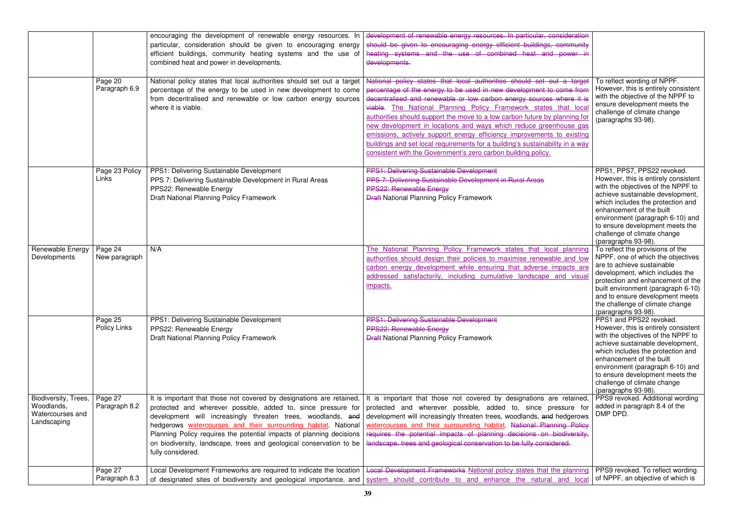| | | | | |
|---|---|---|---|---|
| | | encouraging the development of renewable energy resources. In particular, consideration should be given to encouraging energy efficient buildings, community heating systems and the use of combined heat and power in developments. | ~~development of renewable energy resources. In particular, consideration should be given to encouraging energy efficient buildings, community heating systems and the use of combined heat and power in developments.~~ | |
| | Page 20 Paragraph 6.9 | National policy states that local authorities should set out a target percentage of the energy to be used in new development to come from decentralised and renewable or low carbon energy sources where it is viable. | ~~National policy states that local authorities should set out a target percentage of the energy to be used in new development to come from decentralised and renewable or low carbon energy sources where it is viable.~~ The National Planning Policy Framework states that local authorities should support the move to a low carbon future by planning for new development in locations and ways which reduce greenhouse gas emissions, actively support energy efficiency improvements to existing buildings and set local requirements for a building's sustainability in a way consistent with the Government's zero carbon building policy. | To reflect wording of NPPF. However, this is entirely consistent with the objective of the NPPF to ensure development meets the challenge of climate change (paragraphs 93-98). |
| | Page 23 Policy Links | PPS1: Delivering Sustainable Development<br>PPS 7: Delivering Sustainable Development in Rural Areas<br>PPS22: Renewable Energy<br>Draft National Planning Policy Framework | ~~PPS1: Delivering Sustainable Development~~<br>~~PPS 7: Delivering Sustainable Development in Rural Areas~~<br>~~PPS22: Renewable Energy~~<br>~~Draft~~ National Planning Policy Framework | PPS1, PPS7, PPS22 revoked. However, this is entirely consistent with the objectives of the NPPF to achieve sustainable development, which includes the protection and enhancement of the built environment (paragraph 6-10) and to ensure development meets the challenge of climate change (paragraphs 93-98). |
| Renewable Energy Developments | Page 24 New paragraph | N/A | The National Planning Policy Framework states that local planning authorities should design their policies to maximise renewable and low carbon energy development while ensuring that adverse impacts are addressed satisfactorily, including cumulative landscape and visual impacts. | To reflect the provisions of the NPPF, one of which the objectives are to achieve sustainable development, which includes the protection and enhancement of the built environment (paragraph 6-10) and to ensure development meets the challenge of climate change (paragraphs 93-98). |
| | Page 25 Policy Links | PPS1: Delivering Sustainable Development<br>PPS22: Renewable Energy<br>Draft National Planning Policy Framework | ~~PPS1: Delivering Sustainable Development~~<br>~~PPS22: Renewable Energy~~<br>~~Draft~~ National Planning Policy Framework | PPS1 and PPS22 revoked. However, this is entirely consistent with the objectives of the NPPF to achieve sustainable development, which includes the protection and enhancement of the built environment (paragraph 6-10) and to ensure development meets the challenge of climate change (paragraphs 93-98). |
| Biodiversity, Trees, Woodlands, Watercourses and Landscaping | Page 27 Paragraph 8.2 | It is important that those not covered by designations are retained, protected and wherever possible, added to, since pressure for development will increasingly threaten trees, woodlands, ~~and~~ hedgerows watercourses and their surrounding habitat. National Planning Policy requires the potential impacts of planning decisions on biodiversity, landscape, trees and geological conservation to be fully considered. | It is important that those not covered by designations are retained, protected and wherever possible, added to, since pressure for development will increasingly threaten trees, woodlands, ~~and~~ hedgerows watercourses and their surrounding habitat. ~~National Planning Policy requires the potential impacts of planning decisions on biodiversity, landscape, trees and geological conservation to be fully considered.~~ | PPS9 revoked. Additional wording added in paragraph 8.4 of the DMP DPD. |
| | Page 27 Paragraph 8.3 | Local Development Frameworks are required to indicate the location of designated sites of biodiversity and geological importance, and | ~~Local Development Frameworks~~ National policy states that the planning system should contribute to and enhance the natural and local | PPS9 revoked. To reflect wording of NPPF, an objective of which is |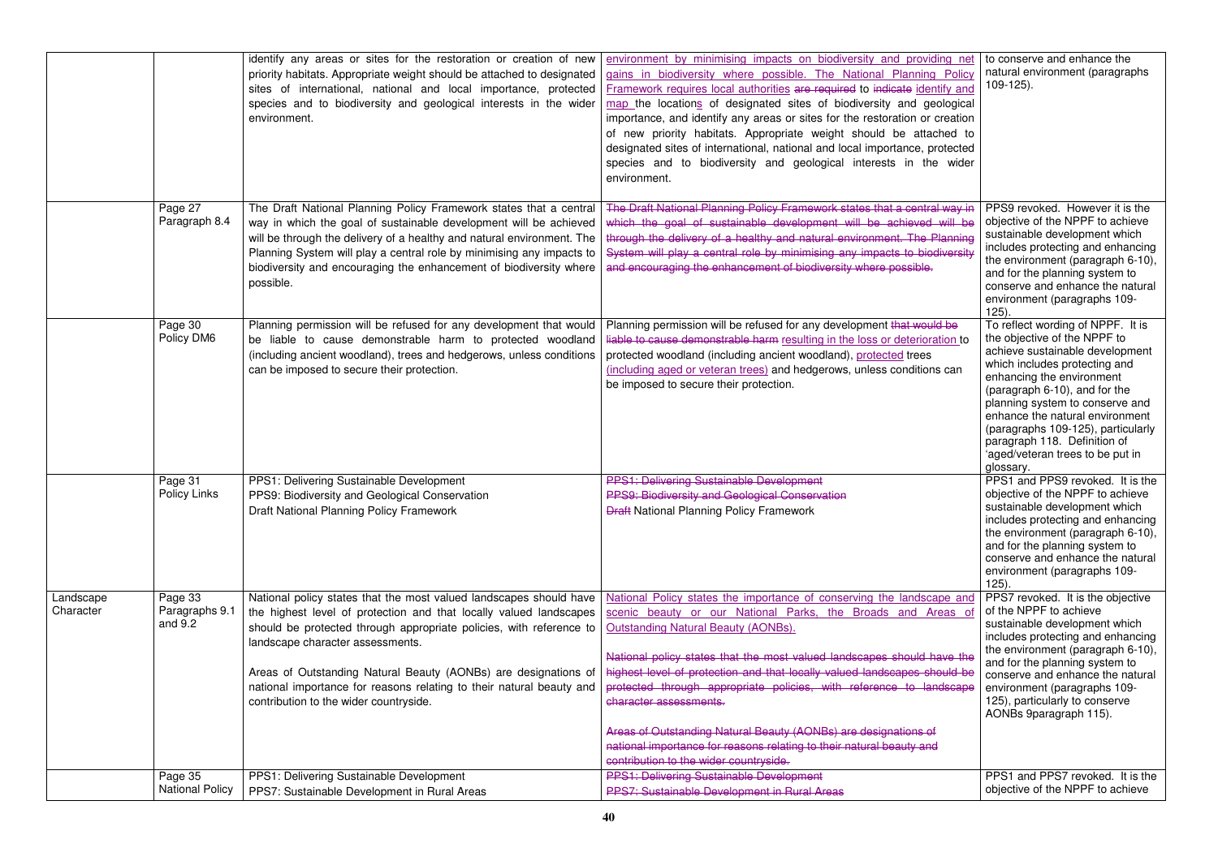| | | | | |
|---|---|---|---|---|
| | | identify any areas or sites for the restoration or creation of new priority habitats. Appropriate weight should be attached to designated sites of international, national and local importance, protected species and to biodiversity and geological interests in the wider environment. | environment by minimising impacts on biodiversity and providing net gains in biodiversity where possible. The National Planning Policy Framework requires local authorities ~~are required~~ to ~~indicate~~ identify and map the locations of designated sites of biodiversity and geological importance, and identify any areas or sites for the restoration or creation of new priority habitats. Appropriate weight should be attached to designated sites of international, national and local importance, protected species and to biodiversity and geological interests in the wider environment. | to conserve and enhance the natural environment (paragraphs 109-125). |
| | Page 27 Paragraph 8.4 | The Draft National Planning Policy Framework states that a central way in which the goal of sustainable development will be achieved will be through the delivery of a healthy and natural environment. The Planning System will play a central role by minimising any impacts to biodiversity and encouraging the enhancement of biodiversity where possible. | ~~The Draft National Planning Policy Framework states that a central way in which the goal of sustainable development will be achieved will be through the delivery of a healthy and natural environment. The Planning System will play a central role by minimising any impacts to biodiversity and encouraging the enhancement of biodiversity where possible.~~ | PPS9 revoked. However it is the objective of the NPPF to achieve sustainable development which includes protecting and enhancing the environment (paragraph 6-10), and for the planning system to conserve and enhance the natural environment (paragraphs 109-125). |
| | Page 30 Policy DM6 | Planning permission will be refused for any development that would be liable to cause demonstrable harm to protected woodland (including ancient woodland), trees and hedgerows, unless conditions can be imposed to secure their protection. | Planning permission will be refused for any development ~~that would be liable to cause demonstrable harm~~ resulting in the loss or deterioration to protected woodland (including ancient woodland), protected trees (including aged or veteran trees) and hedgerows, unless conditions can be imposed to secure their protection. | To reflect wording of NPPF. It is the objective of the NPPF to achieve sustainable development which includes protecting and enhancing the environment (paragraph 6-10), and for the planning system to conserve and enhance the natural environment (paragraphs 109-125), particularly paragraph 118. Definition of 'aged/veteran trees to be put in glossary. |
| | Page 31 Policy Links | PPS1: Delivering Sustainable Development<br>PPS9: Biodiversity and Geological Conservation<br>Draft National Planning Policy Framework | ~~PPS1: Delivering Sustainable Development~~<br>~~PPS9: Biodiversity and Geological Conservation~~<br>~~Draft~~ National Planning Policy Framework | PPS1 and PPS9 revoked. It is the objective of the NPPF to achieve sustainable development which includes protecting and enhancing the environment (paragraph 6-10), and for the planning system to conserve and enhance the natural environment (paragraphs 109-125). |
| Landscape Character | Page 33 Paragraphs 9.1 and 9.2 | National policy states that the most valued landscapes should have the highest level of protection and that locally valued landscapes should be protected through appropriate policies, with reference to landscape character assessments.<br><br>Areas of Outstanding Natural Beauty (AONBs) are designations of national importance for reasons relating to their natural beauty and contribution to the wider countryside. | National Policy states the importance of conserving the landscape and scenic beauty or our National Parks, the Broads and Areas of Outstanding Natural Beauty (AONBs).<br><br>~~National policy states that the most valued landscapes should have the highest level of protection and that locally valued landscapes should be protected through appropriate policies, with reference to landscape character assessments.~~<br><br>~~Areas of Outstanding Natural Beauty (AONBs) are designations of national importance for reasons relating to their natural beauty and contribution to the wider countryside.~~ | PPS7 revoked. It is the objective of the NPPF to achieve sustainable development which includes protecting and enhancing the environment (paragraph 6-10), and for the planning system to conserve and enhance the natural environment (paragraphs 109-125), particularly to conserve AONBs 9paragraph 115). |
| | Page 35 National Policy | PPS1: Delivering Sustainable Development<br>PPS7: Sustainable Development in Rural Areas | ~~PPS1: Delivering Sustainable Development~~<br>~~PPS7: Sustainable Development in Rural Areas~~ | PPS1 and PPS7 revoked. It is the objective of the NPPF to achieve |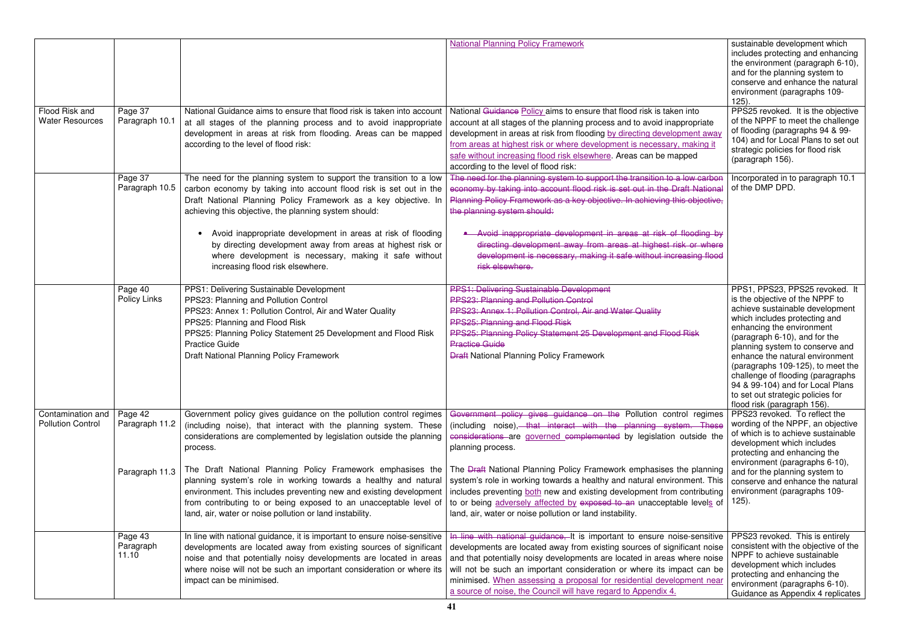| | | | | |
|---|---|---|---|---|
| | | | National Planning Policy Framework | sustainable development which includes protecting and enhancing the environment (paragraph 6-10), and for the planning system to conserve and enhance the natural environment (paragraphs 109-125). |
| Flood Risk and Water Resources | Page 37 Paragraph 10.1 | National Guidance aims to ensure that flood risk is taken into account at all stages of the planning process and to avoid inappropriate development in areas at risk from flooding. Areas can be mapped according to the level of flood risk: | National ~~Guidance~~ Policy aims to ensure that flood risk is taken into account at all stages of the planning process and to avoid inappropriate development in areas at risk from flooding by directing development away from areas at highest risk or where development is necessary, making it safe without increasing flood risk elsewhere. Areas can be mapped according to the level of flood risk: | PPS25 revoked. It is the objective of the NPPF to meet the challenge of flooding (paragraphs 94 & 99-104) and for Local Plans to set out strategic policies for flood risk (paragraph 156). |
| | Page 37 Paragraph 10.5 | The need for the planning system to support the transition to a low carbon economy by taking into account flood risk is set out in the Draft National Planning Policy Framework as a key objective. In achieving this objective, the planning system should:<br><br>• Avoid inappropriate development in areas at risk of flooding by directing development away from areas at highest risk or where development is necessary, making it safe without increasing flood risk elsewhere. | ~~The need for the planning system to support the transition to a low carbon economy by taking into account flood risk is set out in the Draft National Planning Policy Framework as a key objective. In achieving this objective, the planning system should:~~<br><br>~~• Avoid inappropriate development in areas at risk of flooding by directing development away from areas at highest risk or where development is necessary, making it safe without increasing flood risk elsewhere.~~ | Incorporated in to paragraph 10.1 of the DMP DPD. |
| | Page 40 Policy Links | PPS1: Delivering Sustainable Development<br>PPS23: Planning and Pollution Control<br>PPS23: Annex 1: Pollution Control, Air and Water Quality<br>PPS25: Planning and Flood Risk<br>PPS25: Planning Policy Statement 25 Development and Flood Risk Practice Guide<br>Draft National Planning Policy Framework | ~~PPS1: Delivering Sustainable Development~~<br>~~PPS23: Planning and Pollution Control~~<br>~~PPS23: Annex 1: Pollution Control, Air and Water Quality~~<br>~~PPS25: Planning and Flood Risk~~<br>~~PPS25: Planning Policy Statement 25 Development and Flood Risk Practice Guide~~<br>~~Draft~~ National Planning Policy Framework | PPS1, PPS23, PPS25 revoked. It is the objective of the NPPF to achieve sustainable development which includes protecting and enhancing the environment (paragraph 6-10), and for the planning system to conserve and enhance the natural environment (paragraphs 109-125), to meet the challenge of flooding (paragraphs 94 & 99-104) and for Local Plans to set out strategic policies for flood risk (paragraph 156). |
| Contamination and Pollution Control | Page 42 Paragraph 11.2<br><br><br><br><br>Paragraph 11.3 | Government policy gives guidance on the pollution control regimes (including noise), that interact with the planning system. These considerations are complemented by legislation outside the planning process.<br><br>The Draft National Planning Policy Framework emphasises the planning system's role in working towards a healthy and natural environment. This includes preventing new and existing development from contributing to or being exposed to an unacceptable level of land, air, water or noise pollution or land instability. | ~~Government policy gives guidance on the~~ Pollution control regimes (including noise), ~~that interact with the planning system. These considerations~~ are governed ~~complemented~~ by legislation outside the planning process.<br><br>The ~~Draft~~ National Planning Policy Framework emphasises the planning system's role in working towards a healthy and natural environment. This includes preventing both new and existing development from contributing to or being adversely affected by ~~exposed to an~~ unacceptable levels of land, air, water or noise pollution or land instability. | PPS23 revoked. To reflect the wording of the NPPF, an objective of which is to achieve sustainable development which includes protecting and enhancing the environment (paragraphs 6-10), and for the planning system to conserve and enhance the natural environment (paragraphs 109-125). |
| | Page 43 Paragraph 11.10 | In line with national guidance, it is important to ensure noise-sensitive developments are located away from existing sources of significant noise and that potentially noisy developments are located in areas where noise will not be such an important consideration or where its impact can be minimised. | ~~In line with national guidance,~~ It is important to ensure noise-sensitive developments are located away from existing sources of significant noise and that potentially noisy developments are located in areas where noise will not be such an important consideration or where its impact can be minimised. When assessing a proposal for residential development near a source of noise, the Council will have regard to Appendix 4. | PPS23 revoked. This is entirely consistent with the objective of the NPPF to achieve sustainable development which includes protecting and enhancing the environment (paragraphs 6-10). Guidance as Appendix 4 replicates |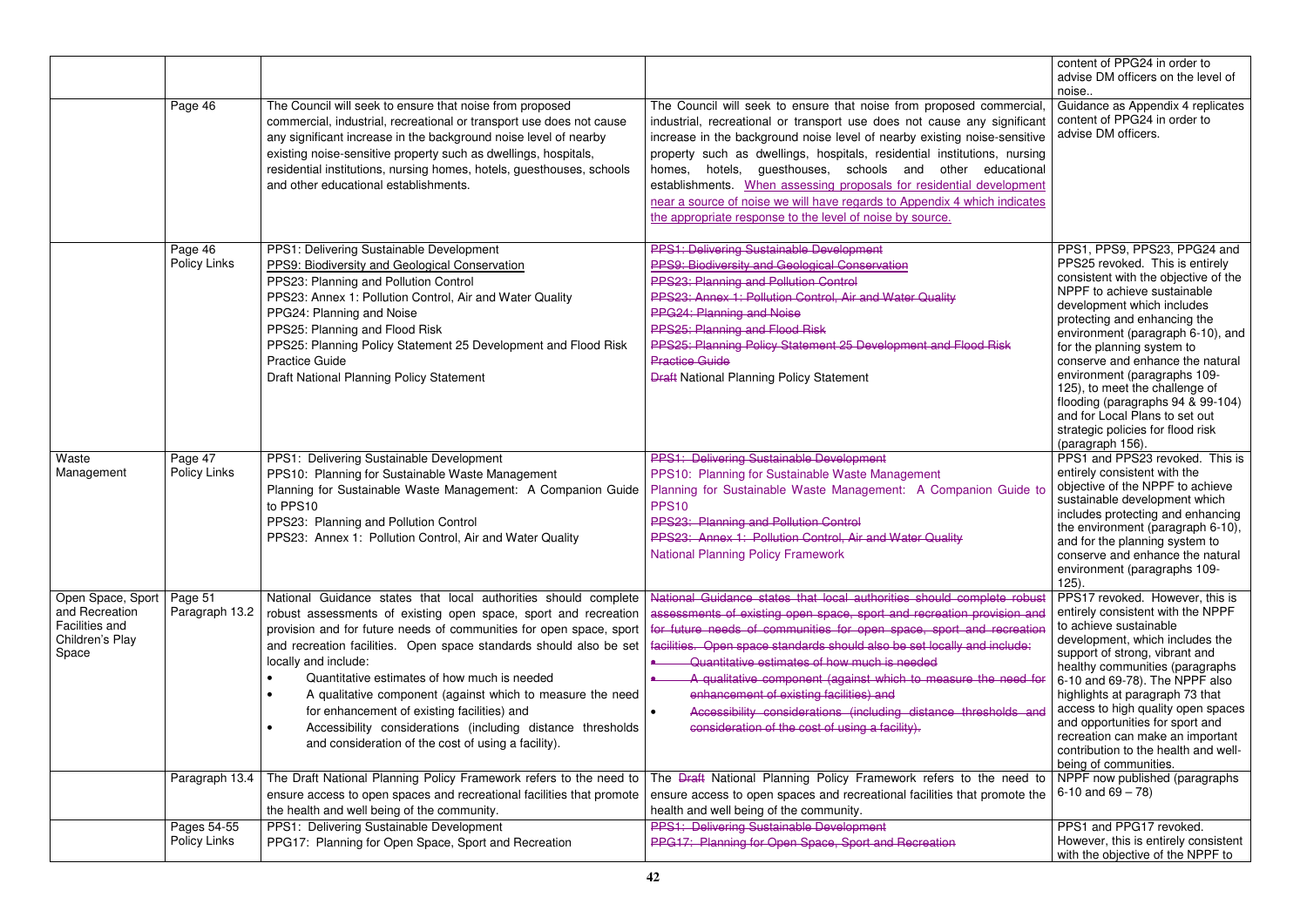| | | | | content of PPG24 in order to advise DM officers on the level of noise.. |
|---|---|---|---|---|
| | Page 46 | The Council will seek to ensure that noise from proposed commercial, industrial, recreational or transport use does not cause any significant increase in the background noise level of nearby existing noise-sensitive property such as dwellings, hospitals, residential institutions, nursing homes, hotels, guesthouses, schools and other educational establishments. | The Council will seek to ensure that noise from proposed commercial, industrial, recreational or transport use does not cause any significant increase in the background noise level of nearby existing noise-sensitive property such as dwellings, hospitals, residential institutions, nursing homes, hotels, guesthouses, schools and other educational establishments. When assessing proposals for residential development near a source of noise we will have regards to Appendix 4 which indicates the appropriate response to the level of noise by source. | Guidance as Appendix 4 replicates content of PPG24 in order to advise DM officers. |
| | Page 46 Policy Links | PPS1: Delivering Sustainable Development<br>PPS9: Biodiversity and Geological Conservation<br>PPS23: Planning and Pollution Control<br>PPS23: Annex 1: Pollution Control, Air and Water Quality<br>PPG24: Planning and Noise<br>PPS25: Planning and Flood Risk<br>PPS25: Planning Policy Statement 25 Development and Flood Risk Practice Guide<br>Draft National Planning Policy Statement | ~~PPS1: Delivering Sustainable Development~~<br>~~PPS9: Biodiversity and Geological Conservation~~<br>~~PPS23: Planning and Pollution Control~~<br>~~PPS23: Annex 1: Pollution Control, Air and Water Quality~~<br>~~PPG24: Planning and Noise~~<br>~~PPS25: Planning and Flood Risk~~<br>~~PPS25: Planning Policy Statement 25 Development and Flood Risk Practice Guide~~<br>~~Draft~~ National Planning Policy Statement | PPS1, PPS9, PPS23, PPG24 and PPS25 revoked. This is entirely consistent with the objective of the NPPF to achieve sustainable development which includes protecting and enhancing the environment (paragraph 6-10), and for the planning system to conserve and enhance the natural environment (paragraphs 109-125), to meet the challenge of flooding (paragraphs 94 & 99-104) and for Local Plans to set out strategic policies for flood risk (paragraph 156). |
| Waste Management | Page 47 Policy Links | PPS1: Delivering Sustainable Development<br>PPS10: Planning for Sustainable Waste Management<br>Planning for Sustainable Waste Management: A Companion Guide to PPS10<br>PPS23: Planning and Pollution Control<br>PPS23: Annex 1: Pollution Control, Air and Water Quality | ~~PPS1: Delivering Sustainable Development~~<br>PPS10: Planning for Sustainable Waste Management<br>Planning for Sustainable Waste Management: A Companion Guide to PPS10<br>~~PPS23: Planning and Pollution Control~~<br>~~PPS23: Annex 1: Pollution Control, Air and Water Quality~~<br>National Planning Policy Framework | PPS1 and PPS23 revoked. This is entirely consistent with the objective of the NPPF to achieve sustainable development which includes protecting and enhancing the environment (paragraph 6-10), and for the planning system to conserve and enhance the natural environment (paragraphs 109-125). |
| Open Space, Sport and Recreation Facilities and Children's Play Space | Page 51 Paragraph 13.2 | National Guidance states that local authorities should complete robust assessments of existing open space, sport and recreation provision and for future needs of communities for open space, sport and recreation facilities. Open space standards should also be set locally and include:<br>• Quantitative estimates of how much is needed<br>• A qualitative component (against which to measure the need for enhancement of existing facilities) and<br>• Accessibility considerations (including distance thresholds and consideration of the cost of using a facility). | ~~National Guidance states that local authorities should complete robust assessments of existing open space, sport and recreation provision and for future needs of communities for open space, sport and recreation facilities. Open space standards should also be set locally and include:~~<br>~~• Quantitative estimates of how much is needed~~<br>~~• A qualitative component (against which to measure the need for enhancement of existing facilities) and~~<br>~~• Accessibility considerations (including distance thresholds and consideration of the cost of using a facility).~~ | PPS17 revoked. However, this is entirely consistent with the NPPF to achieve sustainable development, which includes the support of strong, vibrant and healthy communities (paragraphs 6-10 and 69-78). The NPPF also highlights at paragraph 73 that access to high quality open spaces and opportunities for sport and recreation can make an important contribution to the health and well-being of communities. |
| | Paragraph 13.4 | The Draft National Planning Policy Framework refers to the need to ensure access to open spaces and recreational facilities that promote the health and well being of the community. | The ~~Draft~~ National Planning Policy Framework refers to the need to ensure access to open spaces and recreational facilities that promote the health and well being of the community. | NPPF now published (paragraphs 6-10 and 69 – 78) |
| | Pages 54-55 Policy Links | PPS1: Delivering Sustainable Development<br>PPG17: Planning for Open Space, Sport and Recreation | ~~PPS1: Delivering Sustainable Development~~<br>~~PPG17: Planning for Open Space, Sport and Recreation~~ | PPS1 and PPG17 revoked. However, this is entirely consistent with the objective of the NPPF to |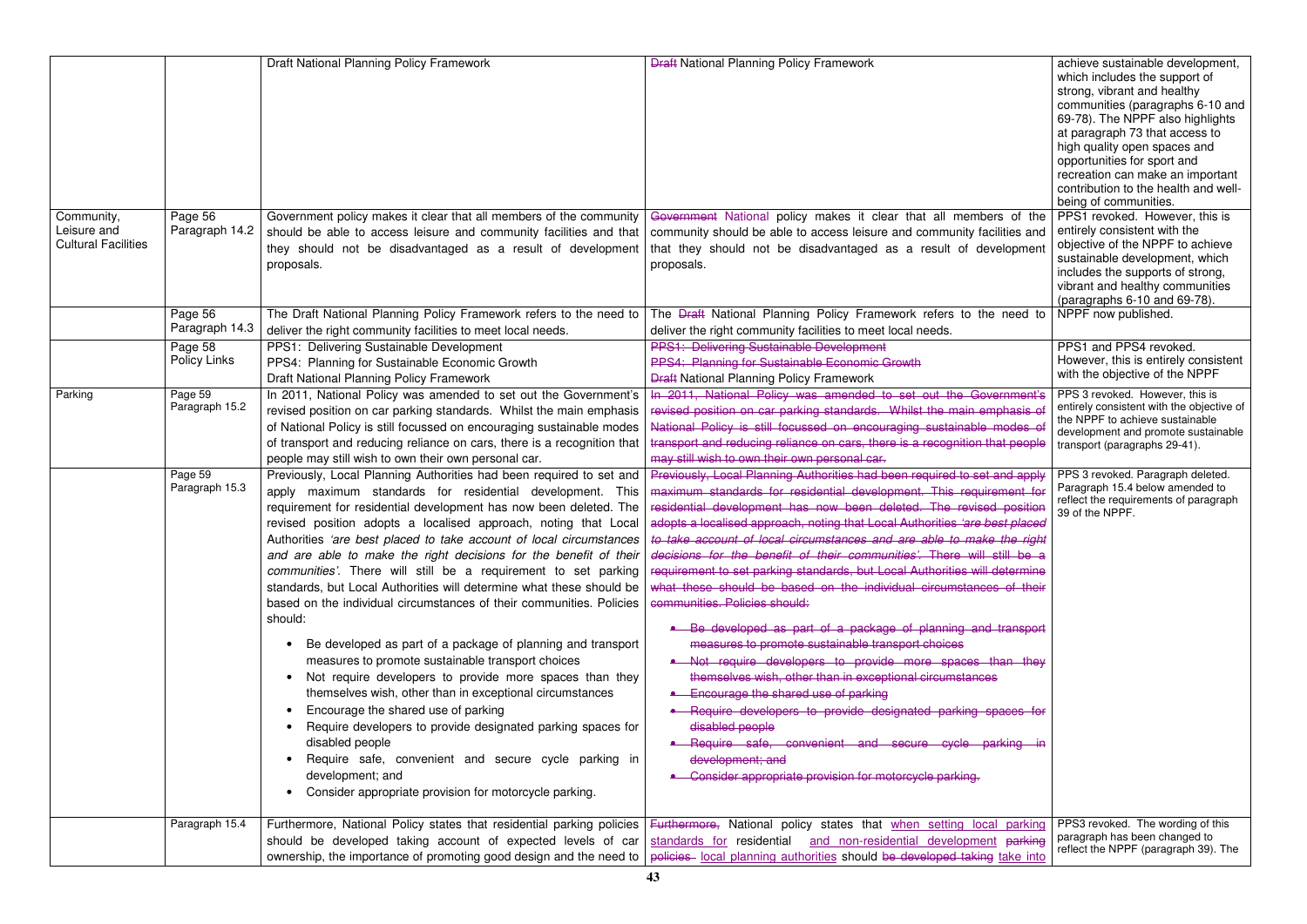| | | Draft National Planning Policy Framework | ~~Draft~~ National Planning Policy Framework | achieve sustainable development, which includes the support of strong, vibrant and healthy communities (paragraphs 6-10 and 69-78). The NPPF also highlights at paragraph 73 that access to high quality open spaces and opportunities for sport and recreation can make an important contribution to the health and well-being of communities. |
|---|---|---|---|---|
| Community, Leisure and Cultural Facilities | Page 56 Paragraph 14.2 | Government policy makes it clear that all members of the community should be able to access leisure and community facilities and that they should not be disadvantaged as a result of development proposals. | ~~Government~~ National policy makes it clear that all members of the community should be able to access leisure and community facilities and that they should not be disadvantaged as a result of development proposals. | PPS1 revoked. However, this is entirely consistent with the objective of the NPPF to achieve sustainable development, which includes the supports of strong, vibrant and healthy communities (paragraphs 6-10 and 69-78). |
| | Page 56 Paragraph 14.3 | The Draft National Planning Policy Framework refers to the need to deliver the right community facilities to meet local needs. | The ~~Draft~~ National Planning Policy Framework refers to the need to deliver the right community facilities to meet local needs. | NPPF now published. |
| | Page 58 Policy Links | PPS1: Delivering Sustainable Development<br>PPS4: Planning for Sustainable Economic Growth<br>Draft National Planning Policy Framework | ~~PPS1: Delivering Sustainable Development~~<br>~~PPS4: Planning for Sustainable Economic Growth~~<br>~~Draft~~ National Planning Policy Framework | PPS1 and PPS4 revoked. However, this is entirely consistent with the objective of the NPPF |
| Parking | Page 59 Paragraph 15.2 | In 2011, National Policy was amended to set out the Government's revised position on car parking standards. Whilst the main emphasis of National Policy is still focussed on encouraging sustainable modes of transport and reducing reliance on cars, there is a recognition that people may still wish to own their own personal car. | ~~In 2011, National Policy was amended to set out the Government's revised position on car parking standards. Whilst the main emphasis of National Policy is still focussed on encouraging sustainable modes of transport and reducing reliance on cars, there is a recognition that people may still wish to own their own personal car.~~ | PPS 3 revoked. However, this is entirely consistent with the objective of the NPPF to achieve sustainable development and promote sustainable transport (paragraphs 29-41). |
| | Page 59 Paragraph 15.3 | Previously, Local Planning Authorities had been required to set and apply maximum standards for residential development. This requirement for residential development has now been deleted. The revised position adopts a localised approach, noting that Local Authorities *'are best placed to take account of local circumstances and are able to make the right decisions for the benefit of their communities'*. There will still be a requirement to set parking standards, but Local Authorities will determine what these should be based on the individual circumstances of their communities. Policies should:<br>• Be developed as part of a package of planning and transport measures to promote sustainable transport choices<br>• Not require developers to provide more spaces than they themselves wish, other than in exceptional circumstances<br>• Encourage the shared use of parking<br>• Require developers to provide designated parking spaces for disabled people<br>• Require safe, convenient and secure cycle parking in development; and<br>• Consider appropriate provision for motorcycle parking. | ~~Previously, Local Planning Authorities had been required to set and apply maximum standards for residential development. This requirement for residential development has now been deleted. The revised position adopts a localised approach, noting that Local Authorities *'are best placed to take account of local circumstances and are able to make the right decisions for the benefit of their communities'*. There will still be a requirement to set parking standards, but Local Authorities will determine what these should be based on the individual circumstances of their communities. Policies should:~~<br>~~• Be developed as part of a package of planning and transport measures to promote sustainable transport choices~~<br>~~• Not require developers to provide more spaces than they themselves wish, other than in exceptional circumstances~~<br>~~• Encourage the shared use of parking~~<br>~~• Require developers to provide designated parking spaces for disabled people~~<br>~~• Require safe, convenient and secure cycle parking in development; and~~<br>~~• Consider appropriate provision for motorcycle parking.~~ | PPS 3 revoked. Paragraph deleted. Paragraph 15.4 below amended to reflect the requirements of paragraph 39 of the NPPF. |
| | Paragraph 15.4 | Furthermore, National Policy states that residential parking policies should be developed taking account of expected levels of car ownership, the importance of promoting good design and the need to | ~~Furthermore,~~ National policy states that when setting local parking standards for residential and non-residential development ~~parking policies~~ local planning authorities should ~~be developed taking~~ take into | PPS3 revoked. The wording of this paragraph has been changed to reflect the NPPF (paragraph 39). The |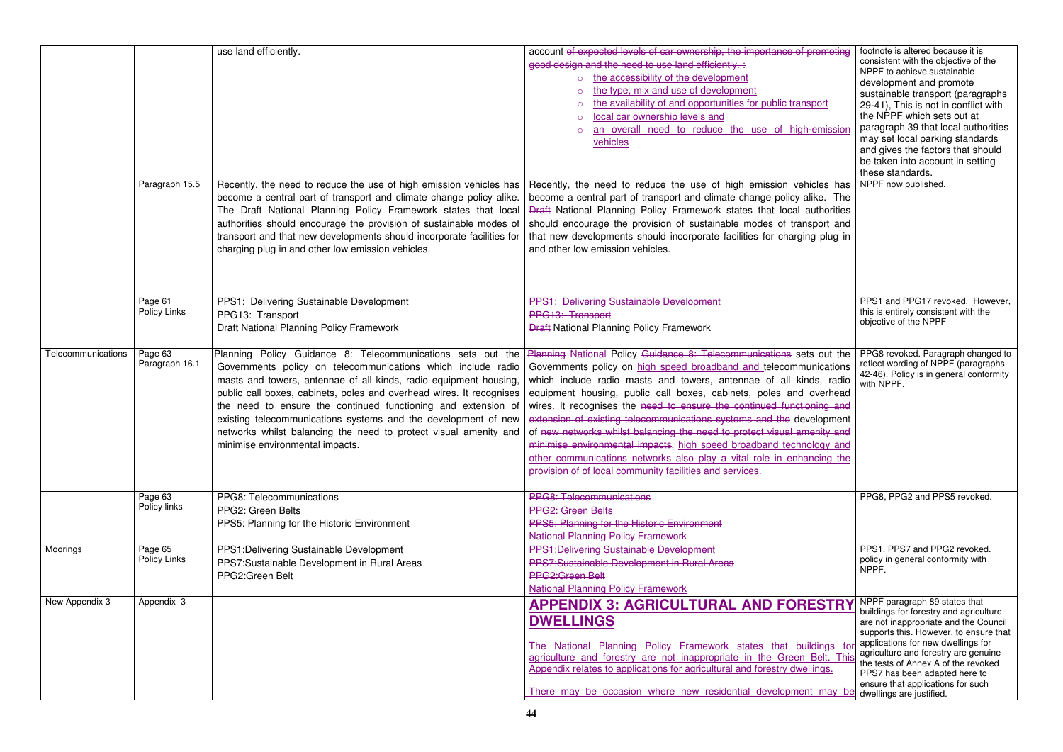| | | | | |
|---|---|---|---|---|
| | | use land efficiently. | account ~~of expected levels of car ownership, the importance of promoting good design and the need to use land efficiently. :~~<br>○ the accessibility of the development<br>○ the type, mix and use of development<br>○ the availability of and opportunities for public transport<br>○ local car ownership levels and<br>○ an overall need to reduce the use of high-emission vehicles | footnote is altered because it is consistent with the objective of the NPPF to achieve sustainable development and promote sustainable transport (paragraphs 29-41), This is not in conflict with the NPPF which sets out at paragraph 39 that local authorities may set local parking standards and gives the factors that should be taken into account in setting these standards. |
| | Paragraph 15.5 | Recently, the need to reduce the use of high emission vehicles has become a central part of transport and climate change policy alike. The Draft National Planning Policy Framework states that local authorities should encourage the provision of sustainable modes of transport and that new developments should incorporate facilities for charging plug in and other low emission vehicles. | Recently, the need to reduce the use of high emission vehicles has become a central part of transport and climate change policy alike. The ~~Draft~~ National Planning Policy Framework states that local authorities should encourage the provision of sustainable modes of transport and that new developments should incorporate facilities for charging plug in and other low emission vehicles. | NPPF now published. |
| | Page 61<br>Policy Links | PPS1: Delivering Sustainable Development<br>PPG13: Transport<br>Draft National Planning Policy Framework | ~~PPS1: Delivering Sustainable Development~~<br>~~PPG13: Transport~~<br>~~Draft~~ National Planning Policy Framework | PPS1 and PPG17 revoked. However, this is entirely consistent with the objective of the NPPF |
| Telecommunications | Page 63<br>Paragraph 16.1 | Planning Policy Guidance 8: Telecommunications sets out the Governments policy on telecommunications which include radio masts and towers, antennae of all kinds, radio equipment housing, public call boxes, cabinets, poles and overhead wires. It recognises the need to ensure the continued functioning and extension of existing telecommunications systems and the development of new networks whilst balancing the need to protect visual amenity and minimise environmental impacts. | ~~Planning~~ National Policy ~~Guidance 8: Telecommunications~~ sets out the Governments policy on high speed broadband and telecommunications which include radio masts and towers, antennae of all kinds, radio equipment housing, public call boxes, cabinets, poles and overhead wires. It recognises the ~~need to ensure the continued functioning and extension of existing telecommunications systems and the~~ development of ~~new networks whilst balancing the need to protect visual amenity and minimise environmental impacts~~. high speed broadband technology and other communications networks also play a vital role in enhancing the provision of of local community facilities and services. | PPG8 revoked. Paragraph changed to reflect wording of NPPF (paragraphs 42-46). Policy is in general conformity with NPPF. |
| | Page 63<br>Policy links | PPG8: Telecommunications<br>PPG2: Green Belts<br>PPS5: Planning for the Historic Environment | ~~PPG8: Telecommunications~~<br>~~PPG2: Green Belts~~<br>~~PPS5: Planning for the Historic Environment~~<br>National Planning Policy Framework | PPG8, PPG2 and PPS5 revoked. |
| Moorings | Page 65<br>Policy Links | PPS1:Delivering Sustainable Development<br>PPS7:Sustainable Development in Rural Areas<br>PPG2:Green Belt | ~~PPS1:Delivering Sustainable Development~~<br>~~PPS7:Sustainable Development in Rural Areas~~<br>~~PPG2:Green Belt~~<br>National Planning Policy Framework | PPS1. PPS7 and PPG2 revoked. policy in general conformity with NPPF. |
| New Appendix 3 | Appendix 3 | | **APPENDIX 3: AGRICULTURAL AND FORESTRY DWELLINGS**<br><br>The National Planning Policy Framework states that buildings for agriculture and forestry are not inappropriate in the Green Belt. This Appendix relates to applications for agricultural and forestry dwellings.<br><br>There may be occasion where new residential development may be | NPPF paragraph 89 states that buildings for forestry and agriculture are not inappropriate and the Council supports this. However, to ensure that applications for new dwellings for agriculture and forestry are genuine the tests of Annex A of the revoked PPS7 has been adapted here to ensure that applications for such dwellings are justified. |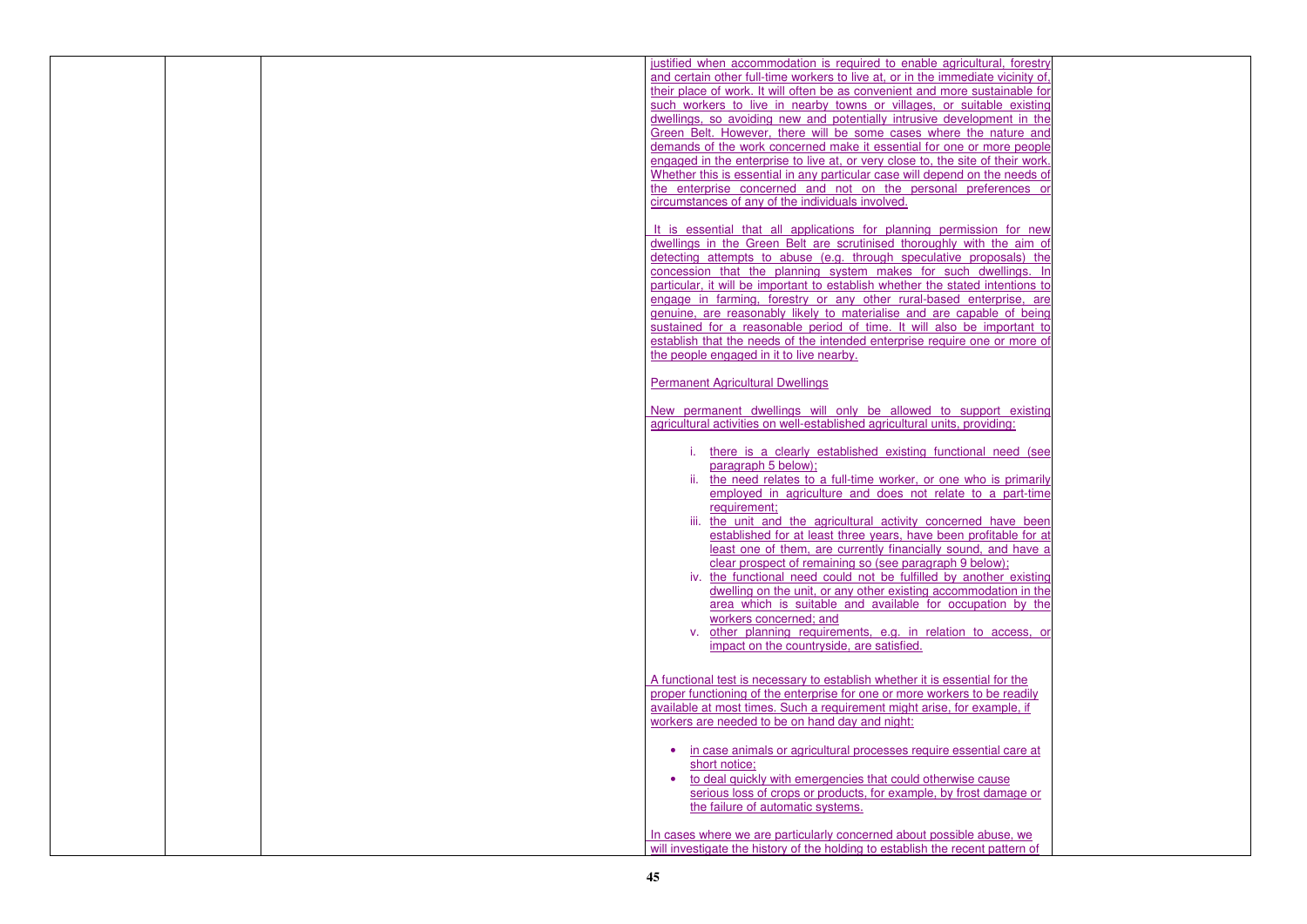justified when accommodation is required to enable agricultural, forestry and certain other full-time workers to live at, or in the immediate vicinity of, their place of work. It will often be as convenient and more sustainable for such workers to live in nearby towns or villages, or suitable existing dwellings, so avoiding new and potentially intrusive development in the Green Belt. However, there will be some cases where the nature and demands of the work concerned make it essential for one or more people engaged in the enterprise to live at, or very close to, the site of their work. Whether this is essential in any particular case will depend on the needs of the enterprise concerned and not on the personal preferences or circumstances of any of the individuals involved.

It is essential that all applications for planning permission for new dwellings in the Green Belt are scrutinised thoroughly with the aim of detecting attempts to abuse (e.g. through speculative proposals) the concession that the planning system makes for such dwellings. In particular, it will be important to establish whether the stated intentions to engage in farming, forestry or any other rural-based enterprise, are genuine, are reasonably likely to materialise and are capable of being sustained for a reasonable period of time. It will also be important to establish that the needs of the intended enterprise require one or more of the people engaged in it to live nearby.

Permanent Agricultural Dwellings

New permanent dwellings will only be allowed to support existing agricultural activities on well-established agricultural units, providing:

i. there is a clearly established existing functional need (see paragraph 5 below);
ii. the need relates to a full-time worker, or one who is primarily employed in agriculture and does not relate to a part-time requirement;
iii. the unit and the agricultural activity concerned have been established for at least three years, have been profitable for at least one of them, are currently financially sound, and have a clear prospect of remaining so (see paragraph 9 below);
iv. the functional need could not be fulfilled by another existing dwelling on the unit, or any other existing accommodation in the area which is suitable and available for occupation by the workers concerned; and
v. other planning requirements, e.g. in relation to access, or impact on the countryside, are satisfied.

A functional test is necessary to establish whether it is essential for the proper functioning of the enterprise for one or more workers to be readily available at most times. Such a requirement might arise, for example, if workers are needed to be on hand day and night:

- in case animals or agricultural processes require essential care at short notice;
- to deal quickly with emergencies that could otherwise cause serious loss of crops or products, for example, by frost damage or the failure of automatic systems.

In cases where we are particularly concerned about possible abuse, we will investigate the history of the holding to establish the recent pattern of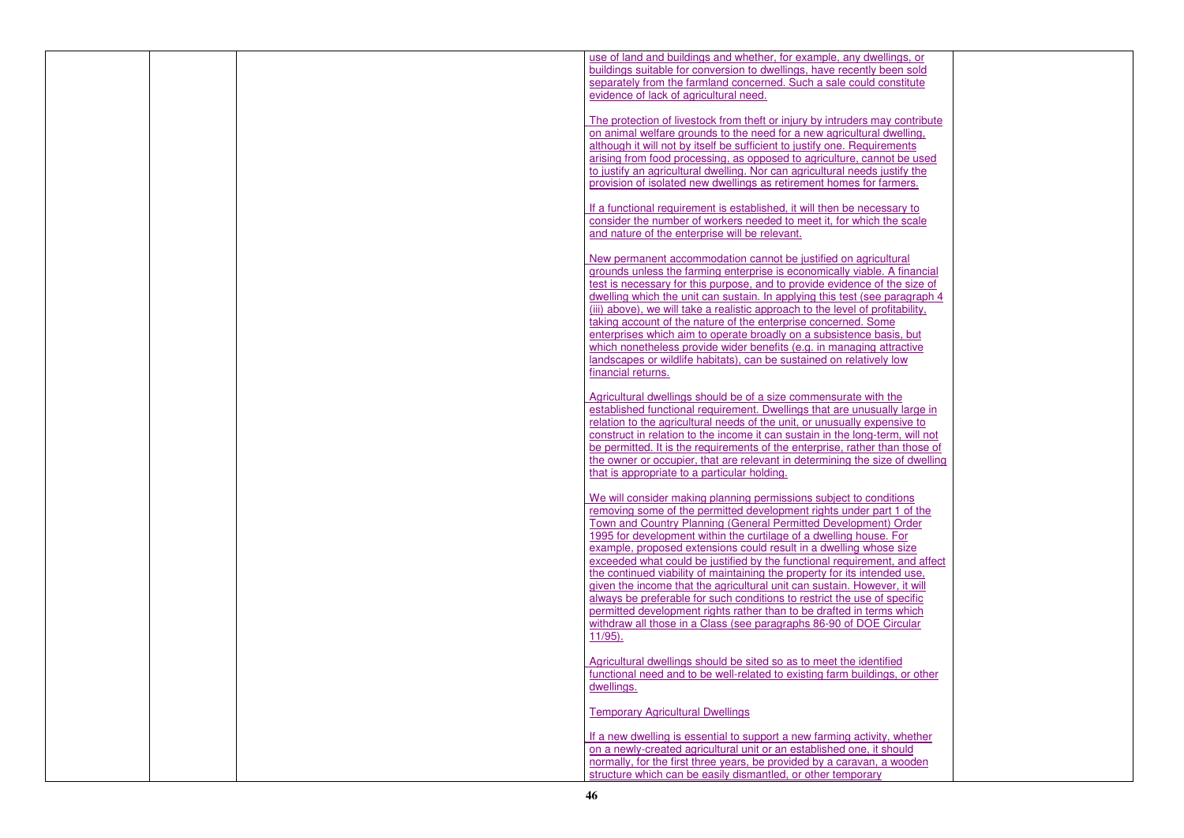| | | | | |
|---|---|---|---|---|
| | | | use of land and buildings and whether, for example, any dwellings, or buildings suitable for conversion to dwellings, have recently been sold separately from the farmland concerned. Such a sale could constitute evidence of lack of agricultural need.<br><br>The protection of livestock from theft or injury by intruders may contribute on animal welfare grounds to the need for a new agricultural dwelling, although it will not by itself be sufficient to justify one. Requirements arising from food processing, as opposed to agriculture, cannot be used to justify an agricultural dwelling. Nor can agricultural needs justify the provision of isolated new dwellings as retirement homes for farmers.<br><br>If a functional requirement is established, it will then be necessary to consider the number of workers needed to meet it, for which the scale and nature of the enterprise will be relevant.<br><br>New permanent accommodation cannot be justified on agricultural grounds unless the farming enterprise is economically viable. A financial test is necessary for this purpose, and to provide evidence of the size of dwelling which the unit can sustain. In applying this test (see paragraph 4 (iii) above), we will take a realistic approach to the level of profitability, taking account of the nature of the enterprise concerned. Some enterprises which aim to operate broadly on a subsistence basis, but which nonetheless provide wider benefits (e.g. in managing attractive landscapes or wildlife habitats), can be sustained on relatively low financial returns.<br><br>Agricultural dwellings should be of a size commensurate with the established functional requirement. Dwellings that are unusually large in relation to the agricultural needs of the unit, or unusually expensive to construct in relation to the income it can sustain in the long-term, will not be permitted. It is the requirements of the enterprise, rather than those of the owner or occupier, that are relevant in determining the size of dwelling that is appropriate to a particular holding.<br><br>We will consider making planning permissions subject to conditions removing some of the permitted development rights under part 1 of the Town and Country Planning (General Permitted Development) Order 1995 for development within the curtilage of a dwelling house. For example, proposed extensions could result in a dwelling whose size exceeded what could be justified by the functional requirement, and affect the continued viability of maintaining the property for its intended use, given the income that the agricultural unit can sustain. However, it will always be preferable for such conditions to restrict the use of specific permitted development rights rather than to be drafted in terms which withdraw all those in a Class (see paragraphs 86-90 of DOE Circular 11/95).<br><br>Agricultural dwellings should be sited so as to meet the identified functional need and to be well-related to existing farm buildings, or other dwellings.<br><br>Temporary Agricultural Dwellings<br><br>If a new dwelling is essential to support a new farming activity, whether on a newly-created agricultural unit or an established one, it should normally, for the first three years, be provided by a caravan, a wooden structure which can be easily dismantled, or other temporary | |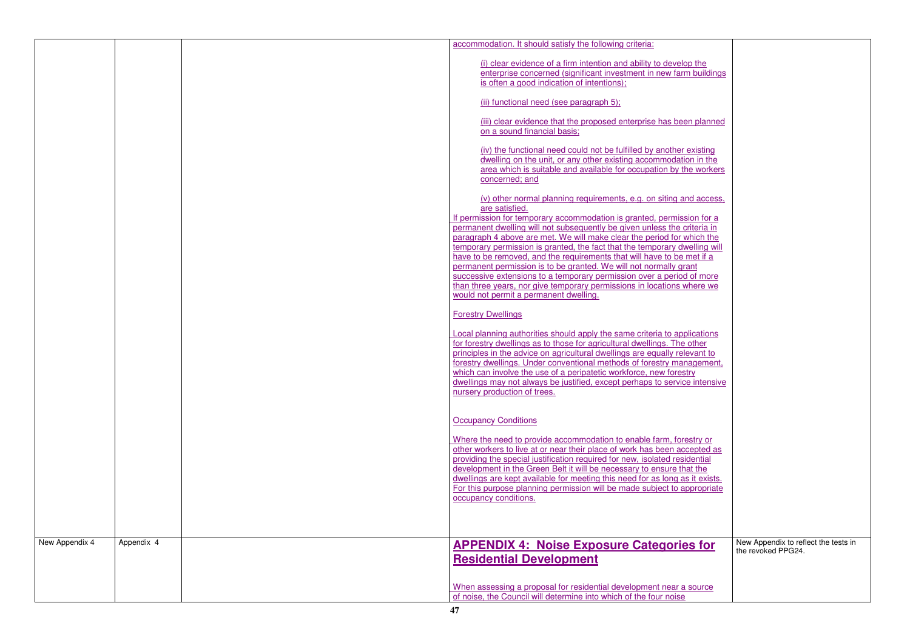| | | | | |
|---|---|---|---|---|
| | | | accommodation. It should satisfy the following criteria:<br><br>(i) clear evidence of a firm intention and ability to develop the enterprise concerned (significant investment in new farm buildings is often a good indication of intentions);<br><br>(ii) functional need (see paragraph 5);<br><br>(iii) clear evidence that the proposed enterprise has been planned on a sound financial basis;<br><br>(iv) the functional need could not be fulfilled by another existing dwelling on the unit, or any other existing accommodation in the area which is suitable and available for occupation by the workers concerned; and<br><br>(v) other normal planning requirements, e.g. on siting and access, are satisfied.<br>If permission for temporary accommodation is granted, permission for a permanent dwelling will not subsequently be given unless the criteria in paragraph 4 above are met. We will make clear the period for which the temporary permission is granted, the fact that the temporary dwelling will have to be removed, and the requirements that will have to be met if a permanent permission is to be granted. We will not normally grant successive extensions to a temporary permission over a period of more than three years, nor give temporary permissions in locations where we would not permit a permanent dwelling.<br><br>Forestry Dwellings<br><br>Local planning authorities should apply the same criteria to applications for forestry dwellings as to those for agricultural dwellings. The other principles in the advice on agricultural dwellings are equally relevant to forestry dwellings. Under conventional methods of forestry management, which can involve the use of a peripatetic workforce, new forestry dwellings may not always be justified, except perhaps to service intensive nursery production of trees.<br><br>Occupancy Conditions<br><br>Where the need to provide accommodation to enable farm, forestry or other workers to live at or near their place of work has been accepted as providing the special justification required for new, isolated residential development in the Green Belt it will be necessary to ensure that the dwellings are kept available for meeting this need for as long as it exists. For this purpose planning permission will be made subject to appropriate occupancy conditions. | |
| New Appendix 4 | Appendix 4 | | **APPENDIX 4: Noise Exposure Categories for Residential Development**<br><br>When assessing a proposal for residential development near a source of noise, the Council will determine into which of the four noise | New Appendix to reflect the tests in the revoked PPG24. |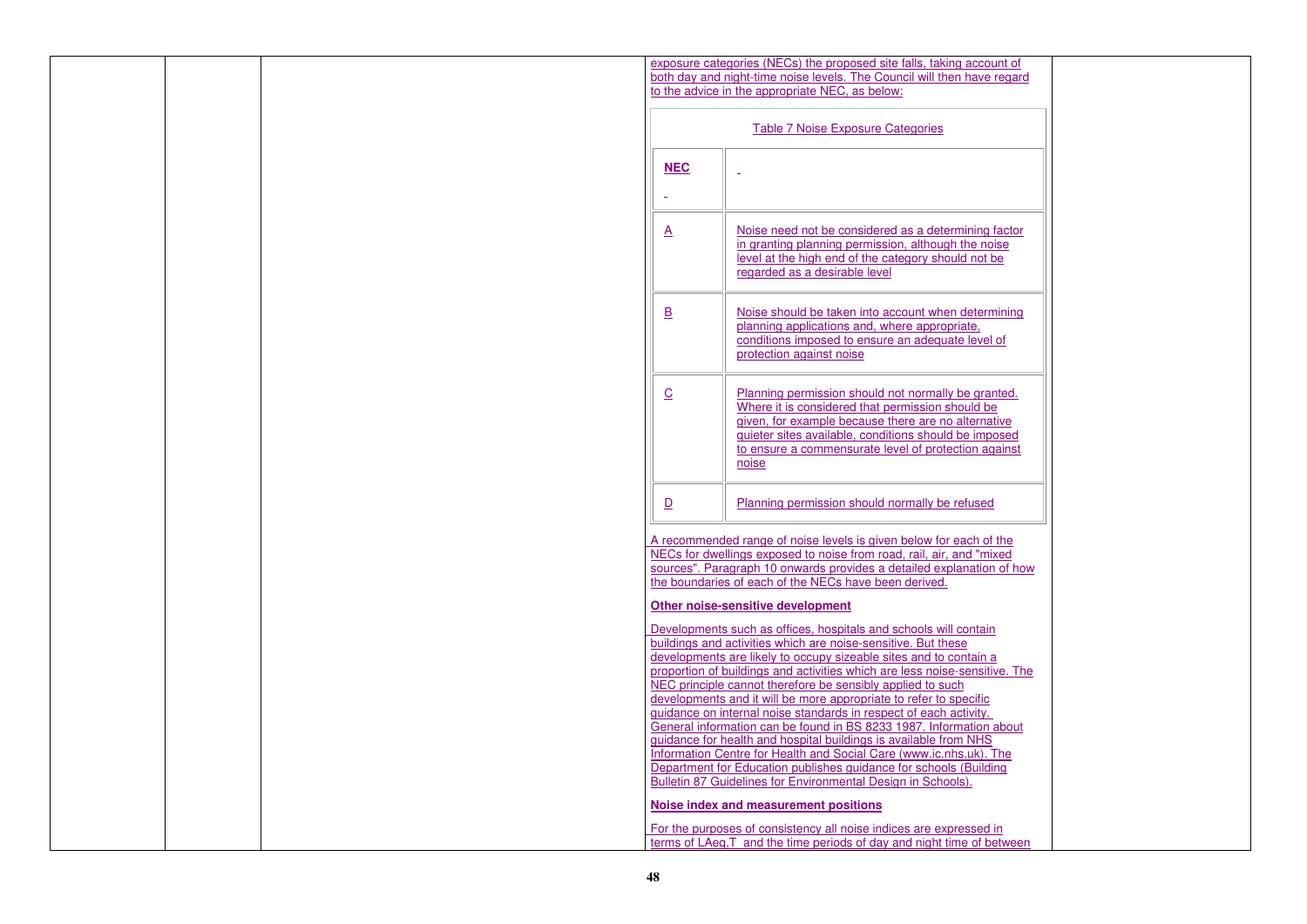exposure categories (NECs) the proposed site falls, taking account of both day and night-time noise levels. The Council will then have regard to the advice in the appropriate NEC, as below:

Table 7 Noise Exposure Categories

| NEC | |
|---|---|
| A | Noise need not be considered as a determining factor in granting planning permission, although the noise level at the high end of the category should not be regarded as a desirable level |
| B | Noise should be taken into account when determining planning applications and, where appropriate, conditions imposed to ensure an adequate level of protection against noise |
| C | Planning permission should not normally be granted. Where it is considered that permission should be given, for example because there are no alternative quieter sites available, conditions should be imposed to ensure a commensurate level of protection against noise |
| D | Planning permission should normally be refused |

A recommended range of noise levels is given below for each of the NECs for dwellings exposed to noise from road, rail, air, and "mixed sources". Paragraph 10 onwards provides a detailed explanation of how the boundaries of each of the NECs have been derived.

**Other noise-sensitive development**

Developments such as offices, hospitals and schools will contain buildings and activities which are noise-sensitive. But these developments are likely to occupy sizeable sites and to contain a proportion of buildings and activities which are less noise-sensitive. The NEC principle cannot therefore be sensibly applied to such developments and it will be more appropriate to refer to specific guidance on internal noise standards in respect of each activity. General information can be found in BS 8233 1987. Information about guidance for health and hospital buildings is available from NHS Information Centre for Health and Social Care (www.ic.nhs.uk). The Department for Education publishes guidance for schools (Building Bulletin 87 Guidelines for Environmental Design in Schools).

**Noise index and measurement positions**

For the purposes of consistency all noise indices are expressed in terms of $L_{Aeq,T}$ and the time periods of day and night time of between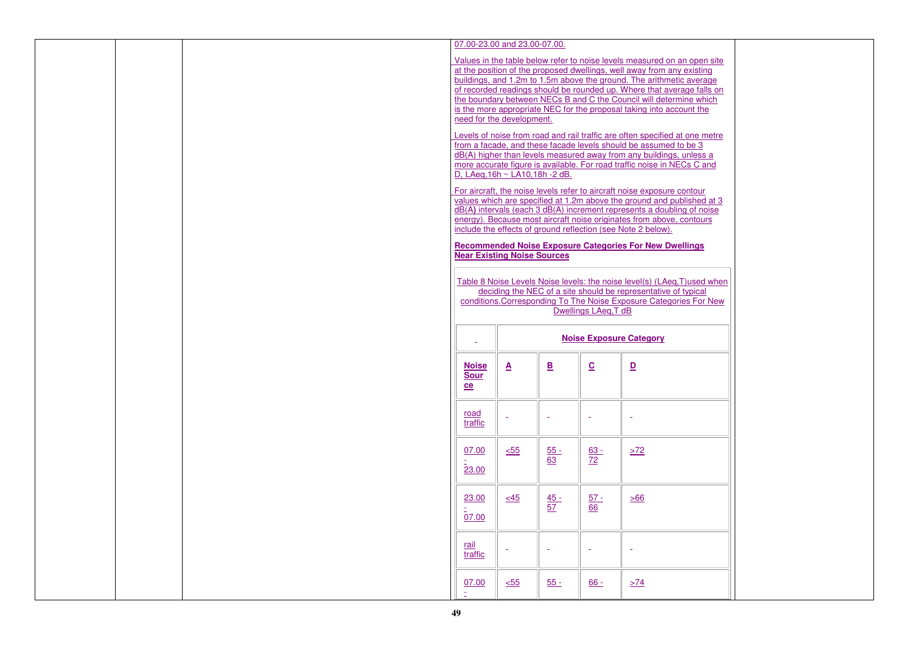07.00-23.00 and 23.00-07.00.

Values in the table below refer to noise levels measured on an open site at the position of the proposed dwellings, well away from any existing buildings, and 1.2m to 1.5m above the ground. The arithmetic average of recorded readings should be rounded up. Where that average falls on the boundary between NECs B and C the Council will determine which is the more appropriate NEC for the proposal taking into account the need for the development.

Levels of noise from road and rail traffic are often specified at one metre from a facade, and these facade levels should be assumed to be 3 dB(A) higher than levels measured away from any buildings, unless a more accurate figure is available. For road traffic noise in NECs C and D, $L_{Aeq,16h} \sim L_{A10,18h}$ -2 dB.

For aircraft, the noise levels refer to aircraft noise exposure contour values which are specified at 1.2m above the ground and published at 3 dB(A) intervals (each 3 dB(A) increment represents a doubling of noise energy). Because most aircraft noise originates from above, contours include the effects of ground reflection (see Note 2 below).

**Recommended Noise Exposure Categories For New Dwellings Near Existing Noise Sources**

Table 8 Noise Levels Noise levels: the noise level(s) ($L_{Aeq,T}$)used when deciding the NEC of a site should be representative of typical conditions.Corresponding To The Noise Exposure Categories For New Dwellings $L_{Aeq,T}$ dB

| - | **Noise Exposure Category** | | | |
|---|---|---|---|---|
| **Noise Source** | **A** | **B** | **C** | **D** |
| road traffic | - | - | - | - |
| 07.00 - 23.00 | <55 | 55 - 63 | 63 - 72 | >72 |
| 23.00 - 07.00 | <45 | 45 - 57 | 57 - 66 | >66 |
| rail traffic | - | - | - | - |
| 07.00 - | <55 | 55 - | 66 - | >74 |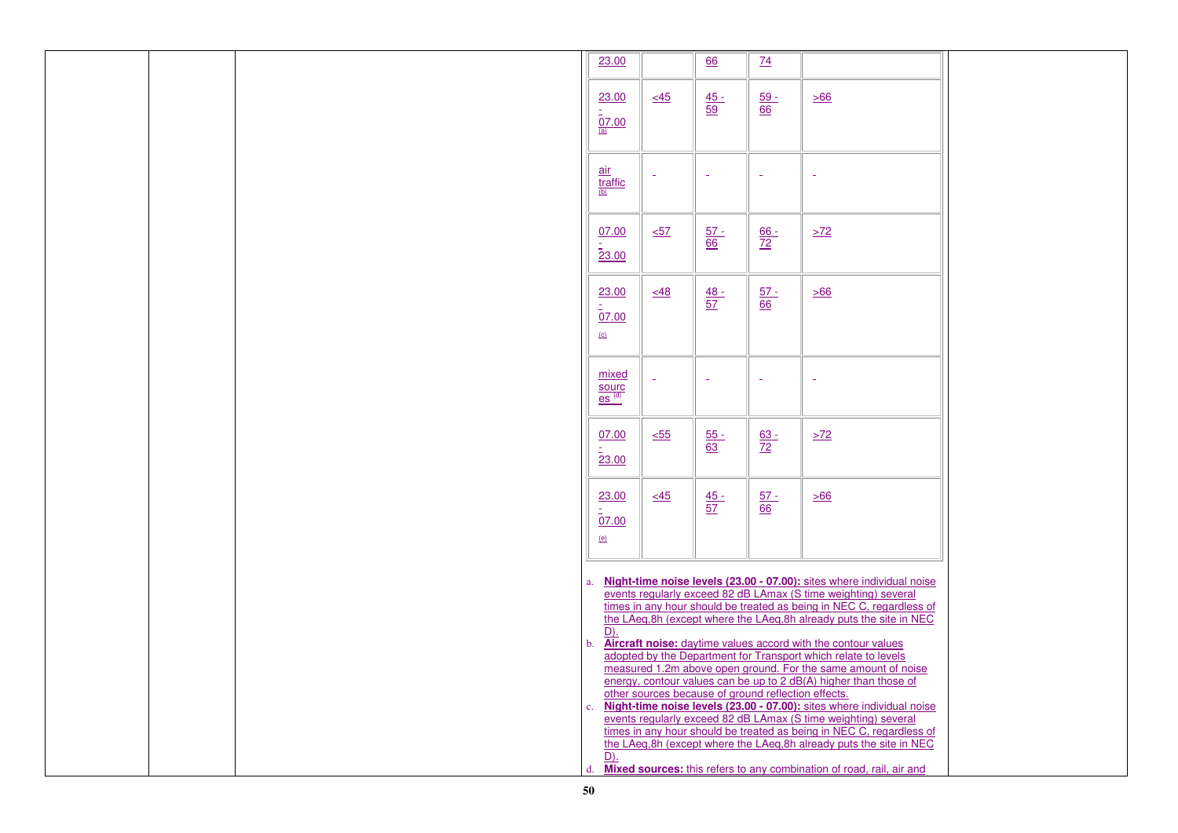| | | | | |
|---|---|---|---|---|
| 23.00 | | 66 | 74 | |
| 23.00 - 07.00 [a] | <45 | 45 - 59 | 59 - 66 | >66 |
| air traffic [b] | - | - | - | - |
| 07.00 - 23.00 | <57 | 57 - 66 | 66 - 72 | >72 |
| 23.00 - 07.00 [c] | <48 | 48 - 57 | 57 - 66 | >66 |
| mixed sources [d] | - | - | - | - |
| 07.00 - 23.00 | <55 | 55 - 63 | 63 - 72 | >72 |
| 23.00 - 07.00 [e] | <45 | 45 - 57 | 57 - 66 | >66 |

a. **Night-time noise levels (23.00 - 07.00):** sites where individual noise events regularly exceed 82 dB LAmax (S time weighting) several times in any hour should be treated as being in NEC C, regardless of the LAeq,8h (except where the LAeq,8h already puts the site in NEC D).

b. **Aircraft noise:** daytime values accord with the contour values adopted by the Department for Transport which relate to levels measured 1.2m above open ground. For the same amount of noise energy, contour values can be up to 2 dB(A) higher than those of other sources because of ground reflection effects.

c. **Night-time noise levels (23.00 - 07.00):** sites where individual noise events regularly exceed 82 dB LAmax (S time weighting) several times in any hour should be treated as being in NEC C, regardless of the LAeq,8h (except where the LAeq,8h already puts the site in NEC D).

d. **Mixed sources:** this refers to any combination of road, rail, air and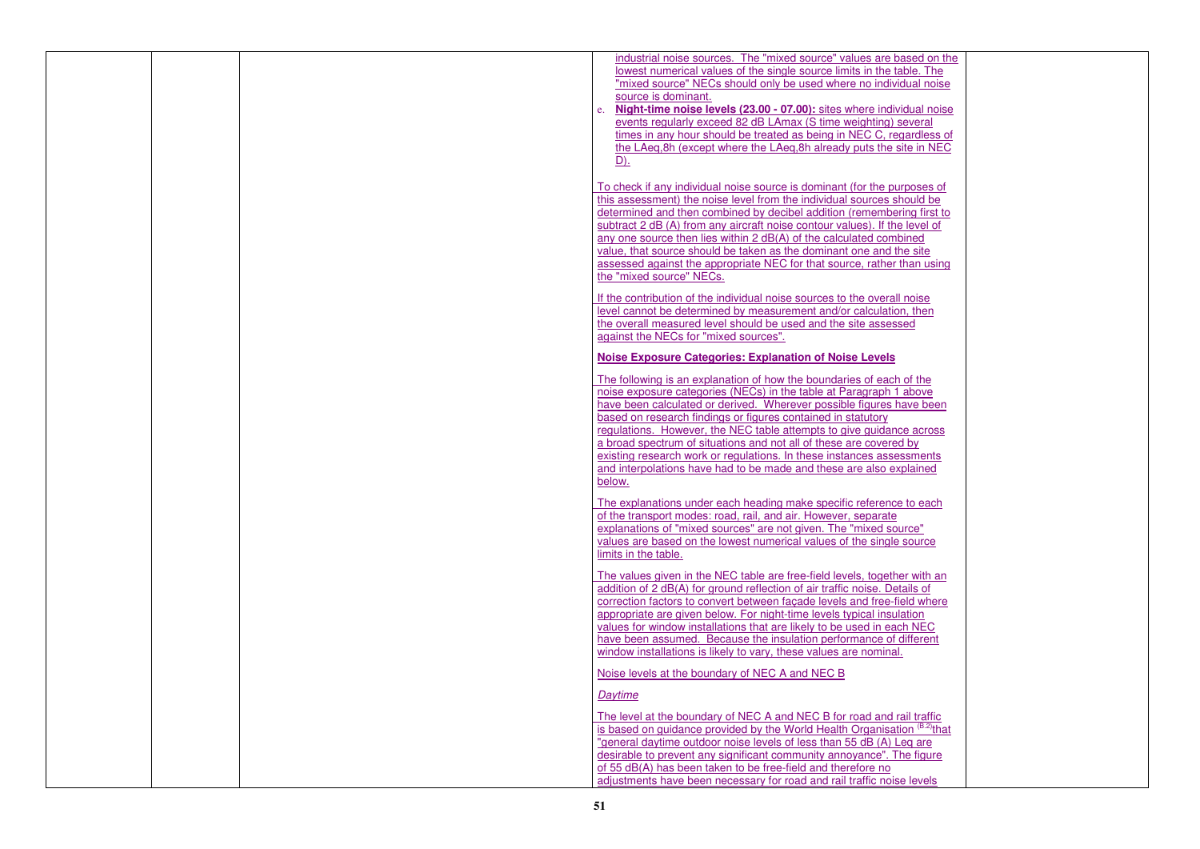industrial noise sources. The "mixed source" values are based on the lowest numerical values of the single source limits in the table. The "mixed source" NECs should only be used where no individual noise source is dominant.

e. **Night-time noise levels (23.00 - 07.00):** sites where individual noise events regularly exceed 82 dB LAmax (S time weighting) several times in any hour should be treated as being in NEC C, regardless of the LAeq,8h (except where the LAeq,8h already puts the site in NEC D).

To check if any individual noise source is dominant (for the purposes of this assessment) the noise level from the individual sources should be determined and then combined by decibel addition (remembering first to subtract 2 dB (A) from any aircraft noise contour values). If the level of any one source then lies within 2 dB(A) of the calculated combined value, that source should be taken as the dominant one and the site assessed against the appropriate NEC for that source, rather than using the "mixed source" NECs.

If the contribution of the individual noise sources to the overall noise level cannot be determined by measurement and/or calculation, then the overall measured level should be used and the site assessed against the NECs for "mixed sources".

**Noise Exposure Categories: Explanation of Noise Levels**

The following is an explanation of how the boundaries of each of the noise exposure categories (NECs) in the table at Paragraph 1 above have been calculated or derived. Wherever possible figures have been based on research findings or figures contained in statutory regulations. However, the NEC table attempts to give guidance across a broad spectrum of situations and not all of these are covered by existing research work or regulations. In these instances assessments and interpolations have had to be made and these are also explained below.

The explanations under each heading make specific reference to each of the transport modes: road, rail, and air. However, separate explanations of "mixed sources" are not given. The "mixed source" values are based on the lowest numerical values of the single source limits in the table.

The values given in the NEC table are free-field levels, together with an addition of 2 dB(A) for ground reflection of air traffic noise. Details of correction factors to convert between façade levels and free-field where appropriate are given below. For night-time levels typical insulation values for window installations that are likely to be used in each NEC have been assumed. Because the insulation performance of different window installations is likely to vary, these values are nominal.

Noise levels at the boundary of NEC A and NEC B

*Daytime*

The level at the boundary of NEC A and NEC B for road and rail traffic is based on guidance provided by the World Health Organisation [B.2] that "general daytime outdoor noise levels of less than 55 dB (A) Leq are desirable to prevent any significant community annoyance". The figure of 55 dB(A) has been taken to be free-field and therefore no adjustments have been necessary for road and rail traffic noise levels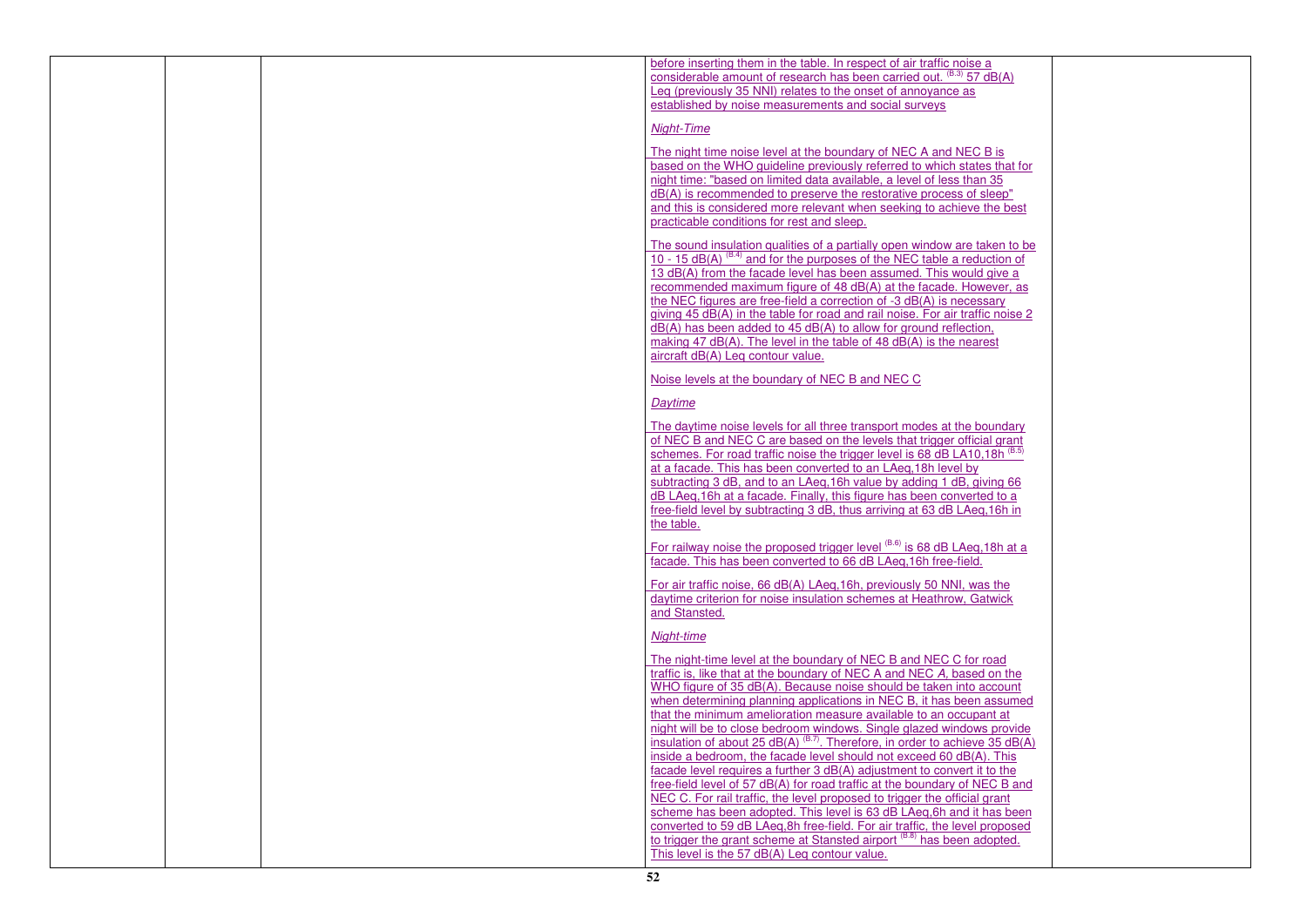before inserting them in the table. In respect of air traffic noise a considerable amount of research has been carried out. [B.3] 57 dB(A) Leq (previously 35 NNI) relates to the onset of annoyance as established by noise measurements and social surveys

*Night-Time*

The night time noise level at the boundary of NEC A and NEC B is based on the WHO guideline previously referred to which states that for night time: "based on limited data available, a level of less than 35 dB(A) is recommended to preserve the restorative process of sleep" and this is considered more relevant when seeking to achieve the best practicable conditions for rest and sleep.

The sound insulation qualities of a partially open window are taken to be 10 - 15 dB(A) [B.4] and for the purposes of the NEC table a reduction of 13 dB(A) from the facade level has been assumed. This would give a recommended maximum figure of 48 dB(A) at the facade. However, as the NEC figures are free-field a correction of -3 dB(A) is necessary giving 45 dB(A) in the table for road and rail noise. For air traffic noise 2 dB(A) has been added to 45 dB(A) to allow for ground reflection, making 47 dB(A). The level in the table of 48 dB(A) is the nearest aircraft dB(A) Leq contour value.

Noise levels at the boundary of NEC B and NEC C

*Daytime*

The daytime noise levels for all three transport modes at the boundary of NEC B and NEC C are based on the levels that trigger official grant schemes. For road traffic noise the trigger level is 68 dB LA10,18h [B.5] at a facade. This has been converted to an LAeq,18h level by subtracting 3 dB, and to an LAeq,16h value by adding 1 dB, giving 66 dB LAeq,16h at a facade. Finally, this figure has been converted to a free-field level by subtracting 3 dB, thus arriving at 63 dB LAeq,16h in the table.

For railway noise the proposed trigger level [B.6] is 68 dB LAeq,18h at a facade. This has been converted to 66 dB LAeq,16h free-field.

For air traffic noise, 66 dB(A) LAeq,16h, previously 50 NNI, was the daytime criterion for noise insulation schemes at Heathrow, Gatwick and Stansted.

*Night-time*

The night-time level at the boundary of NEC B and NEC C for road traffic is, like that at the boundary of NEC A and NEC *A*, based on the WHO figure of 35 dB(A). Because noise should be taken into account when determining planning applications in NEC B, it has been assumed that the minimum amelioration measure available to an occupant at night will be to close bedroom windows. Single glazed windows provide insulation of about 25 dB(A) [B.7]. Therefore, in order to achieve 35 dB(A) inside a bedroom, the facade level should not exceed 60 dB(A). This facade level requires a further 3 dB(A) adjustment to convert it to the free-field level of 57 dB(A) for road traffic at the boundary of NEC B and NEC C. For rail traffic, the level proposed to trigger the official grant scheme has been adopted. This level is 63 dB LAeq,6h and it has been converted to 59 dB LAeq,8h free-field. For air traffic, the level proposed to trigger the grant scheme at Stansted airport [B.8] has been adopted. This level is the 57 dB(A) Leq contour value.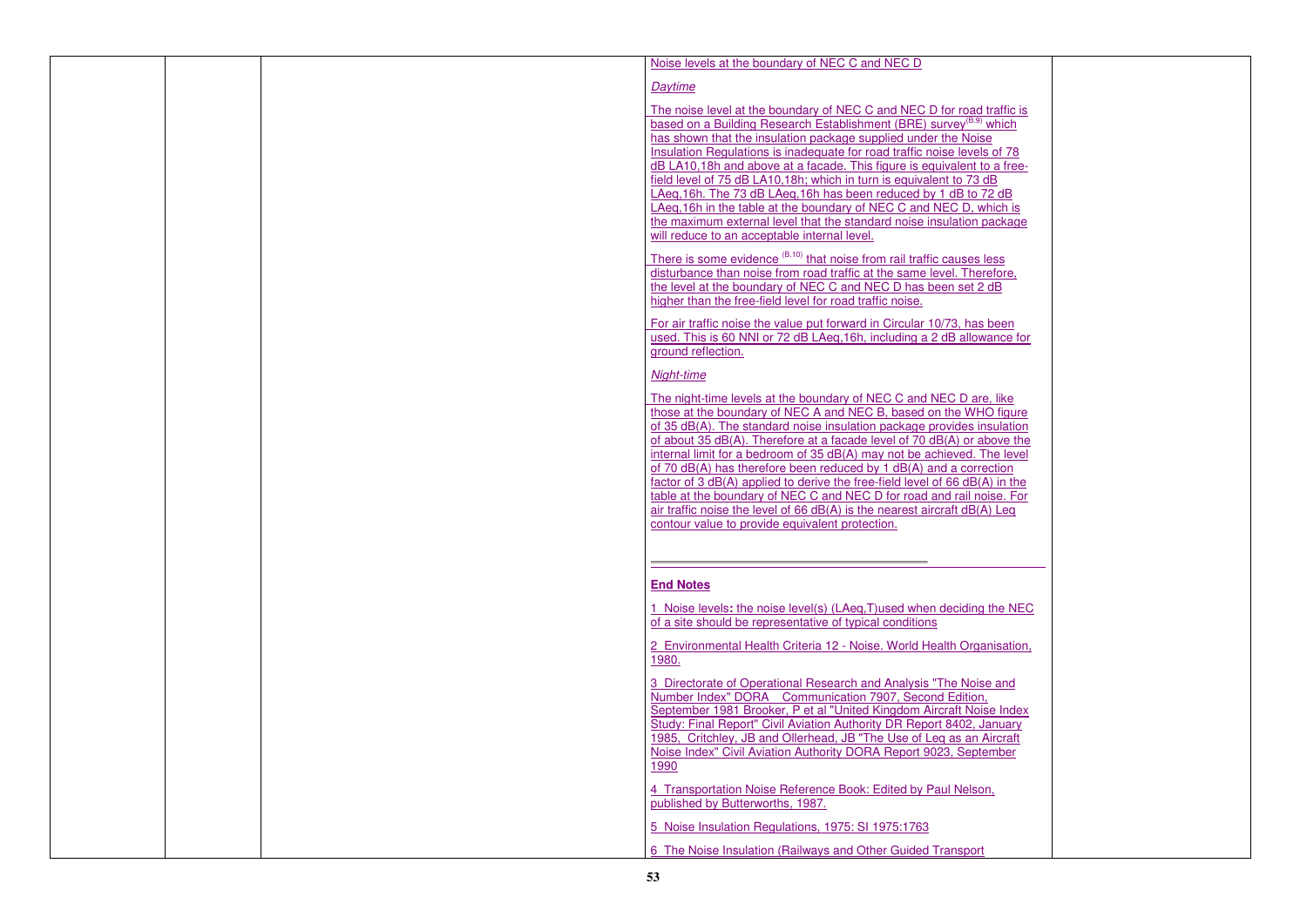Noise levels at the boundary of NEC C and NEC D

*Daytime*

The noise level at the boundary of NEC C and NEC D for road traffic is based on a Building Research Establishment (BRE) survey[B.9] which has shown that the insulation package supplied under the Noise Insulation Regulations is inadequate for road traffic noise levels of 78 dB LA10,18h and above at a facade. This figure is equivalent to a free-field level of 75 dB LA10,18h; which in turn is equivalent to 73 dB LAeq,16h. The 73 dB LAeq,16h has been reduced by 1 dB to 72 dB LAeq,16h in the table at the boundary of NEC C and NEC D, which is the maximum external level that the standard noise insulation package will reduce to an acceptable internal level.

There is some evidence [B.10] that noise from rail traffic causes less disturbance than noise from road traffic at the same level. Therefore, the level at the boundary of NEC C and NEC D has been set 2 dB higher than the free-field level for road traffic noise.

For air traffic noise the value put forward in Circular 10/73, has been used. This is 60 NNI or 72 dB LAeq,16h, including a 2 dB allowance for ground reflection.

*Night-time*

The night-time levels at the boundary of NEC C and NEC D are, like those at the boundary of NEC A and NEC B, based on the WHO figure of 35 dB(A). The standard noise insulation package provides insulation of about 35 dB(A). Therefore at a facade level of 70 dB(A) or above the internal limit for a bedroom of 35 dB(A) may not be achieved. The level of 70 dB(A) has therefore been reduced by 1 dB(A) and a correction factor of 3 dB(A) applied to derive the free-field level of 66 dB(A) in the table at the boundary of NEC C and NEC D for road and rail noise. For air traffic noise the level of 66 dB(A) is the nearest aircraft dB(A) Leq contour value to provide equivalent protection.

---

**End Notes**

1 Noise levels**:** the noise level(s) (LAeq,T)used when deciding the NEC of a site should be representative of typical conditions

2 Environmental Health Criteria 12 - Noise. World Health Organisation, 1980.

3 Directorate of Operational Research and Analysis "The Noise and Number Index" DORA Communication 7907, Second Edition, September 1981 Brooker, P et al "United Kingdom Aircraft Noise Index Study: Final Report" Civil Aviation Authority DR Report 8402, January 1985, Critchley, JB and Ollerhead, JB "The Use of Leq as an Aircraft Noise Index" Civil Aviation Authority DORA Report 9023, September 1990

4 Transportation Noise Reference Book: Edited by Paul Nelson, published by Butterworths, 1987.

5 Noise Insulation Regulations, 1975: SI 1975:1763

6 The Noise Insulation (Railways and Other Guided Transport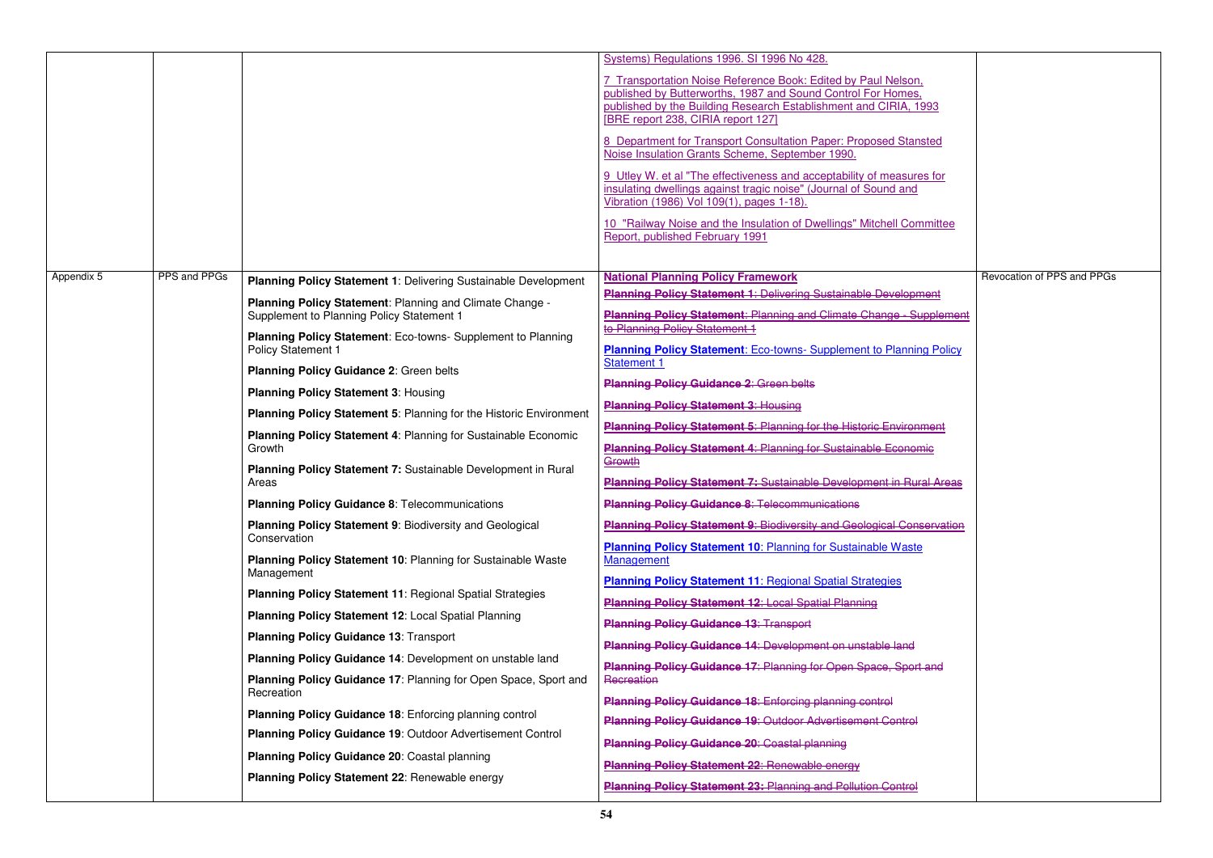| | | | | |
|---|---|---|---|---|
| | | | Systems) Regulations 1996. SI 1996 No 428.<br><br>7 Transportation Noise Reference Book: Edited by Paul Nelson, published by Butterworths, 1987 and Sound Control For Homes, published by the Building Research Establishment and CIRIA, 1993 [BRE report 238, CIRIA report 127]<br><br>8 Department for Transport Consultation Paper: Proposed Stansted Noise Insulation Grants Scheme, September 1990.<br><br>9 Utley W. et al "The effectiveness and acceptability of measures for insulating dwellings against tragic noise" (Journal of Sound and Vibration (1986) Vol 109(1), pages 1-18).<br><br>10 "Railway Noise and the Insulation of Dwellings" Mitchell Committee Report, published February 1991 | |
| Appendix 5 | PPS and PPGs | **Planning Policy Statement 1**: Delivering Sustainable Development<br><br>**Planning Policy Statement**: Planning and Climate Change - Supplement to Planning Policy Statement 1<br><br>**Planning Policy Statement**: Eco-towns- Supplement to Planning Policy Statement 1<br><br>**Planning Policy Guidance 2**: Green belts<br><br>**Planning Policy Statement 3**: Housing<br><br>**Planning Policy Statement 5**: Planning for the Historic Environment<br><br>**Planning Policy Statement 4**: Planning for Sustainable Economic Growth<br><br>**Planning Policy Statement 7:** Sustainable Development in Rural Areas<br><br>**Planning Policy Guidance 8**: Telecommunications<br><br>**Planning Policy Statement 9**: Biodiversity and Geological Conservation<br><br>**Planning Policy Statement 10**: Planning for Sustainable Waste Management<br><br>**Planning Policy Statement 11**: Regional Spatial Strategies<br><br>**Planning Policy Statement 12**: Local Spatial Planning<br><br>**Planning Policy Guidance 13**: Transport<br><br>**Planning Policy Guidance 14**: Development on unstable land<br><br>**Planning Policy Guidance 17**: Planning for Open Space, Sport and Recreation<br><br>**Planning Policy Guidance 18**: Enforcing planning control<br><br>**Planning Policy Guidance 19**: Outdoor Advertisement Control<br><br>**Planning Policy Guidance 20**: Coastal planning<br><br>**Planning Policy Statement 22**: Renewable energy | **National Planning Policy Framework**<br><br>~~**Planning Policy Statement 1**: Delivering Sustainable Development~~<br><br>~~**Planning Policy Statement**: Planning and Climate Change - Supplement to Planning Policy Statement 1~~<br><br>**Planning Policy Statement**: Eco-towns- Supplement to Planning Policy Statement 1<br><br>~~**Planning Policy Guidance 2**: Green belts~~<br><br>~~**Planning Policy Statement 3**: Housing~~<br><br>~~**Planning Policy Statement 5**: Planning for the Historic Environment~~<br><br>~~**Planning Policy Statement 4**: Planning for Sustainable Economic Growth~~<br><br>~~**Planning Policy Statement 7:** Sustainable Development in Rural Areas~~<br><br>~~**Planning Policy Guidance 8**: Telecommunications~~<br><br>~~**Planning Policy Statement 9**: Biodiversity and Geological Conservation~~<br><br>**Planning Policy Statement 10**: Planning for Sustainable Waste Management<br><br>**Planning Policy Statement 11**: Regional Spatial Strategies<br><br>~~**Planning Policy Statement 12**: Local Spatial Planning~~<br><br>~~**Planning Policy Guidance 13**: Transport~~<br><br>~~**Planning Policy Guidance 14**: Development on unstable land~~<br><br>~~**Planning Policy Guidance 17**: Planning for Open Space, Sport and Recreation~~<br><br>~~**Planning Policy Guidance 18**: Enforcing planning control~~<br><br>~~**Planning Policy Guidance 19**: Outdoor Advertisement Control~~<br><br>~~**Planning Policy Guidance 20**: Coastal planning~~<br><br>~~**Planning Policy Statement 22**: Renewable energy~~<br><br>~~**Planning Policy Statement 23:** Planning and Pollution Control~~ | Revocation of PPS and PPGs |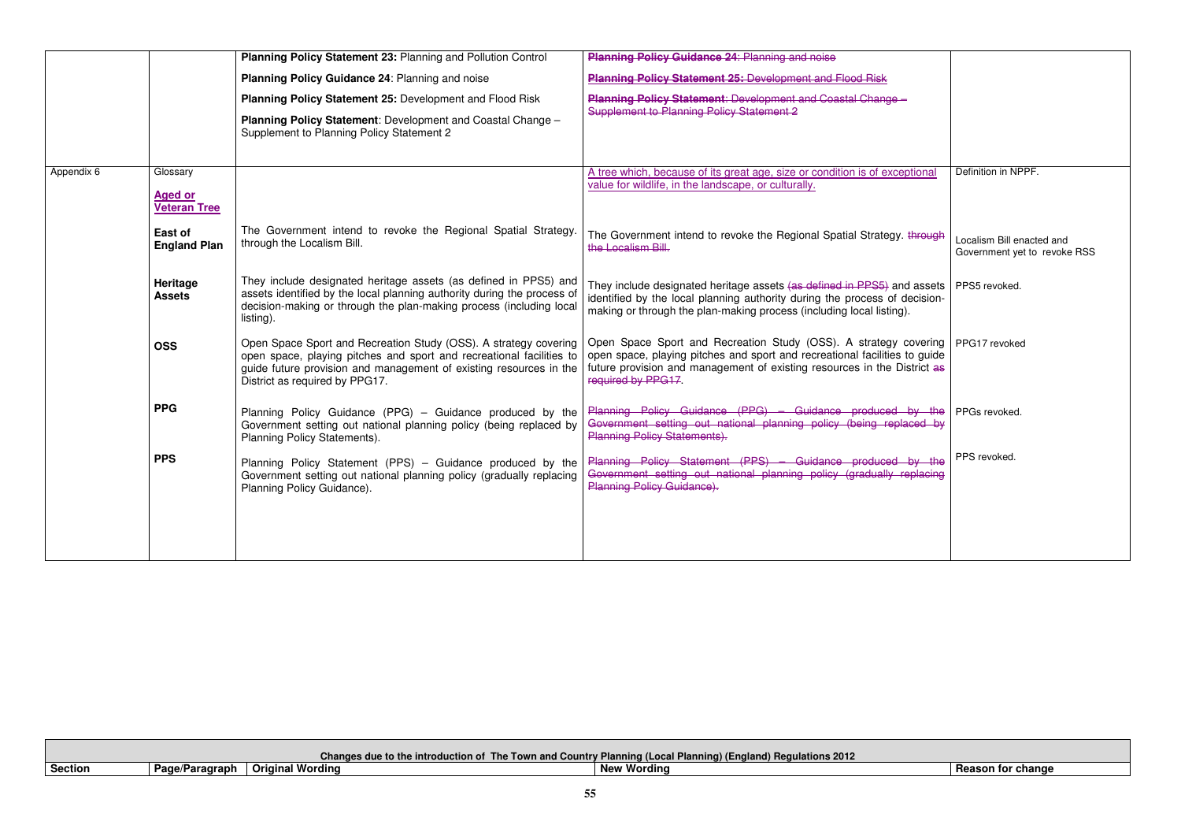| | | **Planning Policy Statement 23:** Planning and Pollution Control<br>**Planning Policy Guidance 24**: Planning and noise<br>**Planning Policy Statement 25:** Development and Flood Risk<br>**Planning Policy Statement**: Development and Coastal Change – Supplement to Planning Policy Statement 2 | ~~**Planning Policy Guidance 24**: Planning and noise~~<br>~~**Planning Policy Statement 25:** Development and Flood Risk~~<br>~~**Planning Policy Statement**: Development and Coastal Change – Supplement to Planning Policy Statement 2~~ | |
|---|---|---|---|---|
| Appendix 6 | Glossary<br><br>**Aged or Veteran Tree** | | A tree which, because of its great age, size or condition is of exceptional value for wildlife, in the landscape, or culturally. | Definition in NPPF. |
| | **East of England Plan** | The Government intend to revoke the Regional Spatial Strategy. through the Localism Bill. | The Government intend to revoke the Regional Spatial Strategy. ~~through the Localism Bill.~~ | Localism Bill enacted and Government yet to revoke RSS |
| | **Heritage Assets** | They include designated heritage assets (as defined in PPS5) and assets identified by the local planning authority during the process of decision-making or through the plan-making process (including local listing). | They include designated heritage assets ~~(as defined in PPS5)~~ and assets identified by the local planning authority during the process of decision-making or through the plan-making process (including local listing). | PPS5 revoked. |
| | **OSS** | Open Space Sport and Recreation Study (OSS). A strategy covering open space, playing pitches and sport and recreational facilities to guide future provision and management of existing resources in the District as required by PPG17. | Open Space Sport and Recreation Study (OSS). A strategy covering open space, playing pitches and sport and recreational facilities to guide future provision and management of existing resources in the District ~~as required by PPG17~~. | PPG17 revoked |
| | **PPG** | Planning Policy Guidance (PPG) – Guidance produced by the Government setting out national planning policy (being replaced by Planning Policy Statements). | ~~Planning Policy Guidance (PPG) – Guidance produced by the Government setting out national planning policy (being replaced by Planning Policy Statements).~~ | PPGs revoked. |
| | **PPS** | Planning Policy Statement (PPS) – Guidance produced by the Government setting out national planning policy (gradually replacing Planning Policy Guidance). | ~~Planning Policy Statement (PPS) – Guidance produced by the Government setting out national planning policy (gradually replacing Planning Policy Guidance).~~ | PPS revoked. |

| Changes due to the introduction of The Town and Country Planning (Local Planning) (England) Regulations 2012 | | | | |
|---|---|---|---|---|
| **Section** | **Page/Paragraph** | **Original Wording** | **New Wording** | **Reason for change** |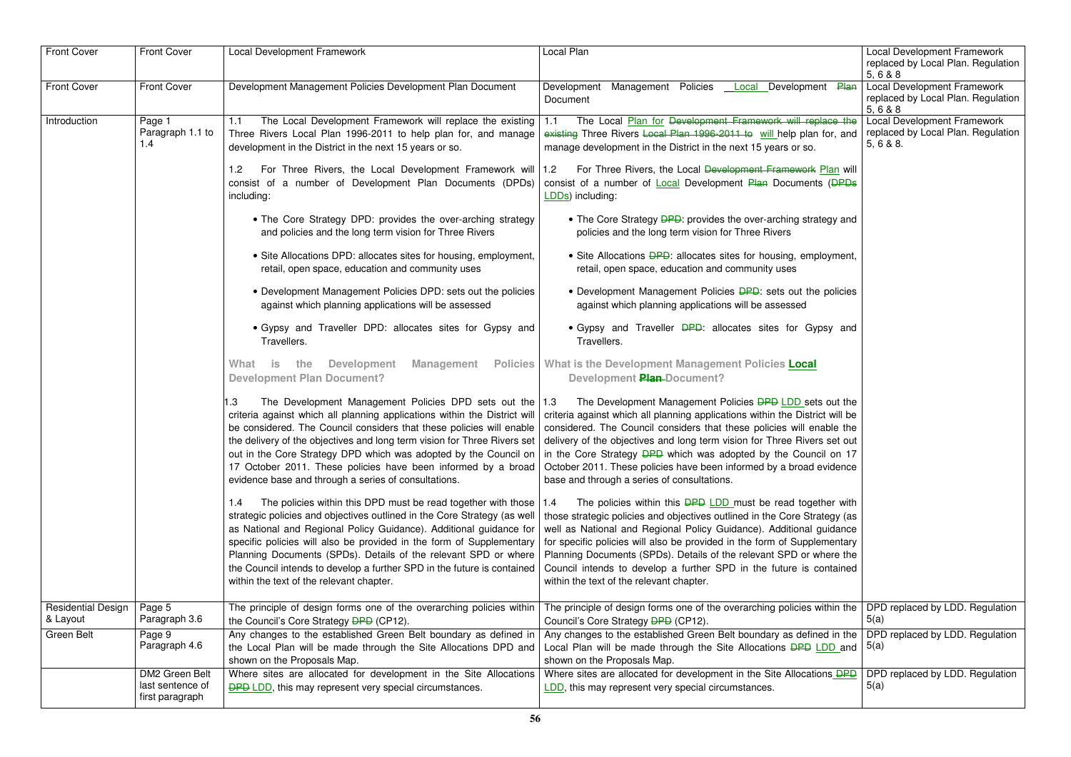| Front Cover | Front Cover | Local Development Framework | Local Plan | Local Development Framework replaced by Local Plan. Regulation 5, 6 & 8 |
|---|---|---|---|---|
| Front Cover | Front Cover | Development Management Policies Development Plan Document | Development Management Policies <u>Local</u> Development ~~Plan~~ Document | Local Development Framework replaced by Local Plan. Regulation 5, 6 & 8 |
| Introduction | Page 1 Paragraph 1.1 to 1.4 | 1.1 The Local Development Framework will replace the existing Three Rivers Local Plan 1996-2011 to help plan for, and manage development in the District in the next 15 years or so.<br><br>1.2 For Three Rivers, the Local Development Framework will consist of a number of Development Plan Documents (DPDs) including:<br><br>• The Core Strategy DPD: provides the over-arching strategy and policies and the long term vision for Three Rivers<br><br>• Site Allocations DPD: allocates sites for housing, employment, retail, open space, education and community uses<br><br>• Development Management Policies DPD: sets out the policies against which planning applications will be assessed<br><br>• Gypsy and Traveller DPD: allocates sites for Gypsy and Travellers.<br><br>**What is the Development Management Policies Development Plan Document?**<br><br>1.3 The Development Management Policies DPD sets out the criteria against which all planning applications within the District will be considered. The Council considers that these policies will enable the delivery of the objectives and long term vision for Three Rivers set out in the Core Strategy DPD which was adopted by the Council on 17 October 2011. These policies have been informed by a broad evidence base and through a series of consultations.<br><br>1.4 The policies within this DPD must be read together with those strategic policies and objectives outlined in the Core Strategy (as well as National and Regional Policy Guidance). Additional guidance for specific policies will also be provided in the form of Supplementary Planning Documents (SPDs). Details of the relevant SPD or where the Council intends to develop a further SPD in the future is contained within the text of the relevant chapter. | 1.1 The Local <u>Plan for</u> ~~Development Framework will replace the existing~~ Three Rivers ~~Local Plan 1996-2011 to~~ <u>will</u> help plan for, and manage development in the District in the next 15 years or so.<br><br>1.2 For Three Rivers, the Local ~~Development Framework~~ <u>Plan</u> will consist of a number of <u>Local</u> Development ~~Plan~~ Documents (~~DPDs~~ <u>LDDs</u>) including:<br><br>• The Core Strategy ~~DPD~~: provides the over-arching strategy and policies and the long term vision for Three Rivers<br><br>• Site Allocations ~~DPD~~: allocates sites for housing, employment, retail, open space, education and community uses<br><br>• Development Management Policies ~~DPD~~: sets out the policies against which planning applications will be assessed<br><br>• Gypsy and Traveller ~~DPD~~: allocates sites for Gypsy and Travellers.<br><br>**What is the Development Management Policies <u>Local</u> Development ~~Plan~~ Document?**<br><br>1.3 The Development Management Policies ~~DPD~~ <u>LDD</u> sets out the criteria against which all planning applications within the District will be considered. The Council considers that these policies will enable the delivery of the objectives and long term vision for Three Rivers set out in the Core Strategy ~~DPD~~ which was adopted by the Council on 17 October 2011. These policies have been informed by a broad evidence base and through a series of consultations.<br><br>1.4 The policies within this ~~DPD~~ <u>LDD</u> must be read together with those strategic policies and objectives outlined in the Core Strategy (as well as National and Regional Policy Guidance). Additional guidance for specific policies will also be provided in the form of Supplementary Planning Documents (SPDs). Details of the relevant SPD or where the Council intends to develop a further SPD in the future is contained within the text of the relevant chapter. | Local Development Framework replaced by Local Plan. Regulation 5, 6 & 8. |
| Residential Design & Layout | Page 5 Paragraph 3.6 | The principle of design forms one of the overarching policies within the Council's Core Strategy ~~DPD~~ (CP12). | The principle of design forms one of the overarching policies within the Council's Core Strategy ~~DPD~~ (CP12). | DPD replaced by LDD. Regulation 5(a) |
| Green Belt | Page 9 Paragraph 4.6 | Any changes to the established Green Belt boundary as defined in the Local Plan will be made through the Site Allocations DPD and shown on the Proposals Map. | Any changes to the established Green Belt boundary as defined in the Local Plan will be made through the Site Allocations ~~DPD~~ <u>LDD</u> and shown on the Proposals Map. | DPD replaced by LDD. Regulation 5(a) |
| | DM2 Green Belt last sentence of first paragraph | Where sites are allocated for development in the Site Allocations ~~DPD~~ <u>LDD</u>, this may represent very special circumstances. | Where sites are allocated for development in the Site Allocations ~~DPD~~ <u>LDD</u>, this may represent very special circumstances. | DPD replaced by LDD. Regulation 5(a) |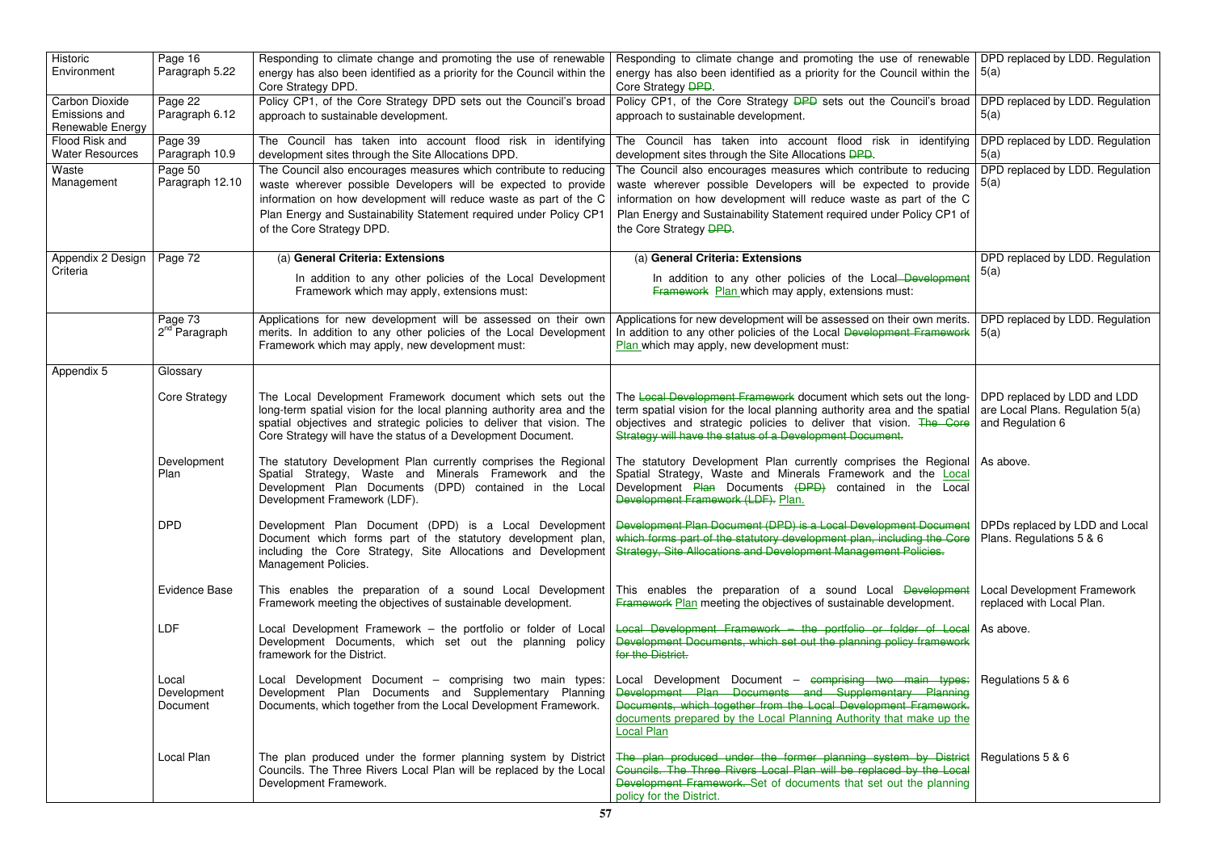| Historic Environment | Page 16 Paragraph 5.22 | Responding to climate change and promoting the use of renewable energy has also been identified as a priority for the Council within the Core Strategy DPD. | Responding to climate change and promoting the use of renewable energy has also been identified as a priority for the Council within the Core Strategy ~~DPD~~. | DPD replaced by LDD. Regulation 5(a) |
|---|---|---|---|---|
| Carbon Dioxide Emissions and Renewable Energy | Page 22 Paragraph 6.12 | Policy CP1, of the Core Strategy DPD sets out the Council's broad approach to sustainable development. | Policy CP1, of the Core Strategy ~~DPD~~ sets out the Council's broad approach to sustainable development. | DPD replaced by LDD. Regulation 5(a) |
| Flood Risk and Water Resources | Page 39 Paragraph 10.9 | The Council has taken into account flood risk in identifying development sites through the Site Allocations DPD. | The Council has taken into account flood risk in identifying development sites through the Site Allocations ~~DPD~~. | DPD replaced by LDD. Regulation 5(a) |
| Waste Management | Page 50 Paragraph 12.10 | The Council also encourages measures which contribute to reducing waste wherever possible Developers will be expected to provide information on how development will reduce waste as part of the C Plan Energy and Sustainability Statement required under Policy CP1 of the Core Strategy DPD. | The Council also encourages measures which contribute to reducing waste wherever possible Developers will be expected to provide information on how development will reduce waste as part of the C Plan Energy and Sustainability Statement required under Policy CP1 of the Core Strategy ~~DPD~~. | DPD replaced by LDD. Regulation 5(a) |
| Appendix 2 Design Criteria | Page 72 | (a) **General Criteria: Extensions** In addition to any other policies of the Local Development Framework which may apply, extensions must: | (a) **General Criteria: Extensions** In addition to any other policies of the Local ~~Development Framework~~ Plan which may apply, extensions must: | DPD replaced by LDD. Regulation 5(a) |
| | Page 73 2nd Paragraph | Applications for new development will be assessed on their own merits. In addition to any other policies of the Local Development Framework which may apply, new development must: | Applications for new development will be assessed on their own merits. In addition to any other policies of the Local ~~Development Framework~~ Plan which may apply, new development must: | DPD replaced by LDD. Regulation 5(a) |
| Appendix 5 | Glossary | | | |
| | Core Strategy | The Local Development Framework document which sets out the long-term spatial vision for the local planning authority area and the spatial objectives and strategic policies to deliver that vision. The Core Strategy will have the status of a Development Document. | The ~~Local Development Framework~~ document which sets out the long-term spatial vision for the local planning authority area and the spatial objectives and strategic policies to deliver that vision. ~~The Core Strategy will have the status of a Development Document.~~ | DPD replaced by LDD and LDD are Local Plans. Regulation 5(a) and Regulation 6 |
| | Development Plan | The statutory Development Plan currently comprises the Regional Spatial Strategy, Waste and Minerals Framework and the Development Plan Documents (DPD) contained in the Local Development Framework (LDF). | The statutory Development Plan currently comprises the Regional Spatial Strategy, Waste and Minerals Framework and the Local Development ~~Plan~~ Documents ~~(DPD)~~ contained in the Local ~~Development Framework (LDF).~~ Plan. | As above. |
| | DPD | Development Plan Document (DPD) is a Local Development Document which forms part of the statutory development plan, including the Core Strategy, Site Allocations and Development Management Policies. | ~~Development Plan Document (DPD) is a Local Development Document which forms part of the statutory development plan, including the Core Strategy, Site Allocations and Development Management Policies.~~ | DPDs replaced by LDD and Local Plans. Regulations 5 & 6 |
| | Evidence Base | This enables the preparation of a sound Local Development Framework meeting the objectives of sustainable development. | This enables the preparation of a sound Local ~~Development Framework~~ Plan meeting the objectives of sustainable development. | Local Development Framework replaced with Local Plan. |
| | LDF | Local Development Framework – the portfolio or folder of Local Development Documents, which set out the planning policy framework for the District. | ~~Local Development Framework – the portfolio or folder of Local Development Documents, which set out the planning policy framework for the District.~~ | As above. |
| | Local Development Document | Local Development Document – comprising two main types: Development Plan Documents and Supplementary Planning Documents, which together from the Local Development Framework. | Local Development Document – ~~comprising two main types: Development Plan Documents and Supplementary Planning Documents, which together from the Local Development Framework.~~ documents prepared by the Local Planning Authority that make up the Local Plan | Regulations 5 & 6 |
| | Local Plan | The plan produced under the former planning system by District Councils. The Three Rivers Local Plan will be replaced by the Local Development Framework. | ~~The plan produced under the former planning system by District Councils. The Three Rivers Local Plan will be replaced by the Local Development Framework.~~ Set of documents that set out the planning policy for the District. | Regulations 5 & 6 |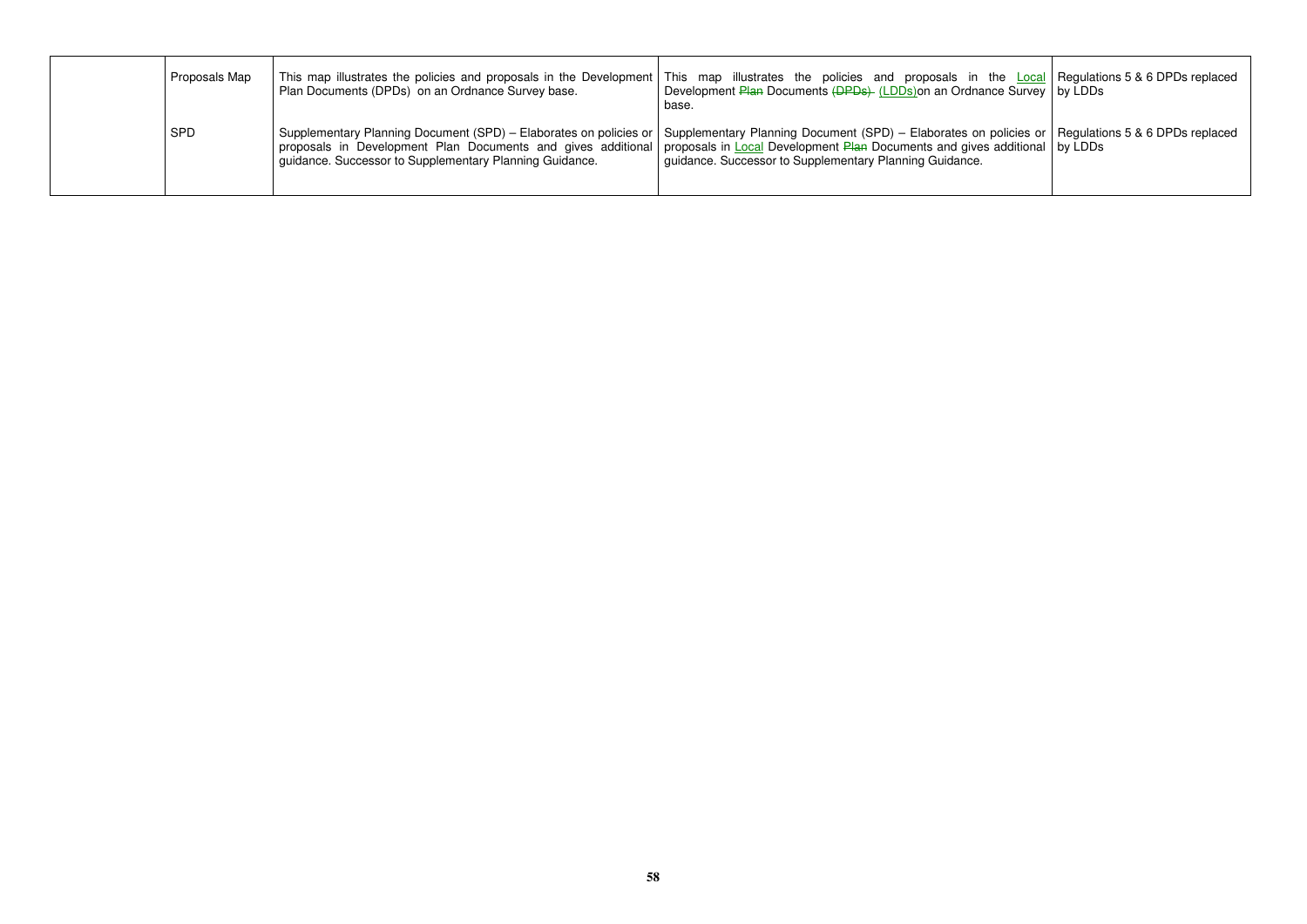| | | | | |
|---|---|---|---|---|
| | Proposals Map | This map illustrates the policies and proposals in the Development Plan Documents (DPDs) on an Ordnance Survey base. | This map illustrates the policies and proposals in the Local Development ~~Plan~~ Documents ~~(DPDs)~~ (LDDs)on an Ordnance Survey base. | Regulations 5 & 6 DPDs replaced by LDDs |
| | SPD | Supplementary Planning Document (SPD) – Elaborates on policies or proposals in Development Plan Documents and gives additional guidance. Successor to Supplementary Planning Guidance. | Supplementary Planning Document (SPD) – Elaborates on policies or proposals in Local Development ~~Plan~~ Documents and gives additional guidance. Successor to Supplementary Planning Guidance. | Regulations 5 & 6 DPDs replaced by LDDs |